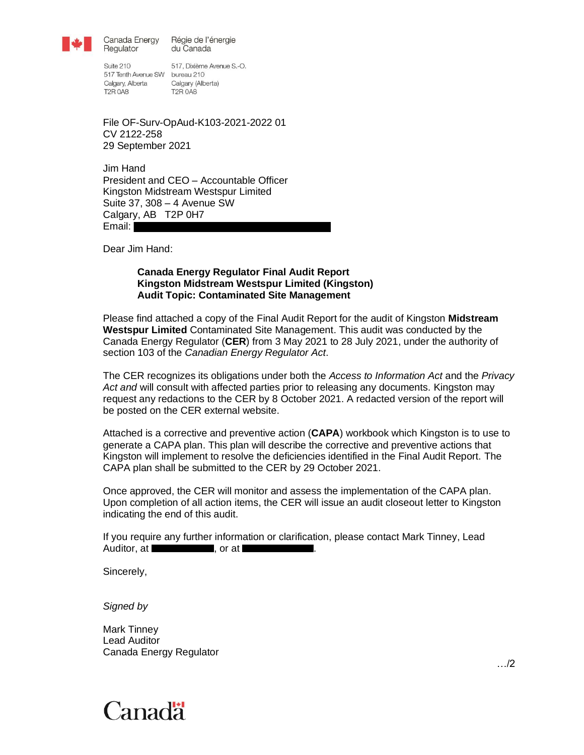Canada Energy Regulator | Régie de l'énergie du Canada

Suite 210
517 Tenth Avenue SW
Calgary, Alberta
T2R 0A8

517, Dixième Avenue S.-O.
bureau 210
Calgary (Alberta)
T2R 0A8

File OF-Surv-OpAud-K103-2021-2022 01
CV 2122-258
29 September 2021

Jim Hand
President and CEO – Accountable Officer
Kingston Midstream Westspur Limited
Suite 37, 308 – 4 Avenue SW
Calgary, AB   T2P 0H7
Email: [redacted]

Dear Jim Hand:

**Canada Energy Regulator Final Audit Report**
**Kingston Midstream Westspur Limited (Kingston)**
**Audit Topic: Contaminated Site Management**

Please find attached a copy of the Final Audit Report for the audit of Kingston **Midstream Westspur Limited** Contaminated Site Management. This audit was conducted by the Canada Energy Regulator (**CER**) from 3 May 2021 to 28 July 2021, under the authority of section 103 of the *Canadian Energy Regulator Act*.

The CER recognizes its obligations under both the *Access to Information Act* and the *Privacy Act and* will consult with affected parties prior to releasing any documents. Kingston may request any redactions to the CER by 8 October 2021. A redacted version of the report will be posted on the CER external website.

Attached is a corrective and preventive action (**CAPA**) workbook which Kingston is to use to generate a CAPA plan. This plan will describe the corrective and preventive actions that Kingston will implement to resolve the deficiencies identified in the Final Audit Report. The CAPA plan shall be submitted to the CER by 29 October 2021.

Once approved, the CER will monitor and assess the implementation of the CAPA plan. Upon completion of all action items, the CER will issue an audit closeout letter to Kingston indicating the end of this audit.

If you require any further information or clarification, please contact Mark Tinney, Lead Auditor, at [redacted], or at [redacted].

Sincerely,

*Signed by*

Mark Tinney
Lead Auditor
Canada Energy Regulator

…/2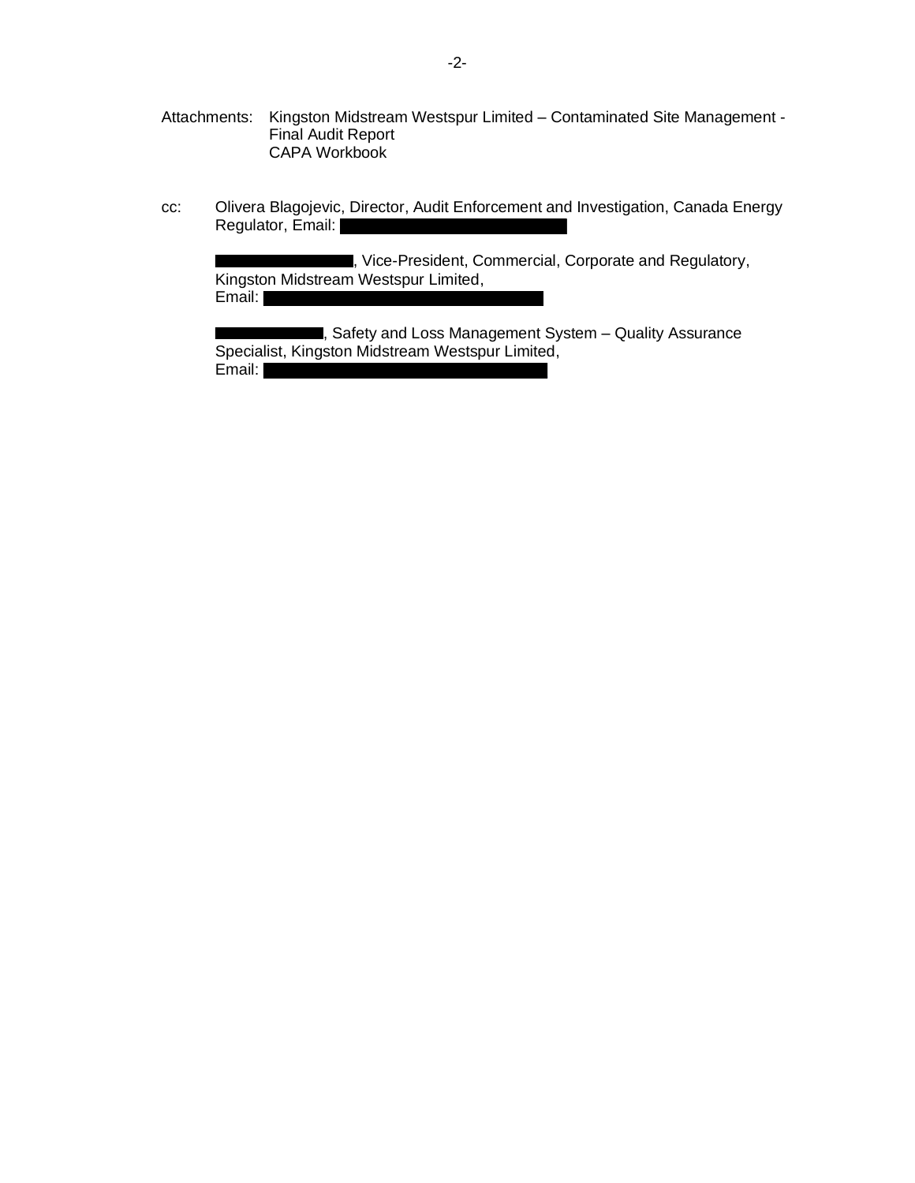Attachments: Kingston Midstream Westspur Limited – Contaminated Site Management - Final Audit Report
CAPA Workbook

cc: Olivera Blagojevic, Director, Audit Enforcement and Investigation, Canada Energy Regulator, Email: [redacted]

[redacted], Vice-President, Commercial, Corporate and Regulatory, Kingston Midstream Westspur Limited,
Email: [redacted]

[redacted], Safety and Loss Management System – Quality Assurance Specialist, Kingston Midstream Westspur Limited,
Email: [redacted]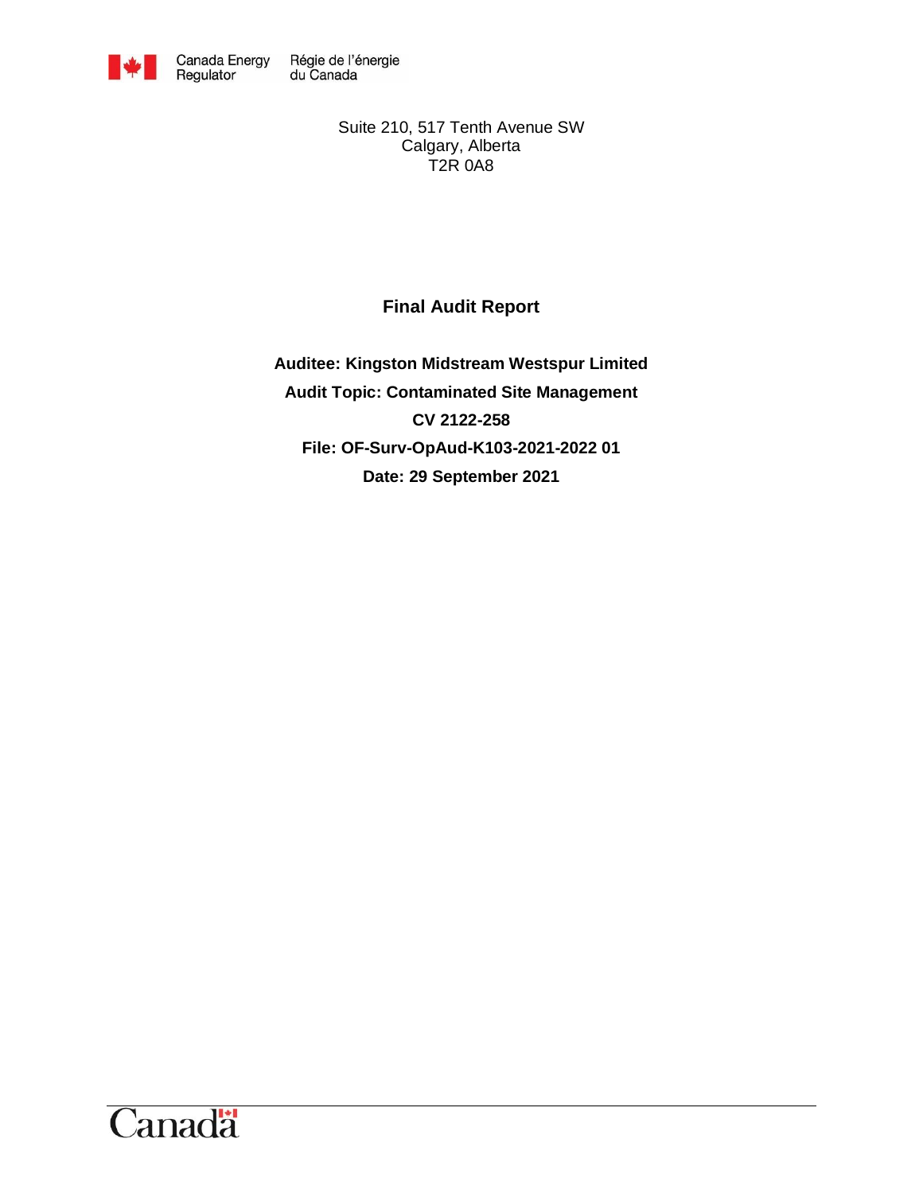Canada Energy Regulator Régie de l'énergie du Canada

Suite 210, 517 Tenth Avenue SW
Calgary, Alberta
T2R 0A8

# Final Audit Report

**Auditee: Kingston Midstream Westspur Limited**

**Audit Topic: Contaminated Site Management**

**CV 2122-258**

**File: OF-Surv-OpAud-K103-2021-2022 01**

**Date: 29 September 2021**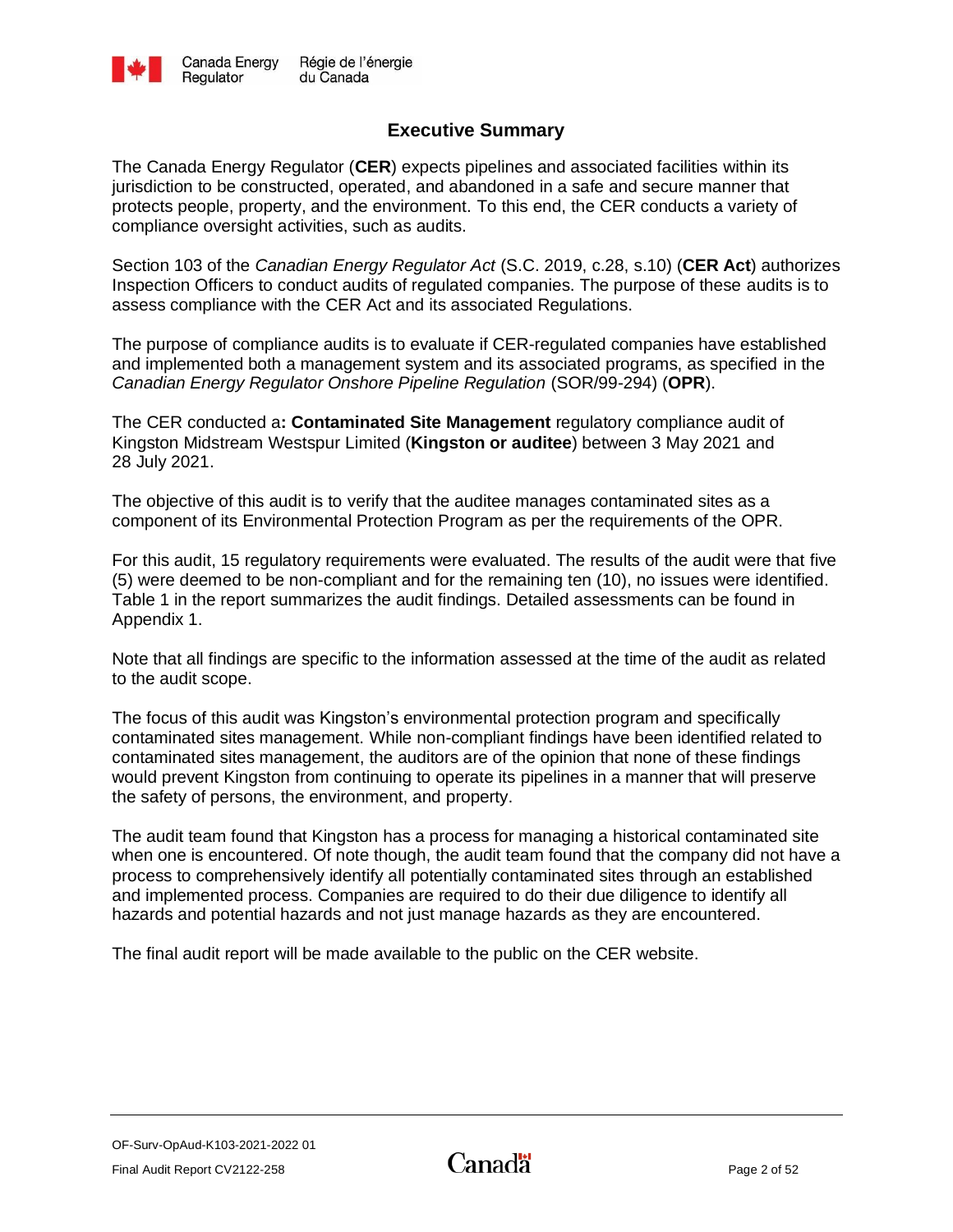## Executive Summary

The Canada Energy Regulator (**CER**) expects pipelines and associated facilities within its jurisdiction to be constructed, operated, and abandoned in a safe and secure manner that protects people, property, and the environment. To this end, the CER conducts a variety of compliance oversight activities, such as audits.

Section 103 of the *Canadian Energy Regulator Act* (S.C. 2019, c.28, s.10) (**CER Act**) authorizes Inspection Officers to conduct audits of regulated companies. The purpose of these audits is to assess compliance with the CER Act and its associated Regulations.

The purpose of compliance audits is to evaluate if CER-regulated companies have established and implemented both a management system and its associated programs, as specified in the *Canadian Energy Regulator Onshore Pipeline Regulation* (SOR/99-294) (**OPR**).

The CER conducted a**: Contaminated Site Management** regulatory compliance audit of Kingston Midstream Westspur Limited (**Kingston or auditee**) between 3 May 2021 and 28 July 2021.

The objective of this audit is to verify that the auditee manages contaminated sites as a component of its Environmental Protection Program as per the requirements of the OPR.

For this audit, 15 regulatory requirements were evaluated. The results of the audit were that five (5) were deemed to be non-compliant and for the remaining ten (10), no issues were identified. Table 1 in the report summarizes the audit findings. Detailed assessments can be found in Appendix 1.

Note that all findings are specific to the information assessed at the time of the audit as related to the audit scope.

The focus of this audit was Kingston's environmental protection program and specifically contaminated sites management. While non-compliant findings have been identified related to contaminated sites management, the auditors are of the opinion that none of these findings would prevent Kingston from continuing to operate its pipelines in a manner that will preserve the safety of persons, the environment, and property.

The audit team found that Kingston has a process for managing a historical contaminated site when one is encountered. Of note though, the audit team found that the company did not have a process to comprehensively identify all potentially contaminated sites through an established and implemented process. Companies are required to do their due diligence to identify all hazards and potential hazards and not just manage hazards as they are encountered.

The final audit report will be made available to the public on the CER website.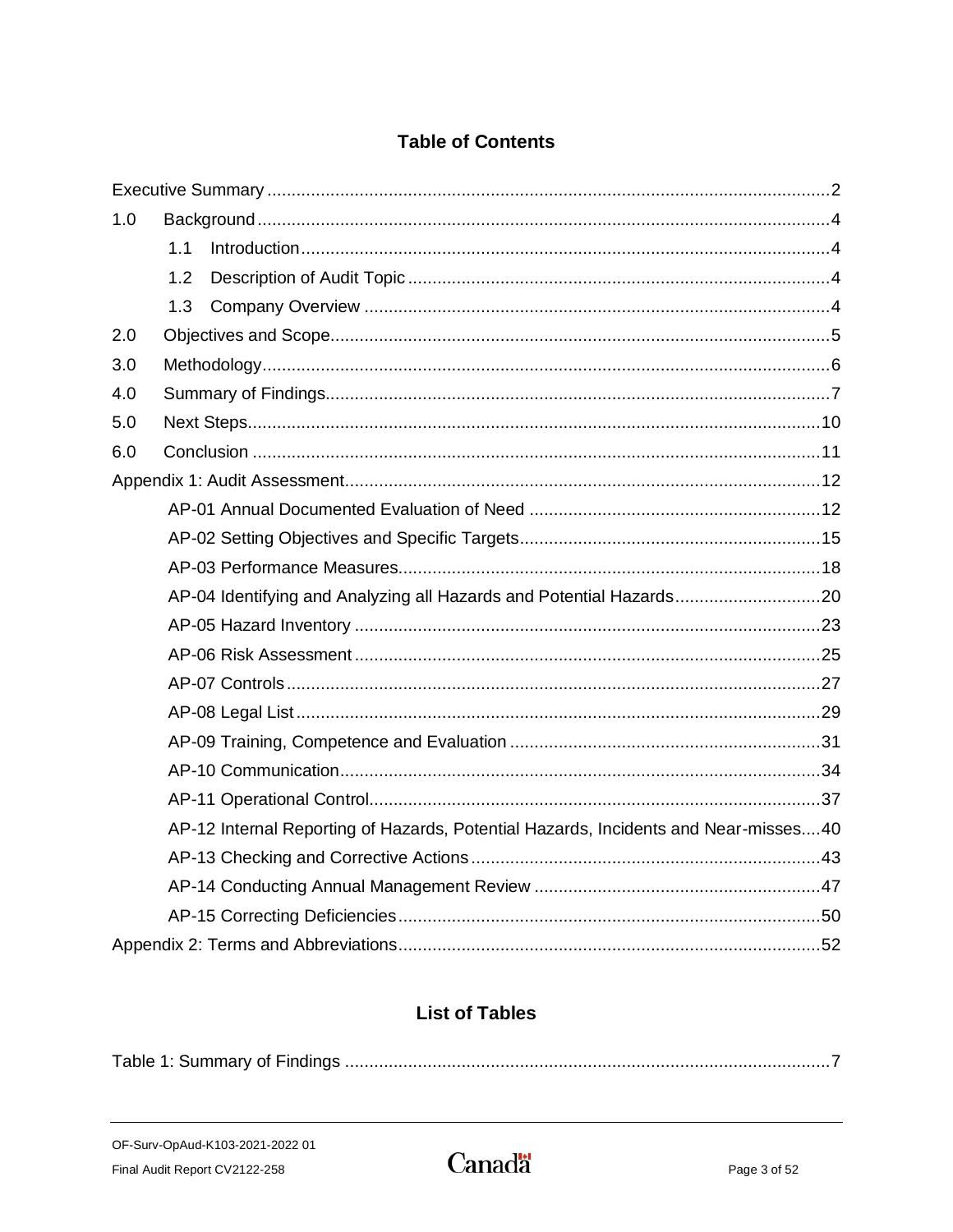## Table of Contents

Executive Summary ..... 2

1.0 Background ..... 4

- 1.1 Introduction ..... 4
- 1.2 Description of Audit Topic ..... 4
- 1.3 Company Overview ..... 4

2.0 Objectives and Scope ..... 5

3.0 Methodology ..... 6

4.0 Summary of Findings ..... 7

5.0 Next Steps ..... 10

6.0 Conclusion ..... 11

Appendix 1: Audit Assessment ..... 12

- AP-01 Annual Documented Evaluation of Need ..... 12
- AP-02 Setting Objectives and Specific Targets ..... 15
- AP-03 Performance Measures ..... 18
- AP-04 Identifying and Analyzing all Hazards and Potential Hazards ..... 20
- AP-05 Hazard Inventory ..... 23
- AP-06 Risk Assessment ..... 25
- AP-07 Controls ..... 27
- AP-08 Legal List ..... 29
- AP-09 Training, Competence and Evaluation ..... 31
- AP-10 Communication ..... 34
- AP-11 Operational Control ..... 37
- AP-12 Internal Reporting of Hazards, Potential Hazards, Incidents and Near-misses ..... 40
- AP-13 Checking and Corrective Actions ..... 43
- AP-14 Conducting Annual Management Review ..... 47
- AP-15 Correcting Deficiencies ..... 50

Appendix 2: Terms and Abbreviations ..... 52

## List of Tables

Table 1: Summary of Findings ..... 7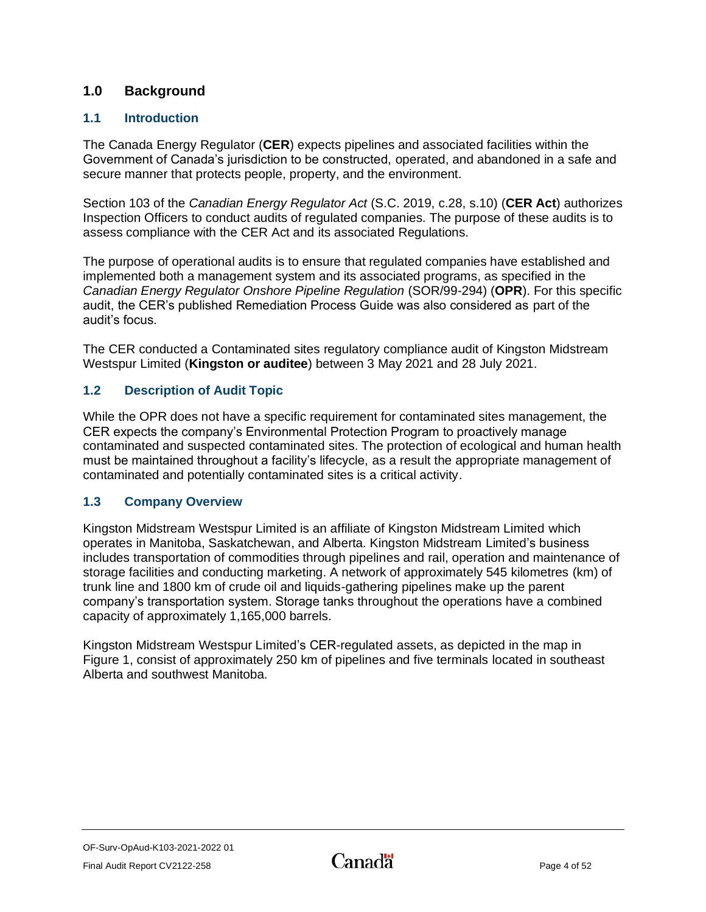## 1.0 Background

### 1.1 Introduction

The Canada Energy Regulator (**CER**) expects pipelines and associated facilities within the Government of Canada's jurisdiction to be constructed, operated, and abandoned in a safe and secure manner that protects people, property, and the environment.

Section 103 of the *Canadian Energy Regulator Act* (S.C. 2019, c.28, s.10) (**CER Act**) authorizes Inspection Officers to conduct audits of regulated companies. The purpose of these audits is to assess compliance with the CER Act and its associated Regulations.

The purpose of operational audits is to ensure that regulated companies have established and implemented both a management system and its associated programs, as specified in the *Canadian Energy Regulator Onshore Pipeline Regulation* (SOR/99-294) (**OPR**). For this specific audit, the CER's published Remediation Process Guide was also considered as part of the audit's focus.

The CER conducted a Contaminated sites regulatory compliance audit of Kingston Midstream Westspur Limited (**Kingston or auditee**) between 3 May 2021 and 28 July 2021.

### 1.2 Description of Audit Topic

While the OPR does not have a specific requirement for contaminated sites management, the CER expects the company's Environmental Protection Program to proactively manage contaminated and suspected contaminated sites. The protection of ecological and human health must be maintained throughout a facility's lifecycle, as a result the appropriate management of contaminated and potentially contaminated sites is a critical activity.

### 1.3 Company Overview

Kingston Midstream Westspur Limited is an affiliate of Kingston Midstream Limited which operates in Manitoba, Saskatchewan, and Alberta. Kingston Midstream Limited's business includes transportation of commodities through pipelines and rail, operation and maintenance of storage facilities and conducting marketing. A network of approximately 545 kilometres (km) of trunk line and 1800 km of crude oil and liquids-gathering pipelines make up the parent company's transportation system. Storage tanks throughout the operations have a combined capacity of approximately 1,165,000 barrels.

Kingston Midstream Westspur Limited's CER-regulated assets, as depicted in the map in Figure 1, consist of approximately 250 km of pipelines and five terminals located in southeast Alberta and southwest Manitoba.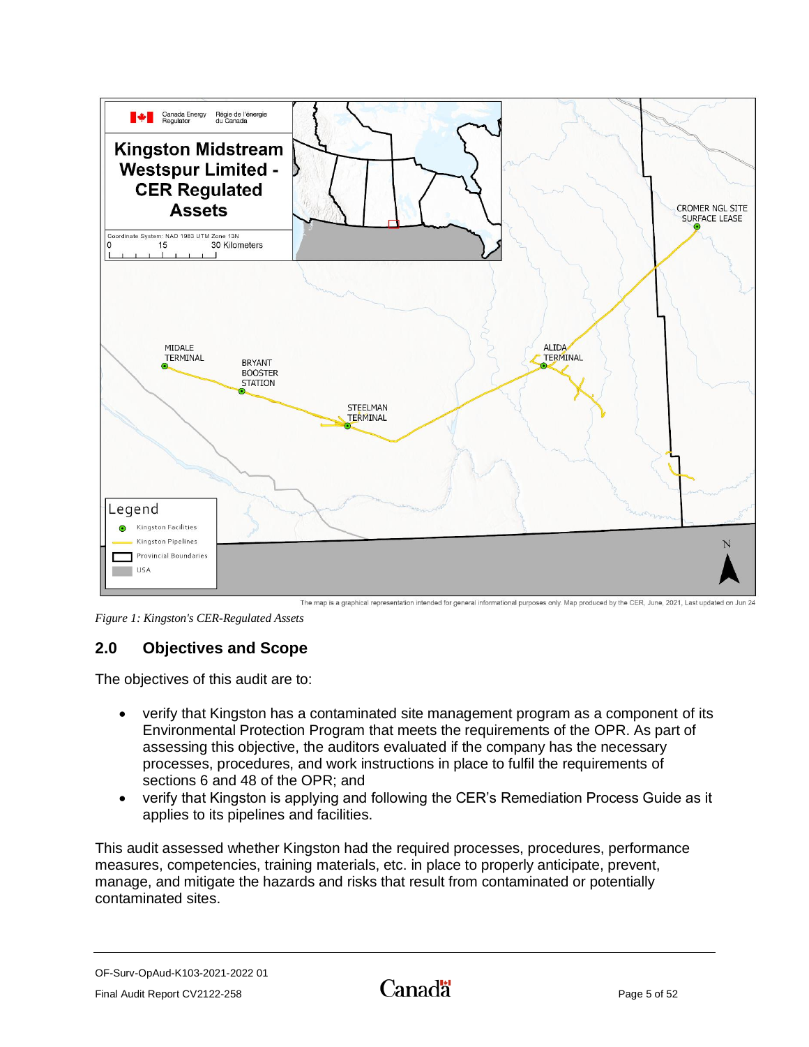*Figure 1: Kingston's CER-Regulated Assets*

## 2.0 Objectives and Scope

The objectives of this audit are to:

- verify that Kingston has a contaminated site management program as a component of its Environmental Protection Program that meets the requirements of the OPR. As part of assessing this objective, the auditors evaluated if the company has the necessary processes, procedures, and work instructions in place to fulfil the requirements of sections 6 and 48 of the OPR; and
- verify that Kingston is applying and following the CER's Remediation Process Guide as it applies to its pipelines and facilities.

This audit assessed whether Kingston had the required processes, procedures, performance measures, competencies, training materials, etc. in place to properly anticipate, prevent, manage, and mitigate the hazards and risks that result from contaminated or potentially contaminated sites.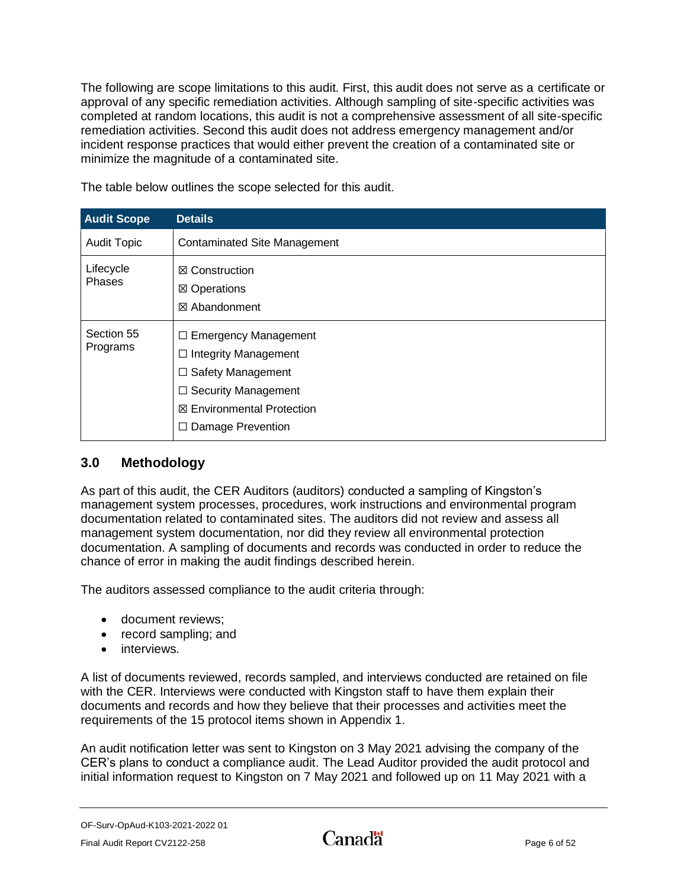The following are scope limitations to this audit. First, this audit does not serve as a certificate or approval of any specific remediation activities. Although sampling of site-specific activities was completed at random locations, this audit is not a comprehensive assessment of all site-specific remediation activities. Second this audit does not address emergency management and/or incident response practices that would either prevent the creation of a contaminated site or minimize the magnitude of a contaminated site.

The table below outlines the scope selected for this audit.

| Audit Scope | Details |
|---|---|
| Audit Topic | Contaminated Site Management |
| Lifecycle Phases | ☒ Construction<br>☒ Operations<br>☒ Abandonment |
| Section 55 Programs | ☐ Emergency Management<br>☐ Integrity Management<br>☐ Safety Management<br>☐ Security Management<br>☒ Environmental Protection<br>☐ Damage Prevention |

## 3.0 Methodology

As part of this audit, the CER Auditors (auditors) conducted a sampling of Kingston's management system processes, procedures, work instructions and environmental program documentation related to contaminated sites. The auditors did not review and assess all management system documentation, nor did they review all environmental protection documentation. A sampling of documents and records was conducted in order to reduce the chance of error in making the audit findings described herein.

The auditors assessed compliance to the audit criteria through:

- document reviews;
- record sampling; and
- interviews.

A list of documents reviewed, records sampled, and interviews conducted are retained on file with the CER. Interviews were conducted with Kingston staff to have them explain their documents and records and how they believe that their processes and activities meet the requirements of the 15 protocol items shown in Appendix 1.

An audit notification letter was sent to Kingston on 3 May 2021 advising the company of the CER's plans to conduct a compliance audit. The Lead Auditor provided the audit protocol and initial information request to Kingston on 7 May 2021 and followed up on 11 May 2021 with a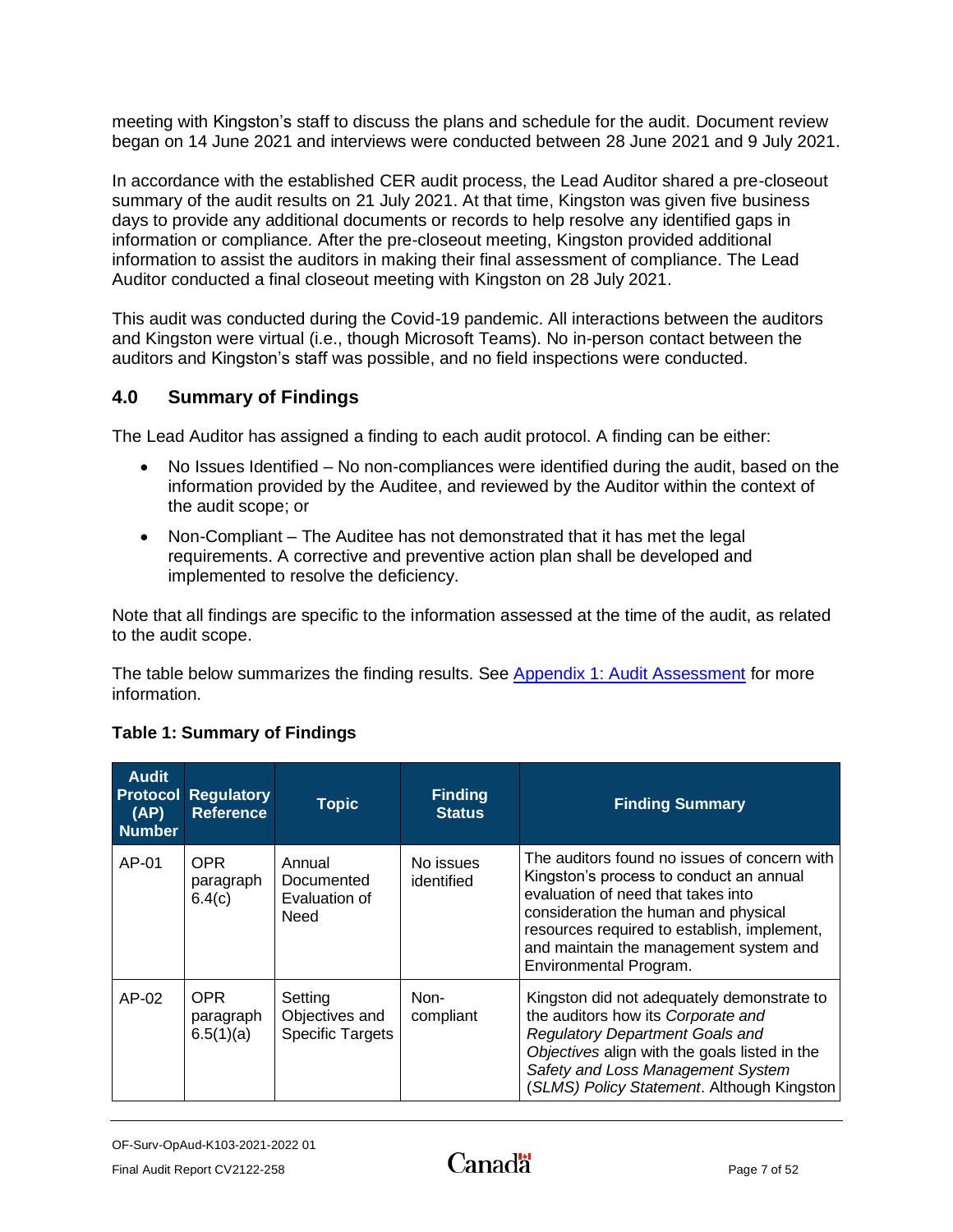meeting with Kingston's staff to discuss the plans and schedule for the audit. Document review began on 14 June 2021 and interviews were conducted between 28 June 2021 and 9 July 2021.

In accordance with the established CER audit process, the Lead Auditor shared a pre-closeout summary of the audit results on 21 July 2021. At that time, Kingston was given five business days to provide any additional documents or records to help resolve any identified gaps in information or compliance. After the pre-closeout meeting, Kingston provided additional information to assist the auditors in making their final assessment of compliance. The Lead Auditor conducted a final closeout meeting with Kingston on 28 July 2021.

This audit was conducted during the Covid-19 pandemic. All interactions between the auditors and Kingston were virtual (i.e., though Microsoft Teams). No in-person contact between the auditors and Kingston's staff was possible, and no field inspections were conducted.

## 4.0 Summary of Findings

The Lead Auditor has assigned a finding to each audit protocol. A finding can be either:

- No Issues Identified – No non-compliances were identified during the audit, based on the information provided by the Auditee, and reviewed by the Auditor within the context of the audit scope; or
- Non-Compliant – The Auditee has not demonstrated that it has met the legal requirements. A corrective and preventive action plan shall be developed and implemented to resolve the deficiency.

Note that all findings are specific to the information assessed at the time of the audit, as related to the audit scope.

The table below summarizes the finding results. See Appendix 1: Audit Assessment for more information.

**Table 1: Summary of Findings**

| Audit Protocol (AP) Number | Regulatory Reference | Topic | Finding Status | Finding Summary |
|---|---|---|---|---|
| AP-01 | OPR paragraph 6.4(c) | Annual Documented Evaluation of Need | No issues identified | The auditors found no issues of concern with Kingston's process to conduct an annual evaluation of need that takes into consideration the human and physical resources required to establish, implement, and maintain the management system and Environmental Program. |
| AP-02 | OPR paragraph 6.5(1)(a) | Setting Objectives and Specific Targets | Non-compliant | Kingston did not adequately demonstrate to the auditors how its *Corporate and Regulatory Department Goals and Objectives* align with the goals listed in the *Safety and Loss Management System (SLMS) Policy Statement*. Although Kingston |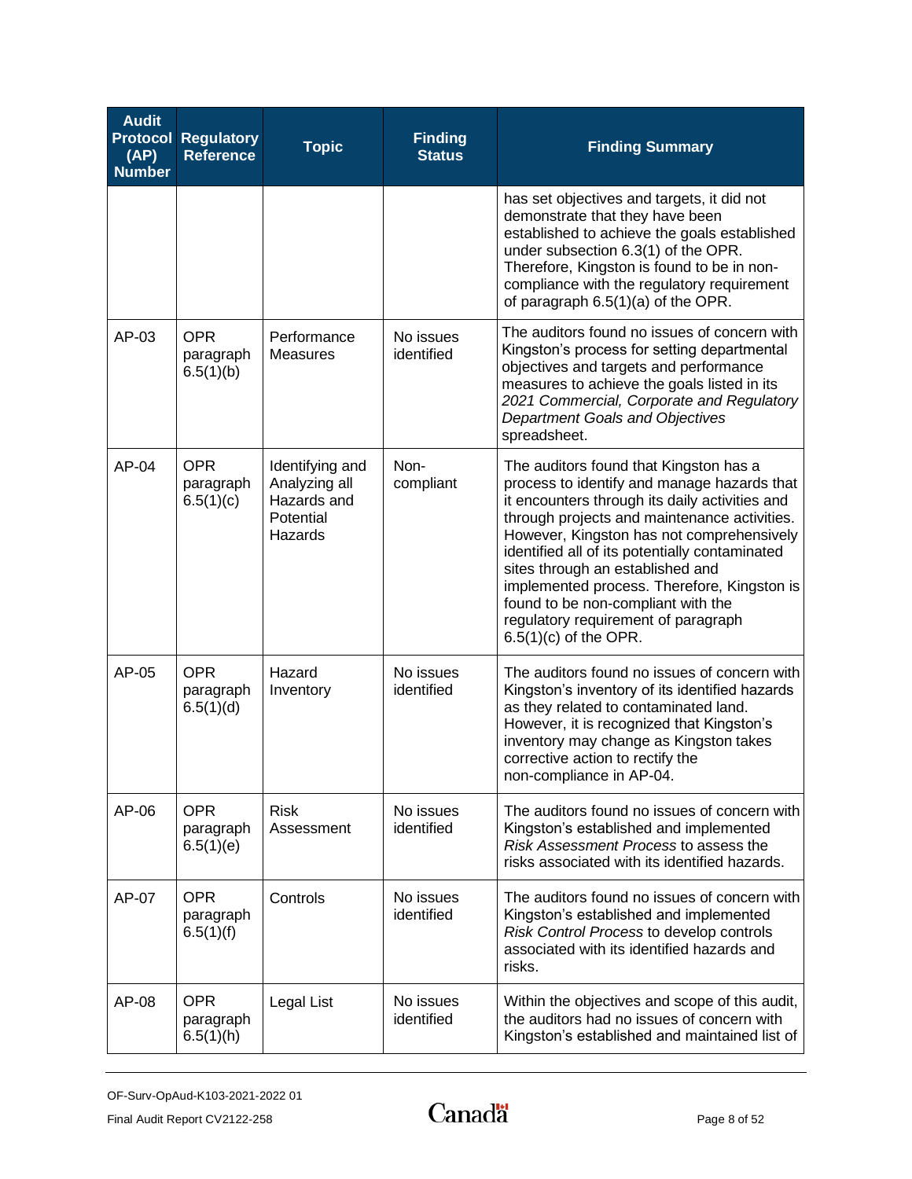| Audit Protocol (AP) Number | Regulatory Reference | Topic | Finding Status | Finding Summary |
|---|---|---|---|---|
| | | | | has set objectives and targets, it did not demonstrate that they have been established to achieve the goals established under subsection 6.3(1) of the OPR. Therefore, Kingston is found to be in non-compliance with the regulatory requirement of paragraph 6.5(1)(a) of the OPR. |
| AP-03 | OPR paragraph 6.5(1)(b) | Performance Measures | No issues identified | The auditors found no issues of concern with Kingston's process for setting departmental objectives and targets and performance measures to achieve the goals listed in its *2021 Commercial, Corporate and Regulatory Department Goals and Objectives* spreadsheet. |
| AP-04 | OPR paragraph 6.5(1)(c) | Identifying and Analyzing all Hazards and Potential Hazards | Non-compliant | The auditors found that Kingston has a process to identify and manage hazards that it encounters through its daily activities and through projects and maintenance activities. However, Kingston has not comprehensively identified all of its potentially contaminated sites through an established and implemented process. Therefore, Kingston is found to be non-compliant with the regulatory requirement of paragraph 6.5(1)(c) of the OPR. |
| AP-05 | OPR paragraph 6.5(1)(d) | Hazard Inventory | No issues identified | The auditors found no issues of concern with Kingston's inventory of its identified hazards as they related to contaminated land. However, it is recognized that Kingston's inventory may change as Kingston takes corrective action to rectify the non-compliance in AP-04. |
| AP-06 | OPR paragraph 6.5(1)(e) | Risk Assessment | No issues identified | The auditors found no issues of concern with Kingston's established and implemented *Risk Assessment Process* to assess the risks associated with its identified hazards. |
| AP-07 | OPR paragraph 6.5(1)(f) | Controls | No issues identified | The auditors found no issues of concern with Kingston's established and implemented *Risk Control Process* to develop controls associated with its identified hazards and risks. |
| AP-08 | OPR paragraph 6.5(1)(h) | Legal List | No issues identified | Within the objectives and scope of this audit, the auditors had no issues of concern with Kingston's established and maintained list of |

OF-Surv-OpAud-K103-2021-2022 01

Final Audit Report CV2122-258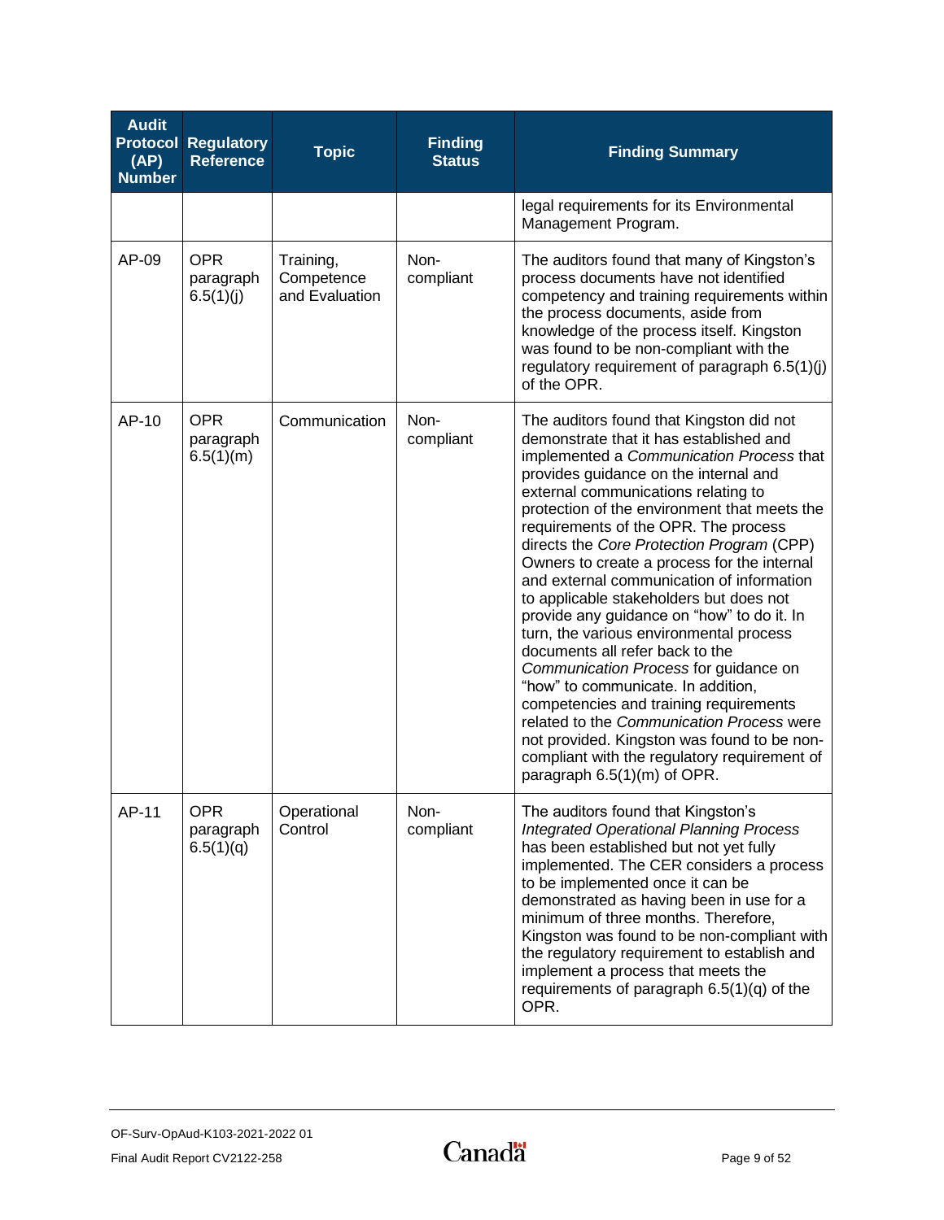| Audit Protocol (AP) Number | Regulatory Reference | Topic | Finding Status | Finding Summary |
|---|---|---|---|---|
| | | | | legal requirements for its Environmental Management Program. |
| AP-09 | OPR paragraph 6.5(1)(j) | Training, Competence and Evaluation | Non-compliant | The auditors found that many of Kingston's process documents have not identified competency and training requirements within the process documents, aside from knowledge of the process itself. Kingston was found to be non-compliant with the regulatory requirement of paragraph 6.5(1)(j) of the OPR. |
| AP-10 | OPR paragraph 6.5(1)(m) | Communication | Non-compliant | The auditors found that Kingston did not demonstrate that it has established and implemented a *Communication Process* that provides guidance on the internal and external communications relating to protection of the environment that meets the requirements of the OPR. The process directs the *Core Protection Program* (CPP) Owners to create a process for the internal and external communication of information to applicable stakeholders but does not provide any guidance on "how" to do it. In turn, the various environmental process documents all refer back to the *Communication Process* for guidance on "how" to communicate. In addition, competencies and training requirements related to the *Communication Process* were not provided. Kingston was found to be non-compliant with the regulatory requirement of paragraph 6.5(1)(m) of OPR. |
| AP-11 | OPR paragraph 6.5(1)(q) | Operational Control | Non-compliant | The auditors found that Kingston's *Integrated Operational Planning Process* has been established but not yet fully implemented. The CER considers a process to be implemented once it can be demonstrated as having been in use for a minimum of three months. Therefore, Kingston was found to be non-compliant with the regulatory requirement to establish and implement a process that meets the requirements of paragraph 6.5(1)(q) of the OPR. |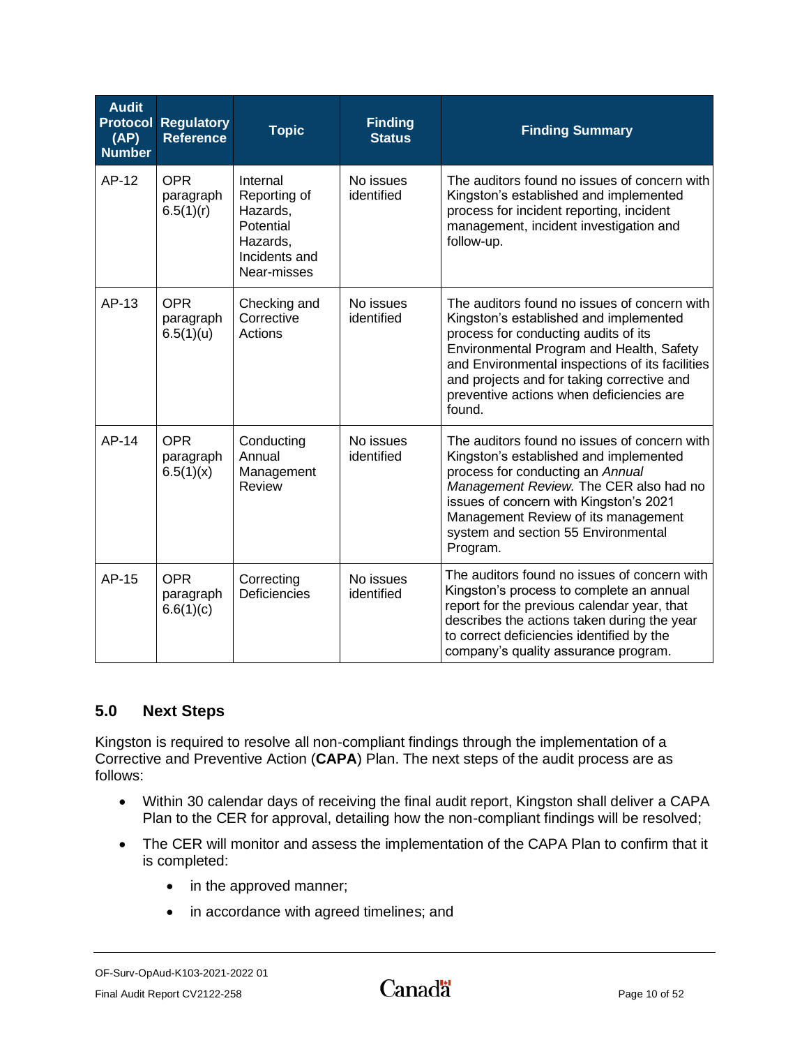| Audit Protocol (AP) Number | Regulatory Reference | Topic | Finding Status | Finding Summary |
|---|---|---|---|---|
| AP-12 | OPR paragraph 6.5(1)(r) | Internal Reporting of Hazards, Potential Hazards, Incidents and Near-misses | No issues identified | The auditors found no issues of concern with Kingston's established and implemented process for incident reporting, incident management, incident investigation and follow-up. |
| AP-13 | OPR paragraph 6.5(1)(u) | Checking and Corrective Actions | No issues identified | The auditors found no issues of concern with Kingston's established and implemented process for conducting audits of its Environmental Program and Health, Safety and Environmental inspections of its facilities and projects and for taking corrective and preventive actions when deficiencies are found. |
| AP-14 | OPR paragraph 6.5(1)(x) | Conducting Annual Management Review | No issues identified | The auditors found no issues of concern with Kingston's established and implemented process for conducting an *Annual Management Review.* The CER also had no issues of concern with Kingston's 2021 Management Review of its management system and section 55 Environmental Program. |
| AP-15 | OPR paragraph 6.6(1)(c) | Correcting Deficiencies | No issues identified | The auditors found no issues of concern with Kingston's process to complete an annual report for the previous calendar year, that describes the actions taken during the year to correct deficiencies identified by the company's quality assurance program. |

## 5.0 Next Steps

Kingston is required to resolve all non-compliant findings through the implementation of a Corrective and Preventive Action (**CAPA**) Plan. The next steps of the audit process are as follows:

- Within 30 calendar days of receiving the final audit report, Kingston shall deliver a CAPA Plan to the CER for approval, detailing how the non-compliant findings will be resolved;
- The CER will monitor and assess the implementation of the CAPA Plan to confirm that it is completed:
  - in the approved manner;
  - in accordance with agreed timelines; and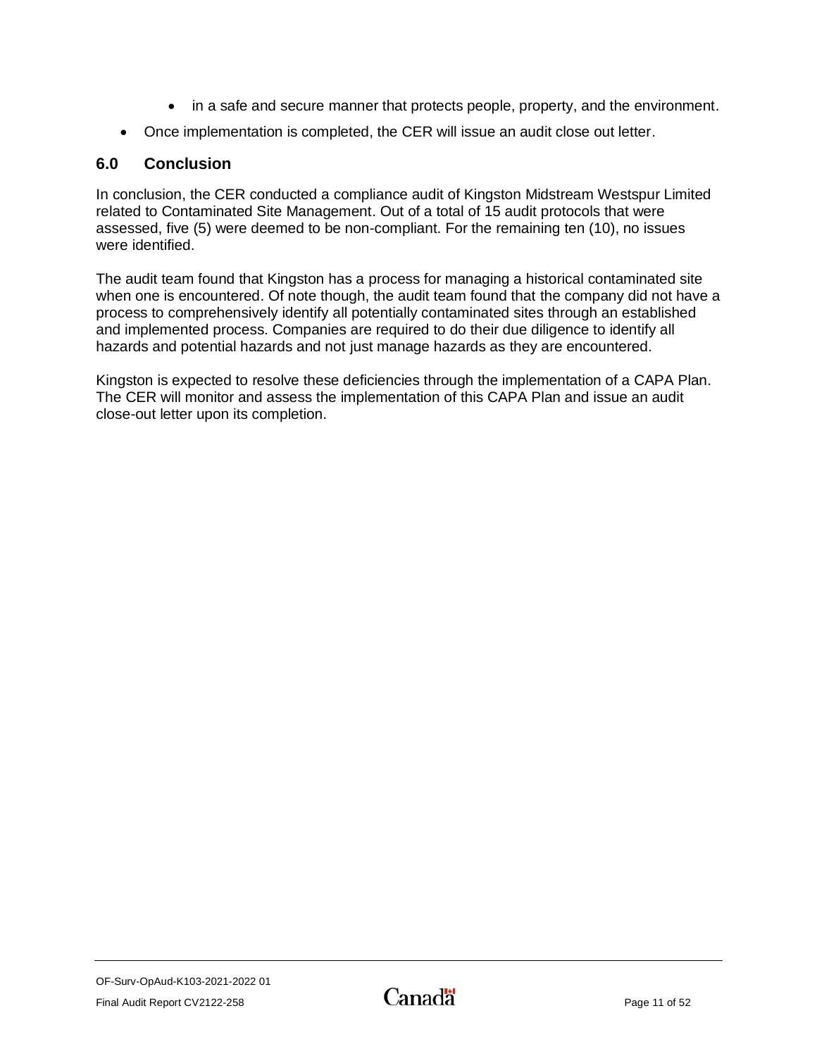- in a safe and secure manner that protects people, property, and the environment.
- Once implementation is completed, the CER will issue an audit close out letter.

## 6.0 Conclusion

In conclusion, the CER conducted a compliance audit of Kingston Midstream Westspur Limited related to Contaminated Site Management. Out of a total of 15 audit protocols that were assessed, five (5) were deemed to be non-compliant. For the remaining ten (10), no issues were identified.

The audit team found that Kingston has a process for managing a historical contaminated site when one is encountered. Of note though, the audit team found that the company did not have a process to comprehensively identify all potentially contaminated sites through an established and implemented process. Companies are required to do their due diligence to identify all hazards and potential hazards and not just manage hazards as they are encountered.

Kingston is expected to resolve these deficiencies through the implementation of a CAPA Plan. The CER will monitor and assess the implementation of this CAPA Plan and issue an audit close-out letter upon its completion.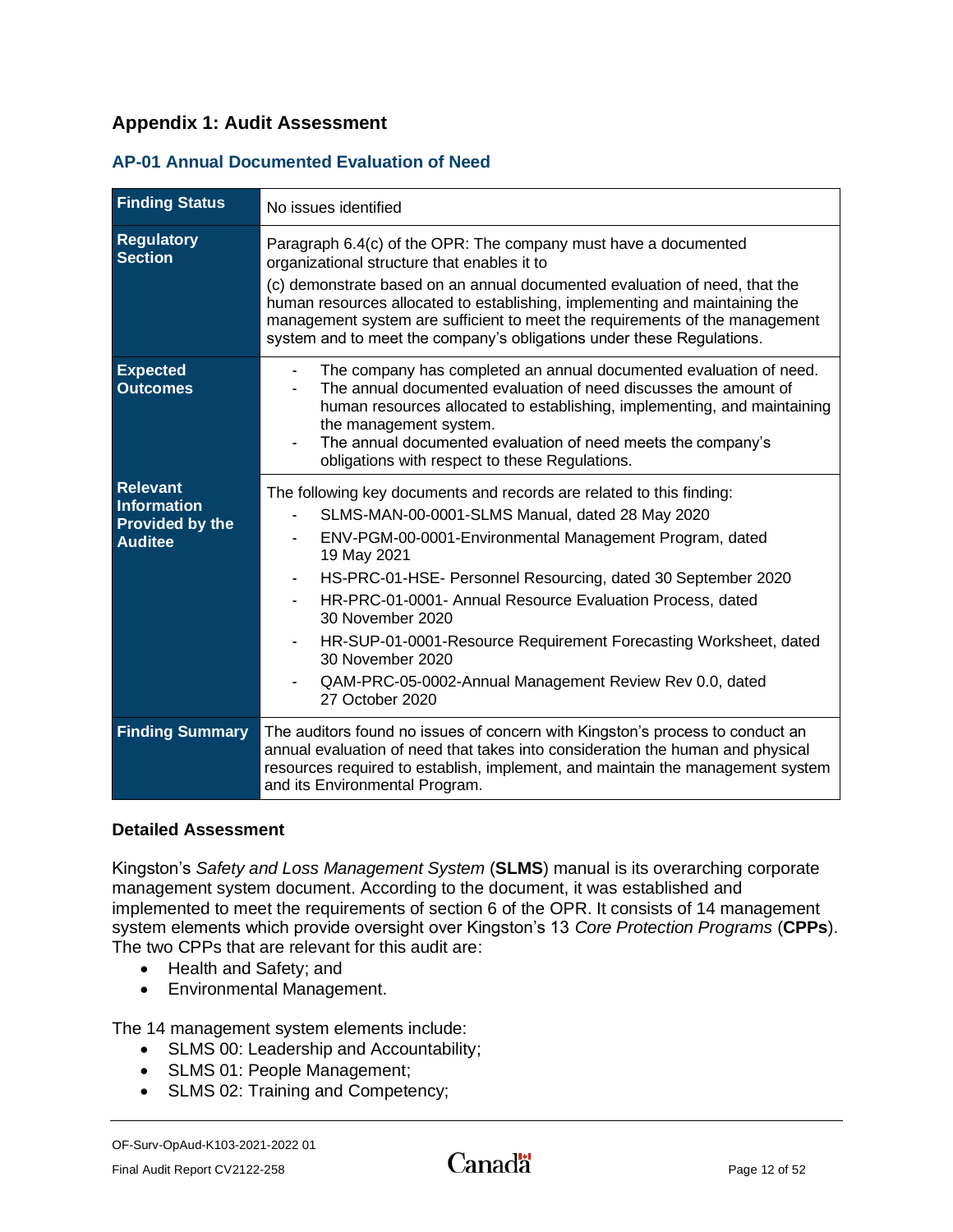## Appendix 1: Audit Assessment

### AP-01 Annual Documented Evaluation of Need

| **Finding Status** | No issues identified |
|---|---|
| **Regulatory Section** | Paragraph 6.4(c) of the OPR: The company must have a documented organizational structure that enables it to<br><br>(c) demonstrate based on an annual documented evaluation of need, that the human resources allocated to establishing, implementing and maintaining the management system are sufficient to meet the requirements of the management system and to meet the company's obligations under these Regulations. |
| **Expected Outcomes** | - The company has completed an annual documented evaluation of need.<br>- The annual documented evaluation of need discusses the amount of human resources allocated to establishing, implementing, and maintaining the management system.<br>- The annual documented evaluation of need meets the company's obligations with respect to these Regulations. |
| **Relevant Information Provided by the Auditee** | The following key documents and records are related to this finding:<br>- SLMS-MAN-00-0001-SLMS Manual, dated 28 May 2020<br>- ENV-PGM-00-0001-Environmental Management Program, dated 19 May 2021<br>- HS-PRC-01-HSE- Personnel Resourcing, dated 30 September 2020<br>- HR-PRC-01-0001- Annual Resource Evaluation Process, dated 30 November 2020<br>- HR-SUP-01-0001-Resource Requirement Forecasting Worksheet, dated 30 November 2020<br>- QAM-PRC-05-0002-Annual Management Review Rev 0.0, dated 27 October 2020 |
| **Finding Summary** | The auditors found no issues of concern with Kingston's process to conduct an annual evaluation of need that takes into consideration the human and physical resources required to establish, implement, and maintain the management system and its Environmental Program. |

### Detailed Assessment

Kingston's *Safety and Loss Management System* (**SLMS**) manual is its overarching corporate management system document. According to the document, it was established and implemented to meet the requirements of section 6 of the OPR. It consists of 14 management system elements which provide oversight over Kingston's 13 *Core Protection Programs* (**CPPs**). The two CPPs that are relevant for this audit are:

- Health and Safety; and
- Environmental Management.

The 14 management system elements include:

- SLMS 00: Leadership and Accountability;
- SLMS 01: People Management;
- SLMS 02: Training and Competency;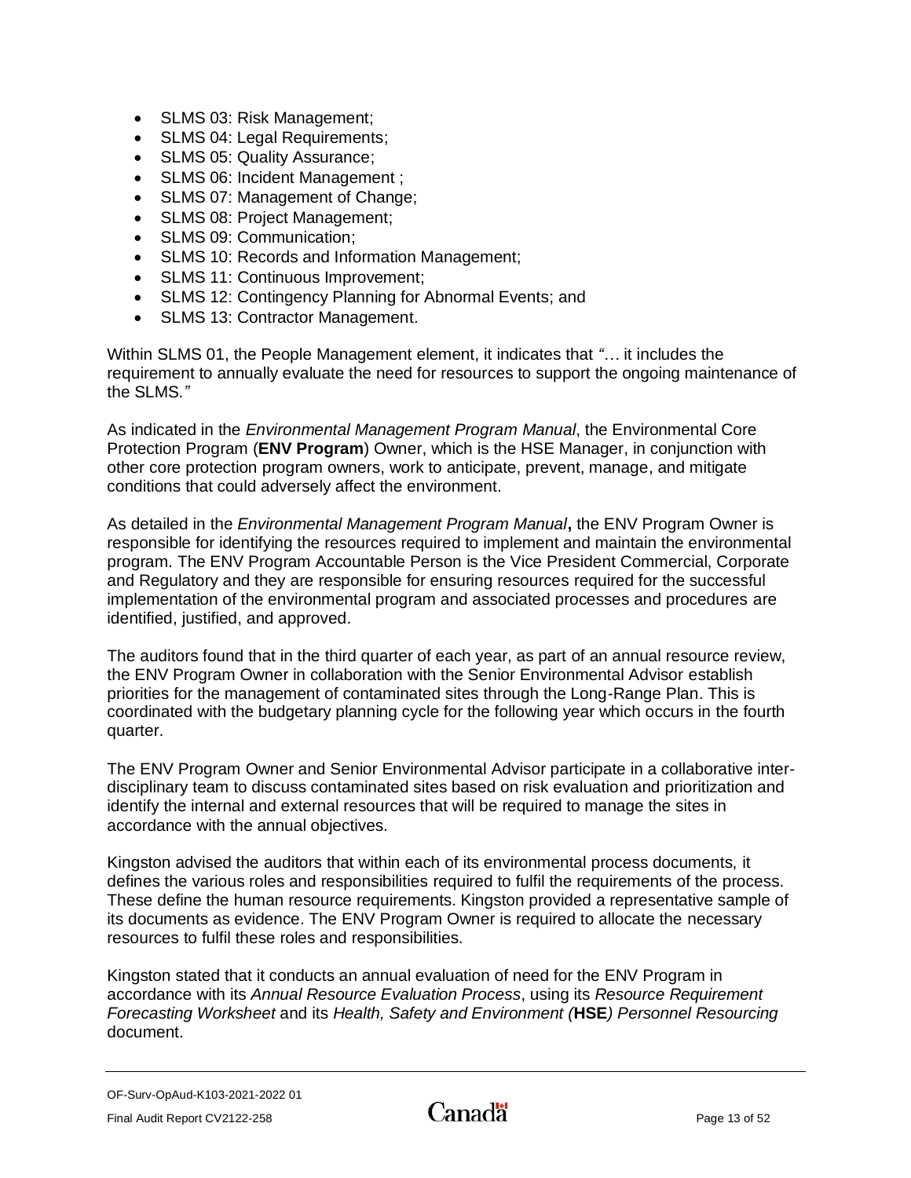- SLMS 03: Risk Management;
- SLMS 04: Legal Requirements;
- SLMS 05: Quality Assurance;
- SLMS 06: Incident Management ;
- SLMS 07: Management of Change;
- SLMS 08: Project Management;
- SLMS 09: Communication;
- SLMS 10: Records and Information Management;
- SLMS 11: Continuous Improvement;
- SLMS 12: Contingency Planning for Abnormal Events; and
- SLMS 13: Contractor Management.

Within SLMS 01, the People Management element, it indicates that *"… it includes the requirement to annually evaluate the need for resources to support the ongoing maintenance of the SLMS."*

As indicated in the *Environmental Management Program Manual*, the Environmental Core Protection Program (**ENV Program**) Owner, which is the HSE Manager, in conjunction with other core protection program owners, work to anticipate, prevent, manage, and mitigate conditions that could adversely affect the environment.

As detailed in the *Environmental Management Program Manual***,** the ENV Program Owner is responsible for identifying the resources required to implement and maintain the environmental program. The ENV Program Accountable Person is the Vice President Commercial, Corporate and Regulatory and they are responsible for ensuring resources required for the successful implementation of the environmental program and associated processes and procedures are identified, justified, and approved.

The auditors found that in the third quarter of each year, as part of an annual resource review, the ENV Program Owner in collaboration with the Senior Environmental Advisor establish priorities for the management of contaminated sites through the Long-Range Plan. This is coordinated with the budgetary planning cycle for the following year which occurs in the fourth quarter.

The ENV Program Owner and Senior Environmental Advisor participate in a collaborative inter-disciplinary team to discuss contaminated sites based on risk evaluation and prioritization and identify the internal and external resources that will be required to manage the sites in accordance with the annual objectives.

Kingston advised the auditors that within each of its environmental process documents, it defines the various roles and responsibilities required to fulfil the requirements of the process. These define the human resource requirements. Kingston provided a representative sample of its documents as evidence. The ENV Program Owner is required to allocate the necessary resources to fulfil these roles and responsibilities.

Kingston stated that it conducts an annual evaluation of need for the ENV Program in accordance with its *Annual Resource Evaluation Process*, using its *Resource Requirement Forecasting Worksheet* and its *Health, Safety and Environment (***HSE***) Personnel Resourcing* document.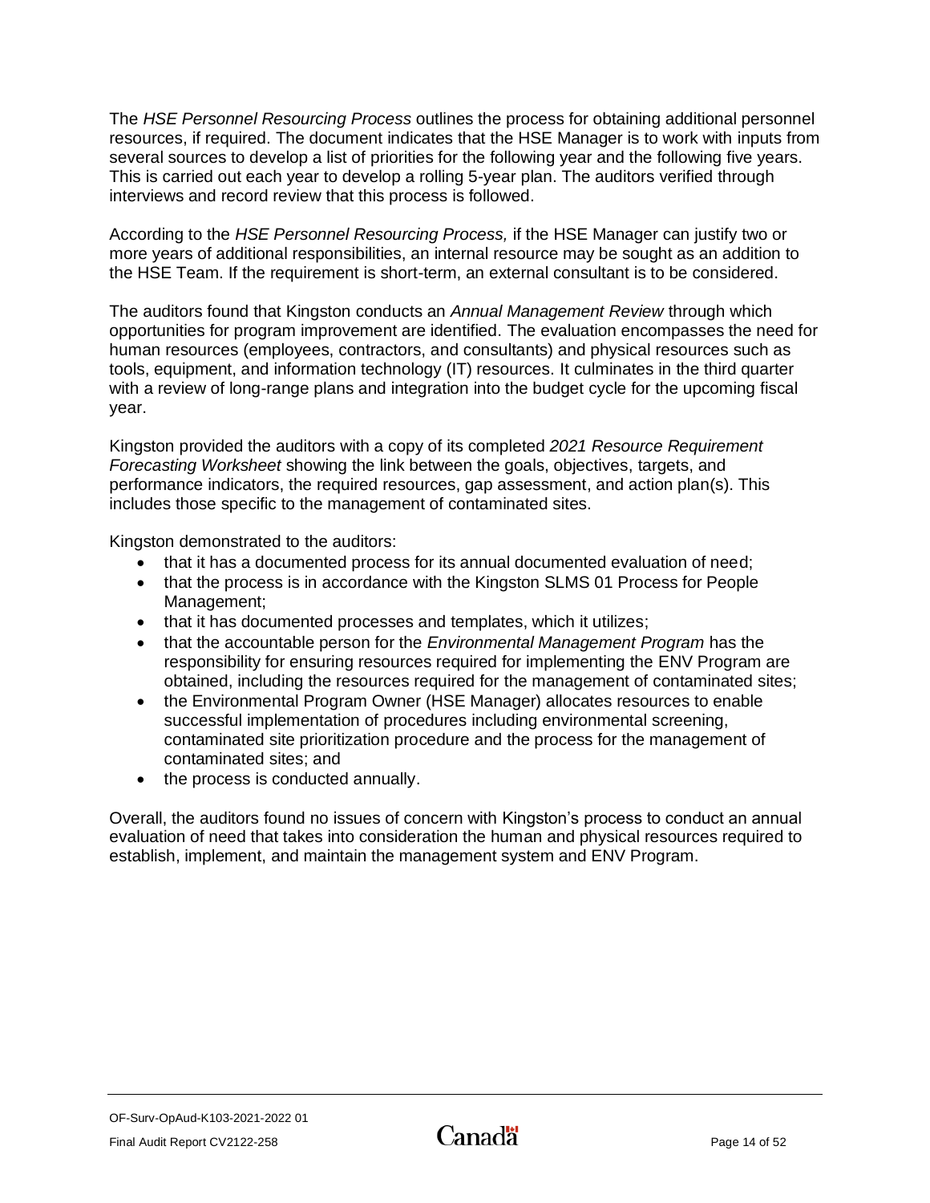The *HSE Personnel Resourcing Process* outlines the process for obtaining additional personnel resources, if required. The document indicates that the HSE Manager is to work with inputs from several sources to develop a list of priorities for the following year and the following five years. This is carried out each year to develop a rolling 5-year plan. The auditors verified through interviews and record review that this process is followed.

According to the *HSE Personnel Resourcing Process,* if the HSE Manager can justify two or more years of additional responsibilities, an internal resource may be sought as an addition to the HSE Team. If the requirement is short-term, an external consultant is to be considered.

The auditors found that Kingston conducts an *Annual Management Review* through which opportunities for program improvement are identified. The evaluation encompasses the need for human resources (employees, contractors, and consultants) and physical resources such as tools, equipment, and information technology (IT) resources. It culminates in the third quarter with a review of long-range plans and integration into the budget cycle for the upcoming fiscal year.

Kingston provided the auditors with a copy of its completed *2021 Resource Requirement Forecasting Worksheet* showing the link between the goals, objectives, targets, and performance indicators, the required resources, gap assessment, and action plan(s). This includes those specific to the management of contaminated sites.

Kingston demonstrated to the auditors:

- that it has a documented process for its annual documented evaluation of need;
- that the process is in accordance with the Kingston SLMS 01 Process for People Management;
- that it has documented processes and templates, which it utilizes;
- that the accountable person for the *Environmental Management Program* has the responsibility for ensuring resources required for implementing the ENV Program are obtained, including the resources required for the management of contaminated sites;
- the Environmental Program Owner (HSE Manager) allocates resources to enable successful implementation of procedures including environmental screening, contaminated site prioritization procedure and the process for the management of contaminated sites; and
- the process is conducted annually.

Overall, the auditors found no issues of concern with Kingston's process to conduct an annual evaluation of need that takes into consideration the human and physical resources required to establish, implement, and maintain the management system and ENV Program.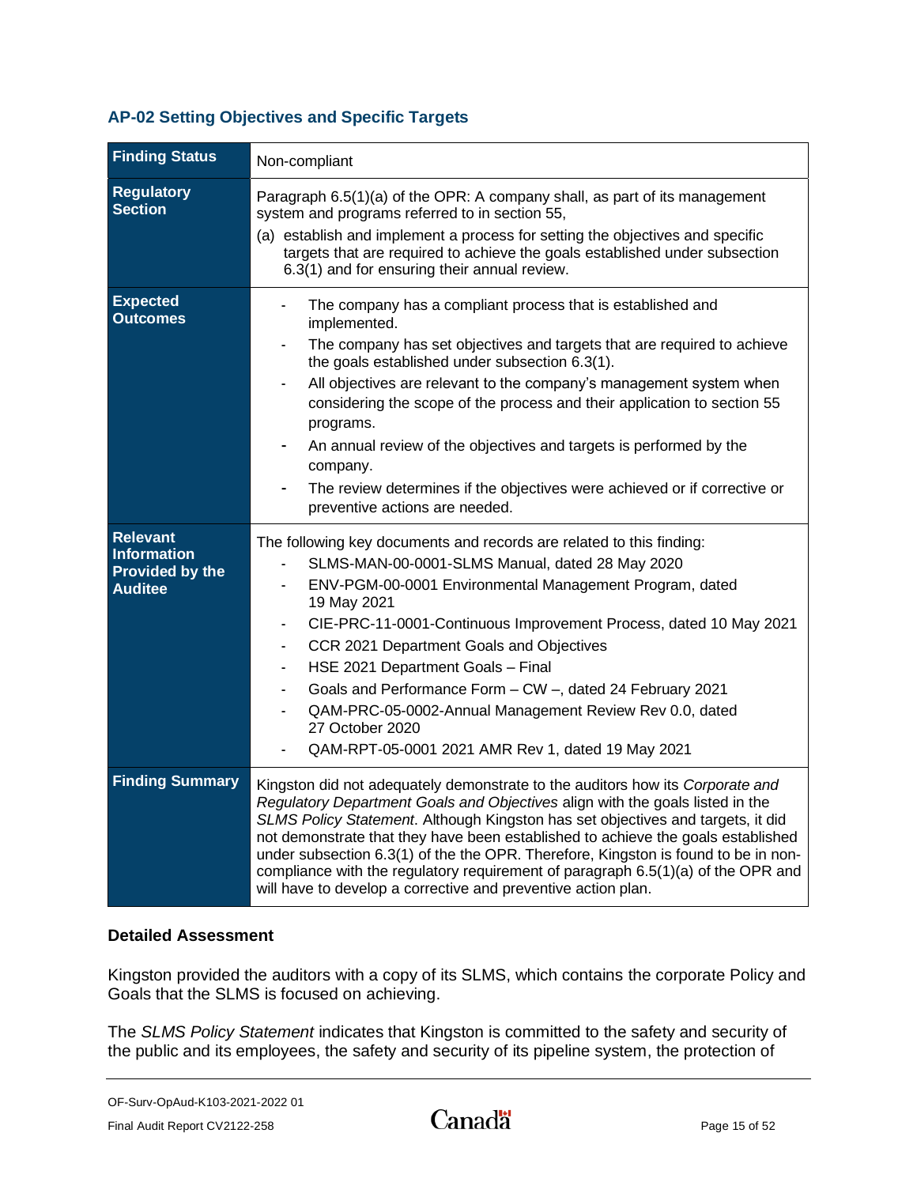### AP-02 Setting Objectives and Specific Targets

| **Finding Status** | Non-compliant |
|---|---|
| **Regulatory Section** | Paragraph 6.5(1)(a) of the OPR: A company shall, as part of its management system and programs referred to in section 55,<br>(a) establish and implement a process for setting the objectives and specific targets that are required to achieve the goals established under subsection 6.3(1) and for ensuring their annual review. |
| **Expected Outcomes** | - The company has a compliant process that is established and implemented.<br>- The company has set objectives and targets that are required to achieve the goals established under subsection 6.3(1).<br>- All objectives are relevant to the company's management system when considering the scope of the process and their application to section 55 programs.<br>- An annual review of the objectives and targets is performed by the company.<br>- The review determines if the objectives were achieved or if corrective or preventive actions are needed. |
| **Relevant Information Provided by the Auditee** | The following key documents and records are related to this finding:<br>- SLMS-MAN-00-0001-SLMS Manual, dated 28 May 2020<br>- ENV-PGM-00-0001 Environmental Management Program, dated 19 May 2021<br>- CIE-PRC-11-0001-Continuous Improvement Process, dated 10 May 2021<br>- CCR 2021 Department Goals and Objectives<br>- HSE 2021 Department Goals – Final<br>- Goals and Performance Form – CW –, dated 24 February 2021<br>- QAM-PRC-05-0002-Annual Management Review Rev 0.0, dated 27 October 2020<br>- QAM-RPT-05-0001 2021 AMR Rev 1, dated 19 May 2021 |
| **Finding Summary** | Kingston did not adequately demonstrate to the auditors how its *Corporate and Regulatory Department Goals and Objectives* align with the goals listed in the *SLMS Policy Statement*. Although Kingston has set objectives and targets, it did not demonstrate that they have been established to achieve the goals established under subsection 6.3(1) of the the OPR. Therefore, Kingston is found to be in non-compliance with the regulatory requirement of paragraph 6.5(1)(a) of the OPR and will have to develop a corrective and preventive action plan. |

**Detailed Assessment**

Kingston provided the auditors with a copy of its SLMS, which contains the corporate Policy and Goals that the SLMS is focused on achieving.

The *SLMS Policy Statement* indicates that Kingston is committed to the safety and security of the public and its employees, the safety and security of its pipeline system, the protection of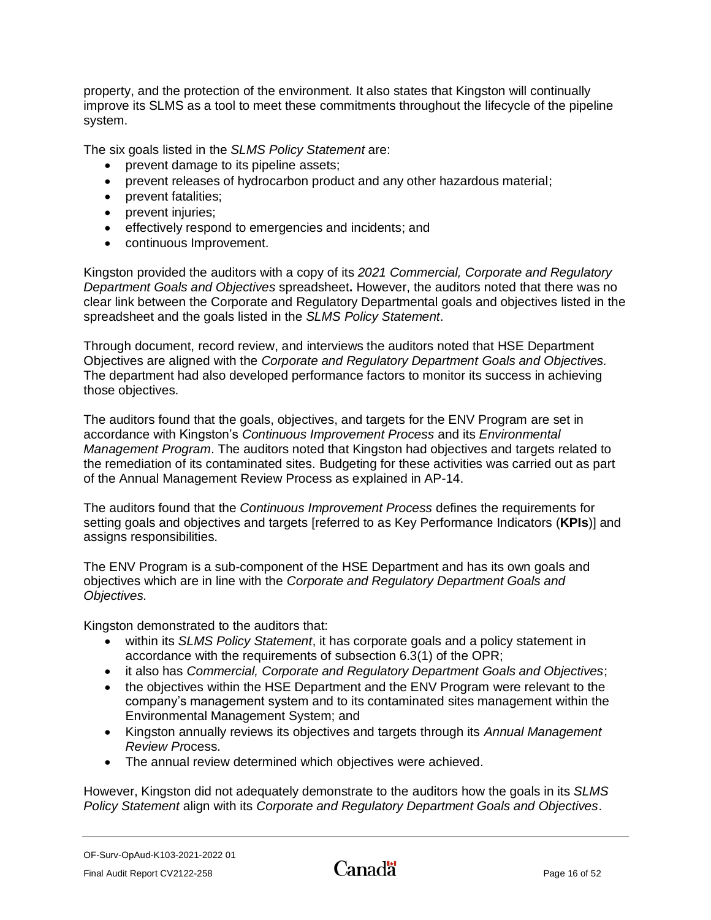property, and the protection of the environment. It also states that Kingston will continually improve its SLMS as a tool to meet these commitments throughout the lifecycle of the pipeline system.

The six goals listed in the *SLMS Policy Statement* are:

- prevent damage to its pipeline assets;
- prevent releases of hydrocarbon product and any other hazardous material;
- prevent fatalities;
- prevent injuries;
- effectively respond to emergencies and incidents; and
- continuous Improvement.

Kingston provided the auditors with a copy of its *2021 Commercial, Corporate and Regulatory Department Goals and Objectives* spreadsheet**.** However, the auditors noted that there was no clear link between the Corporate and Regulatory Departmental goals and objectives listed in the spreadsheet and the goals listed in the *SLMS Policy Statement*.

Through document, record review, and interviews the auditors noted that HSE Department Objectives are aligned with the *Corporate and Regulatory Department Goals and Objectives.* The department had also developed performance factors to monitor its success in achieving those objectives.

The auditors found that the goals, objectives, and targets for the ENV Program are set in accordance with Kingston's *Continuous Improvement Process* and its *Environmental Management Program*. The auditors noted that Kingston had objectives and targets related to the remediation of its contaminated sites. Budgeting for these activities was carried out as part of the Annual Management Review Process as explained in AP-14.

The auditors found that the *Continuous Improvement Process* defines the requirements for setting goals and objectives and targets [referred to as Key Performance Indicators (**KPIs**)] and assigns responsibilities.

The ENV Program is a sub-component of the HSE Department and has its own goals and objectives which are in line with the *Corporate and Regulatory Department Goals and Objectives.*

Kingston demonstrated to the auditors that:

- within its *SLMS Policy Statement*, it has corporate goals and a policy statement in accordance with the requirements of subsection 6.3(1) of the OPR;
- it also has *Commercial, Corporate and Regulatory Department Goals and Objectives*;
- the objectives within the HSE Department and the ENV Program were relevant to the company's management system and to its contaminated sites management within the Environmental Management System; and
- Kingston annually reviews its objectives and targets through its *Annual Management Review Pr*ocess.
- The annual review determined which objectives were achieved.

However, Kingston did not adequately demonstrate to the auditors how the goals in its *SLMS Policy Statement* align with its *Corporate and Regulatory Department Goals and Objectives*.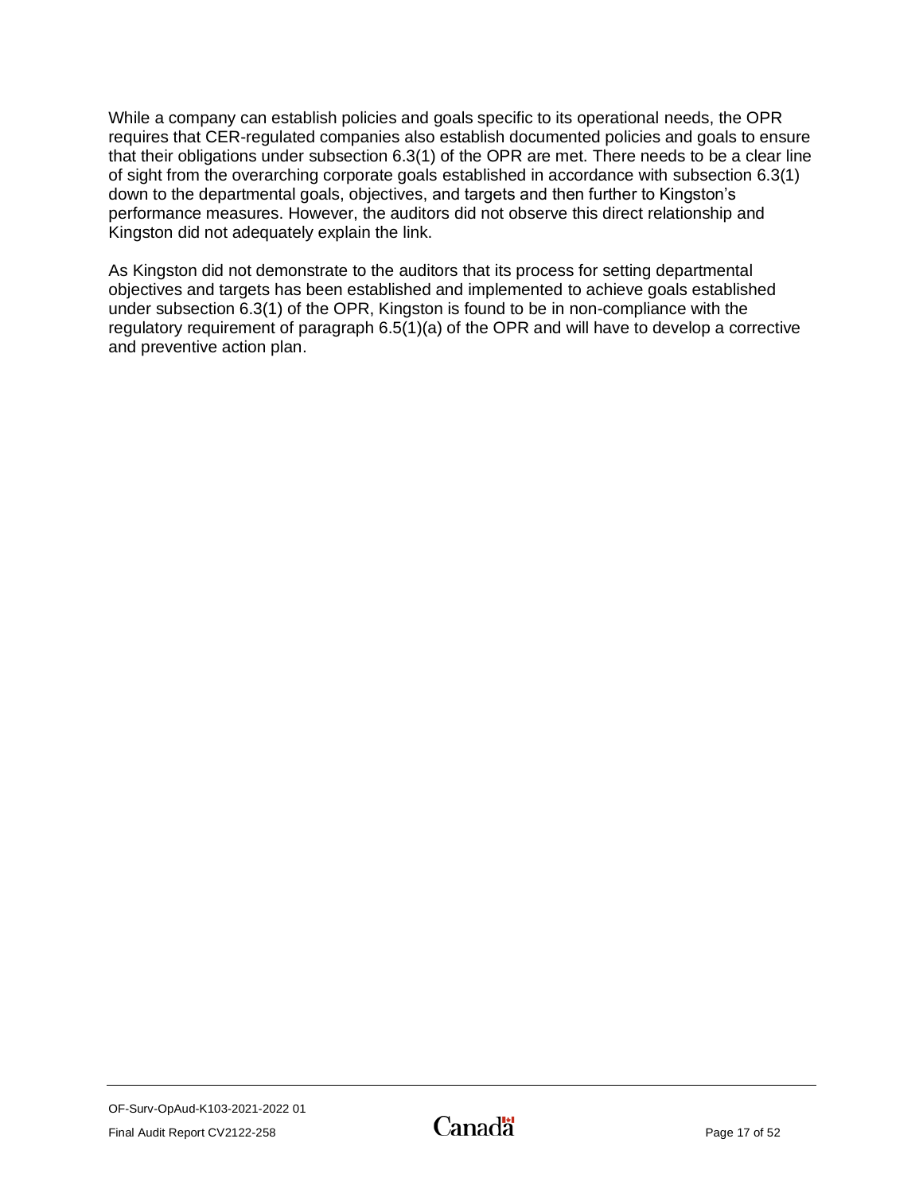While a company can establish policies and goals specific to its operational needs, the OPR requires that CER-regulated companies also establish documented policies and goals to ensure that their obligations under subsection 6.3(1) of the OPR are met. There needs to be a clear line of sight from the overarching corporate goals established in accordance with subsection 6.3(1) down to the departmental goals, objectives, and targets and then further to Kingston's performance measures. However, the auditors did not observe this direct relationship and Kingston did not adequately explain the link.

As Kingston did not demonstrate to the auditors that its process for setting departmental objectives and targets has been established and implemented to achieve goals established under subsection 6.3(1) of the OPR, Kingston is found to be in non-compliance with the regulatory requirement of paragraph 6.5(1)(a) of the OPR and will have to develop a corrective and preventive action plan.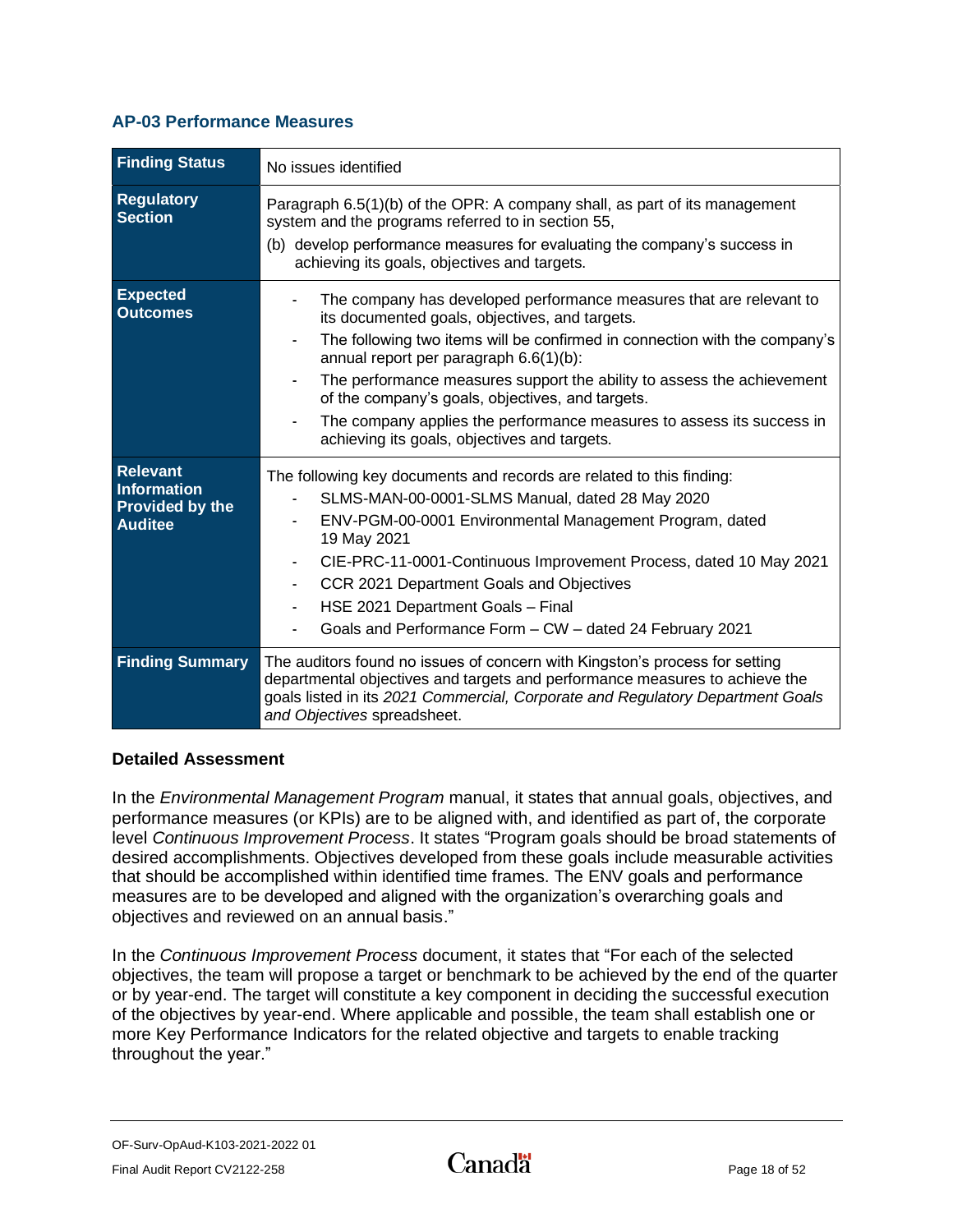### AP-03 Performance Measures

| Finding Status | No issues identified |
|---|---|
| **Regulatory Section** | Paragraph 6.5(1)(b) of the OPR: A company shall, as part of its management system and the programs referred to in section 55,<br>(b) develop performance measures for evaluating the company's success in achieving its goals, objectives and targets. |
| **Expected Outcomes** | - The company has developed performance measures that are relevant to its documented goals, objectives, and targets.<br>- The following two items will be confirmed in connection with the company's annual report per paragraph 6.6(1)(b):<br>- The performance measures support the ability to assess the achievement of the company's goals, objectives, and targets.<br>- The company applies the performance measures to assess its success in achieving its goals, objectives and targets. |
| **Relevant Information Provided by the Auditee** | The following key documents and records are related to this finding:<br>- SLMS-MAN-00-0001-SLMS Manual, dated 28 May 2020<br>- ENV-PGM-00-0001 Environmental Management Program, dated 19 May 2021<br>- CIE-PRC-11-0001-Continuous Improvement Process, dated 10 May 2021<br>- CCR 2021 Department Goals and Objectives<br>- HSE 2021 Department Goals – Final<br>- Goals and Performance Form – CW – dated 24 February 2021 |
| **Finding Summary** | The auditors found no issues of concern with Kingston's process for setting departmental objectives and targets and performance measures to achieve the goals listed in its *2021 Commercial, Corporate and Regulatory Department Goals and Objectives* spreadsheet. |

**Detailed Assessment**

In the *Environmental Management Program* manual, it states that annual goals, objectives, and performance measures (or KPIs) are to be aligned with, and identified as part of, the corporate level *Continuous Improvement Process*. It states "Program goals should be broad statements of desired accomplishments. Objectives developed from these goals include measurable activities that should be accomplished within identified time frames. The ENV goals and performance measures are to be developed and aligned with the organization's overarching goals and objectives and reviewed on an annual basis."

In the *Continuous Improvement Process* document, it states that "For each of the selected objectives, the team will propose a target or benchmark to be achieved by the end of the quarter or by year-end. The target will constitute a key component in deciding the successful execution of the objectives by year-end. Where applicable and possible, the team shall establish one or more Key Performance Indicators for the related objective and targets to enable tracking throughout the year."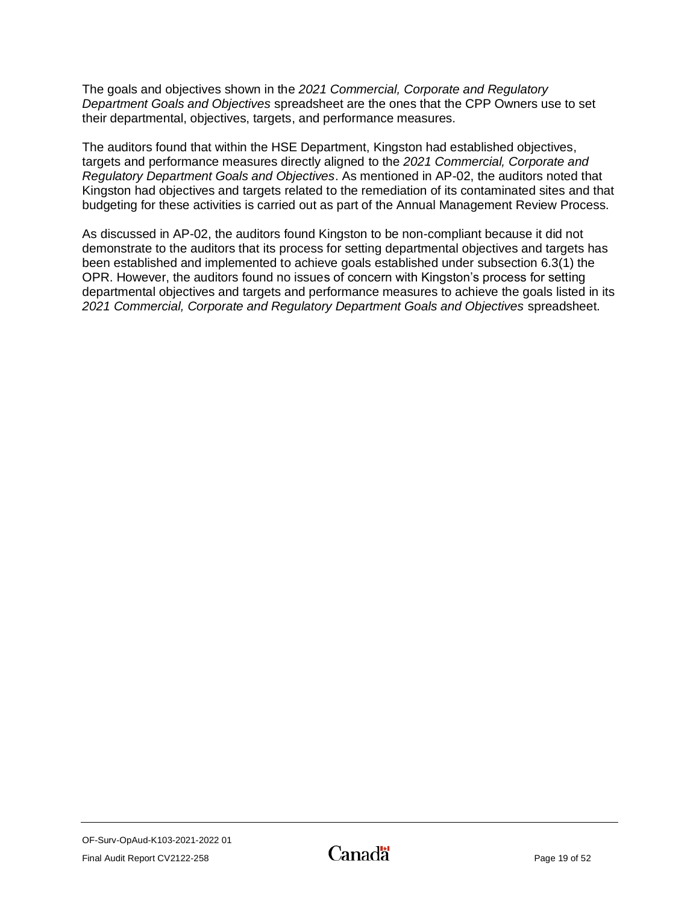The goals and objectives shown in the *2021 Commercial, Corporate and Regulatory Department Goals and Objectives* spreadsheet are the ones that the CPP Owners use to set their departmental, objectives, targets, and performance measures.

The auditors found that within the HSE Department, Kingston had established objectives, targets and performance measures directly aligned to the *2021 Commercial, Corporate and Regulatory Department Goals and Objectives*. As mentioned in AP-02, the auditors noted that Kingston had objectives and targets related to the remediation of its contaminated sites and that budgeting for these activities is carried out as part of the Annual Management Review Process.

As discussed in AP-02, the auditors found Kingston to be non-compliant because it did not demonstrate to the auditors that its process for setting departmental objectives and targets has been established and implemented to achieve goals established under subsection 6.3(1) the OPR. However, the auditors found no issues of concern with Kingston's process for setting departmental objectives and targets and performance measures to achieve the goals listed in its *2021 Commercial, Corporate and Regulatory Department Goals and Objectives* spreadsheet.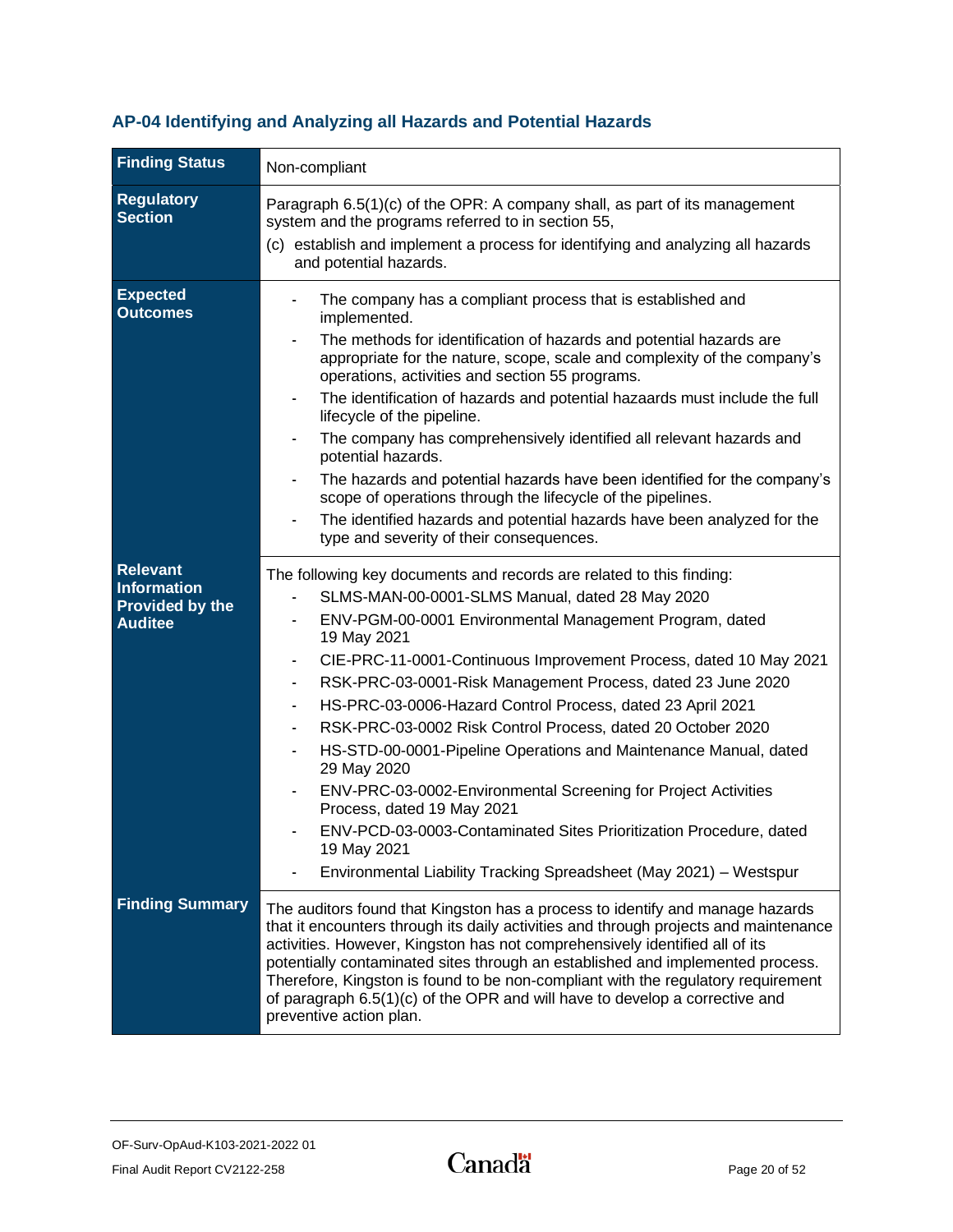### AP-04 Identifying and Analyzing all Hazards and Potential Hazards

| **Finding Status** | Non-compliant |
|---|---|
| **Regulatory Section** | Paragraph 6.5(1)(c) of the OPR: A company shall, as part of its management system and the programs referred to in section 55,<br>(c) establish and implement a process for identifying and analyzing all hazards and potential hazards. |
| **Expected Outcomes** | - The company has a compliant process that is established and implemented.<br>- The methods for identification of hazards and potential hazards are appropriate for the nature, scope, scale and complexity of the company's operations, activities and section 55 programs.<br>- The identification of hazards and potential hazaards must include the full lifecycle of the pipeline.<br>- The company has comprehensively identified all relevant hazards and potential hazards.<br>- The hazards and potential hazards have been identified for the company's scope of operations through the lifecycle of the pipelines.<br>- The identified hazards and potential hazards have been analyzed for the type and severity of their consequences. |
| **Relevant Information Provided by the Auditee** | The following key documents and records are related to this finding:<br>- SLMS-MAN-00-0001-SLMS Manual, dated 28 May 2020<br>- ENV-PGM-00-0001 Environmental Management Program, dated 19 May 2021<br>- CIE-PRC-11-0001-Continuous Improvement Process, dated 10 May 2021<br>- RSK-PRC-03-0001-Risk Management Process, dated 23 June 2020<br>- HS-PRC-03-0006-Hazard Control Process, dated 23 April 2021<br>- RSK-PRC-03-0002 Risk Control Process, dated 20 October 2020<br>- HS-STD-00-0001-Pipeline Operations and Maintenance Manual, dated 29 May 2020<br>- ENV-PRC-03-0002-Environmental Screening for Project Activities Process, dated 19 May 2021<br>- ENV-PCD-03-0003-Contaminated Sites Prioritization Procedure, dated 19 May 2021<br>- Environmental Liability Tracking Spreadsheet (May 2021) – Westspur |
| **Finding Summary** | The auditors found that Kingston has a process to identify and manage hazards that it encounters through its daily activities and through projects and maintenance activities. However, Kingston has not comprehensively identified all of its potentially contaminated sites through an established and implemented process. Therefore, Kingston is found to be non-compliant with the regulatory requirement of paragraph 6.5(1)(c) of the OPR and will have to develop a corrective and preventive action plan. |

OF-Surv-OpAud-K103-2021-2022 01

Final Audit Report CV2122-258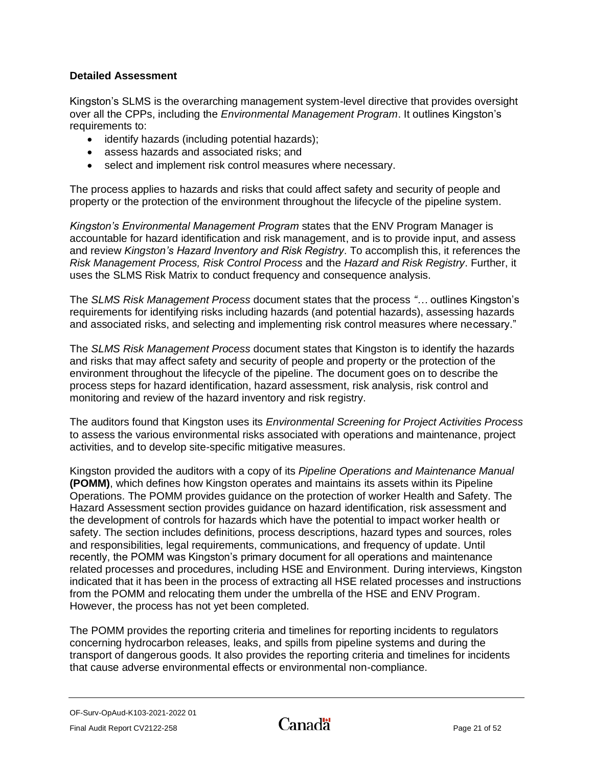### Detailed Assessment

Kingston's SLMS is the overarching management system-level directive that provides oversight over all the CPPs, including the *Environmental Management Program*. It outlines Kingston's requirements to:

- identify hazards (including potential hazards);
- assess hazards and associated risks; and
- select and implement risk control measures where necessary.

The process applies to hazards and risks that could affect safety and security of people and property or the protection of the environment throughout the lifecycle of the pipeline system.

*Kingston's Environmental Management Program* states that the ENV Program Manager is accountable for hazard identification and risk management, and is to provide input, and assess and review *Kingston's Hazard Inventory and Risk Registry*. To accomplish this, it references the *Risk Management Process, Risk Control Process* and the *Hazard and Risk Registry*. Further, it uses the SLMS Risk Matrix to conduct frequency and consequence analysis.

The *SLMS Risk Management Process* document states that the process *"…* outlines Kingston's requirements for identifying risks including hazards (and potential hazards), assessing hazards and associated risks, and selecting and implementing risk control measures where necessary."

The *SLMS Risk Management Process* document states that Kingston is to identify the hazards and risks that may affect safety and security of people and property or the protection of the environment throughout the lifecycle of the pipeline. The document goes on to describe the process steps for hazard identification, hazard assessment, risk analysis, risk control and monitoring and review of the hazard inventory and risk registry.

The auditors found that Kingston uses its *Environmental Screening for Project Activities Process* to assess the various environmental risks associated with operations and maintenance, project activities, and to develop site-specific mitigative measures.

Kingston provided the auditors with a copy of its *Pipeline Operations and Maintenance Manual* **(POMM)**, which defines how Kingston operates and maintains its assets within its Pipeline Operations. The POMM provides guidance on the protection of worker Health and Safety. The Hazard Assessment section provides guidance on hazard identification, risk assessment and the development of controls for hazards which have the potential to impact worker health or safety. The section includes definitions, process descriptions, hazard types and sources, roles and responsibilities, legal requirements, communications, and frequency of update. Until recently, the POMM was Kingston's primary document for all operations and maintenance related processes and procedures, including HSE and Environment. During interviews, Kingston indicated that it has been in the process of extracting all HSE related processes and instructions from the POMM and relocating them under the umbrella of the HSE and ENV Program. However, the process has not yet been completed.

The POMM provides the reporting criteria and timelines for reporting incidents to regulators concerning hydrocarbon releases, leaks, and spills from pipeline systems and during the transport of dangerous goods. It also provides the reporting criteria and timelines for incidents that cause adverse environmental effects or environmental non-compliance.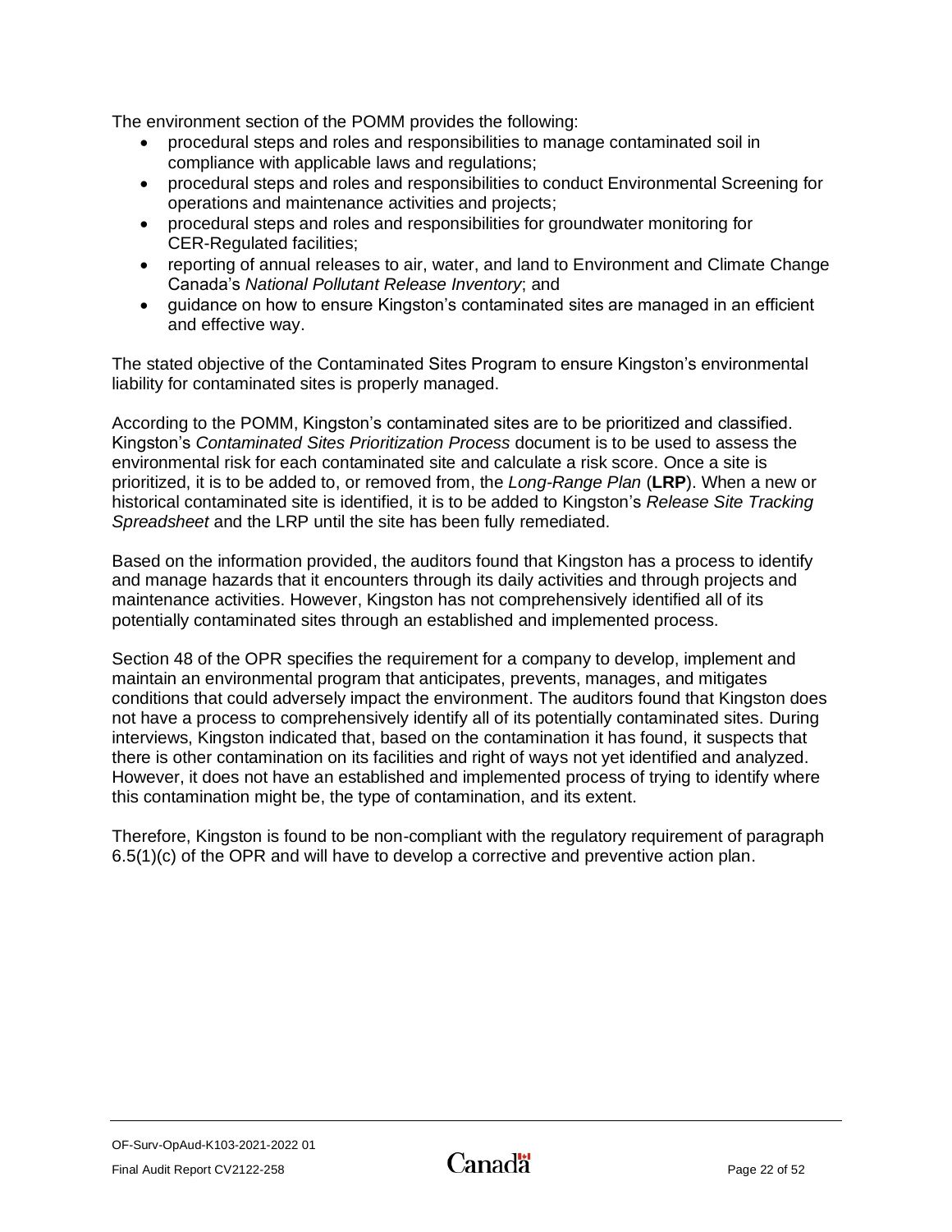The environment section of the POMM provides the following:

- procedural steps and roles and responsibilities to manage contaminated soil in compliance with applicable laws and regulations;
- procedural steps and roles and responsibilities to conduct Environmental Screening for operations and maintenance activities and projects;
- procedural steps and roles and responsibilities for groundwater monitoring for CER-Regulated facilities;
- reporting of annual releases to air, water, and land to Environment and Climate Change Canada's *National Pollutant Release Inventory*; and
- guidance on how to ensure Kingston's contaminated sites are managed in an efficient and effective way.

The stated objective of the Contaminated Sites Program to ensure Kingston's environmental liability for contaminated sites is properly managed.

According to the POMM, Kingston's contaminated sites are to be prioritized and classified. Kingston's *Contaminated Sites Prioritization Process* document is to be used to assess the environmental risk for each contaminated site and calculate a risk score. Once a site is prioritized, it is to be added to, or removed from, the *Long-Range Plan* (**LRP**). When a new or historical contaminated site is identified, it is to be added to Kingston's *Release Site Tracking Spreadsheet* and the LRP until the site has been fully remediated.

Based on the information provided, the auditors found that Kingston has a process to identify and manage hazards that it encounters through its daily activities and through projects and maintenance activities. However, Kingston has not comprehensively identified all of its potentially contaminated sites through an established and implemented process.

Section 48 of the OPR specifies the requirement for a company to develop, implement and maintain an environmental program that anticipates, prevents, manages, and mitigates conditions that could adversely impact the environment. The auditors found that Kingston does not have a process to comprehensively identify all of its potentially contaminated sites. During interviews, Kingston indicated that, based on the contamination it has found, it suspects that there is other contamination on its facilities and right of ways not yet identified and analyzed. However, it does not have an established and implemented process of trying to identify where this contamination might be, the type of contamination, and its extent.

Therefore, Kingston is found to be non-compliant with the regulatory requirement of paragraph 6.5(1)(c) of the OPR and will have to develop a corrective and preventive action plan.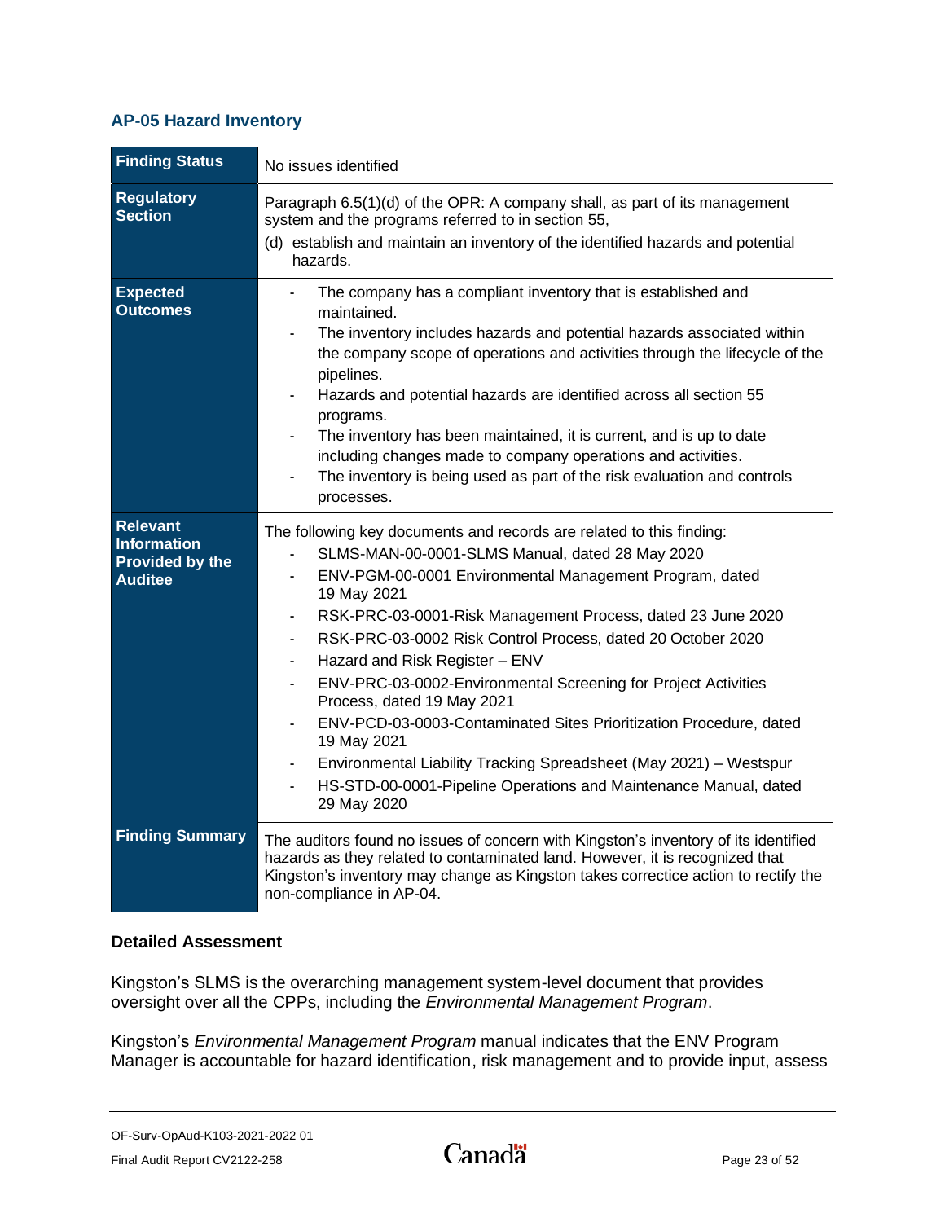### AP-05 Hazard Inventory

| | |
|---|---|
| **Finding Status** | No issues identified |
| **Regulatory Section** | Paragraph 6.5(1)(d) of the OPR: A company shall, as part of its management system and the programs referred to in section 55,<br>(d) establish and maintain an inventory of the identified hazards and potential hazards. |
| **Expected Outcomes** | - The company has a compliant inventory that is established and maintained.<br>- The inventory includes hazards and potential hazards associated within the company scope of operations and activities through the lifecycle of the pipelines.<br>- Hazards and potential hazards are identified across all section 55 programs.<br>- The inventory has been maintained, it is current, and is up to date including changes made to company operations and activities.<br>- The inventory is being used as part of the risk evaluation and controls processes. |
| **Relevant Information Provided by the Auditee** | The following key documents and records are related to this finding:<br>- SLMS-MAN-00-0001-SLMS Manual, dated 28 May 2020<br>- ENV-PGM-00-0001 Environmental Management Program, dated 19 May 2021<br>- RSK-PRC-03-0001-Risk Management Process, dated 23 June 2020<br>- RSK-PRC-03-0002 Risk Control Process, dated 20 October 2020<br>- Hazard and Risk Register – ENV<br>- ENV-PRC-03-0002-Environmental Screening for Project Activities Process, dated 19 May 2021<br>- ENV-PCD-03-0003-Contaminated Sites Prioritization Procedure, dated 19 May 2021<br>- Environmental Liability Tracking Spreadsheet (May 2021) – Westspur<br>- HS-STD-00-0001-Pipeline Operations and Maintenance Manual, dated 29 May 2020 |
| **Finding Summary** | The auditors found no issues of concern with Kingston's inventory of its identified hazards as they related to contaminated land. However, it is recognized that Kingston's inventory may change as Kingston takes correctice action to rectify the non-compliance in AP-04. |

**Detailed Assessment**

Kingston's SLMS is the overarching management system-level document that provides oversight over all the CPPs, including the *Environmental Management Program*.

Kingston's *Environmental Management Program* manual indicates that the ENV Program Manager is accountable for hazard identification, risk management and to provide input, assess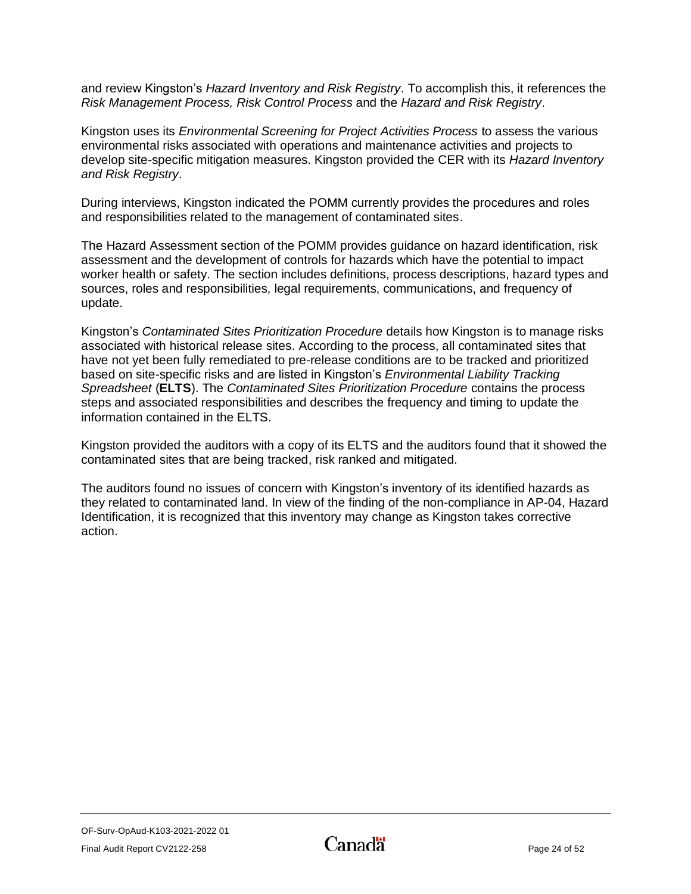and review Kingston's *Hazard Inventory and Risk Registry*. To accomplish this, it references the *Risk Management Process, Risk Control Process* and the *Hazard and Risk Registry*.

Kingston uses its *Environmental Screening for Project Activities Process* to assess the various environmental risks associated with operations and maintenance activities and projects to develop site-specific mitigation measures. Kingston provided the CER with its *Hazard Inventory and Risk Registry*.

During interviews, Kingston indicated the POMM currently provides the procedures and roles and responsibilities related to the management of contaminated sites.

The Hazard Assessment section of the POMM provides guidance on hazard identification, risk assessment and the development of controls for hazards which have the potential to impact worker health or safety. The section includes definitions, process descriptions, hazard types and sources, roles and responsibilities, legal requirements, communications, and frequency of update.

Kingston's *Contaminated Sites Prioritization Procedure* details how Kingston is to manage risks associated with historical release sites. According to the process, all contaminated sites that have not yet been fully remediated to pre-release conditions are to be tracked and prioritized based on site-specific risks and are listed in Kingston's *Environmental Liability Tracking Spreadsheet* (**ELTS**). The *Contaminated Sites Prioritization Procedure* contains the process steps and associated responsibilities and describes the frequency and timing to update the information contained in the ELTS.

Kingston provided the auditors with a copy of its ELTS and the auditors found that it showed the contaminated sites that are being tracked, risk ranked and mitigated.

The auditors found no issues of concern with Kingston's inventory of its identified hazards as they related to contaminated land. In view of the finding of the non-compliance in AP-04, Hazard Identification, it is recognized that this inventory may change as Kingston takes corrective action.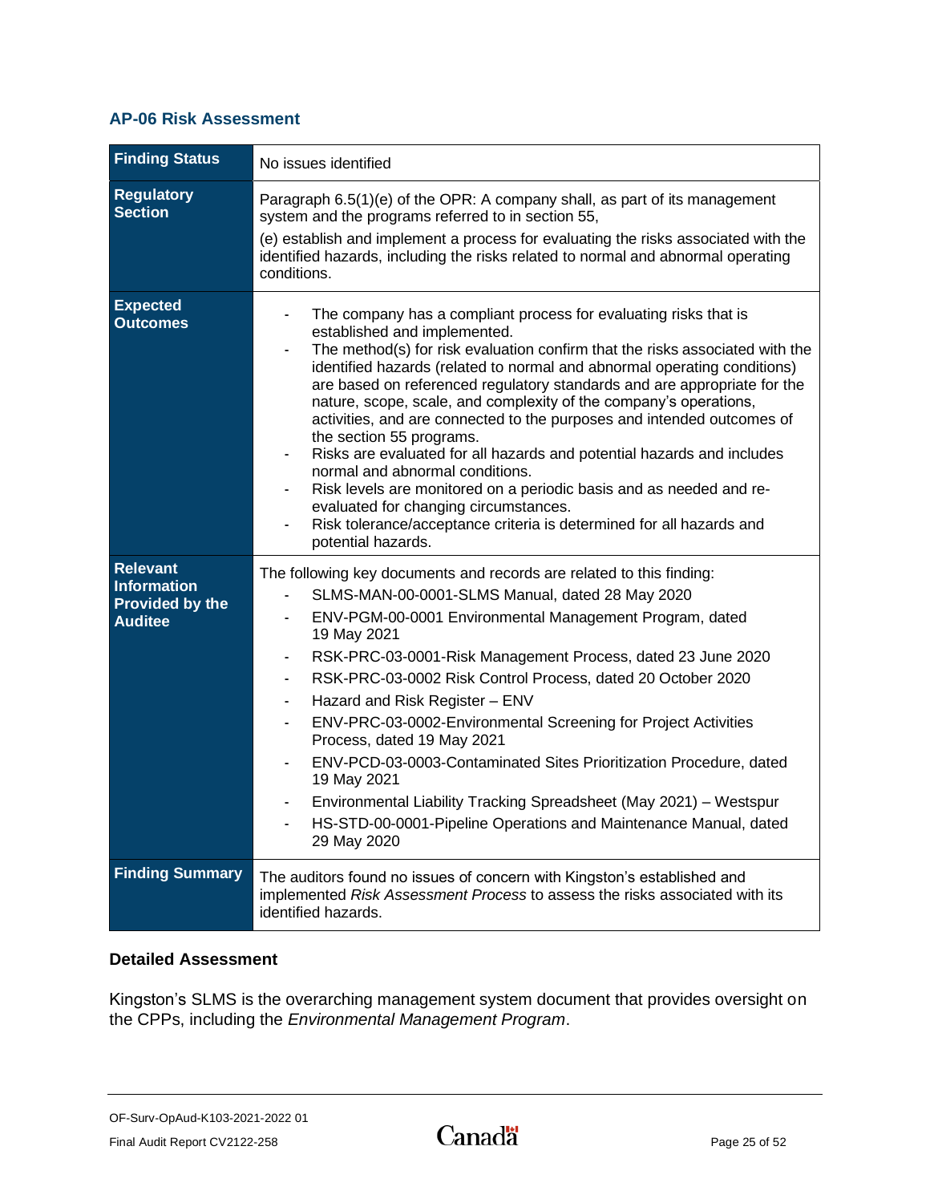### AP-06 Risk Assessment

| Finding Status | No issues identified |
|---|---|
| **Regulatory Section** | Paragraph 6.5(1)(e) of the OPR: A company shall, as part of its management system and the programs referred to in section 55,<br><br>(e) establish and implement a process for evaluating the risks associated with the identified hazards, including the risks related to normal and abnormal operating conditions. |
| **Expected Outcomes** | - The company has a compliant process for evaluating risks that is established and implemented.<br>- The method(s) for risk evaluation confirm that the risks associated with the identified hazards (related to normal and abnormal operating conditions) are based on referenced regulatory standards and are appropriate for the nature, scope, scale, and complexity of the company's operations, activities, and are connected to the purposes and intended outcomes of the section 55 programs.<br>- Risks are evaluated for all hazards and potential hazards and includes normal and abnormal conditions.<br>- Risk levels are monitored on a periodic basis and as needed and re-evaluated for changing circumstances.<br>- Risk tolerance/acceptance criteria is determined for all hazards and potential hazards. |
| **Relevant Information Provided by the Auditee** | The following key documents and records are related to this finding:<br>- SLMS-MAN-00-0001-SLMS Manual, dated 28 May 2020<br>- ENV-PGM-00-0001 Environmental Management Program, dated 19 May 2021<br>- RSK-PRC-03-0001-Risk Management Process, dated 23 June 2020<br>- RSK-PRC-03-0002 Risk Control Process, dated 20 October 2020<br>- Hazard and Risk Register – ENV<br>- ENV-PRC-03-0002-Environmental Screening for Project Activities Process, dated 19 May 2021<br>- ENV-PCD-03-0003-Contaminated Sites Prioritization Procedure, dated 19 May 2021<br>- Environmental Liability Tracking Spreadsheet (May 2021) – Westspur<br>- HS-STD-00-0001-Pipeline Operations and Maintenance Manual, dated 29 May 2020 |
| **Finding Summary** | The auditors found no issues of concern with Kingston's established and implemented *Risk Assessment Process* to assess the risks associated with its identified hazards. |

**Detailed Assessment**

Kingston's SLMS is the overarching management system document that provides oversight on the CPPs, including the *Environmental Management Program*.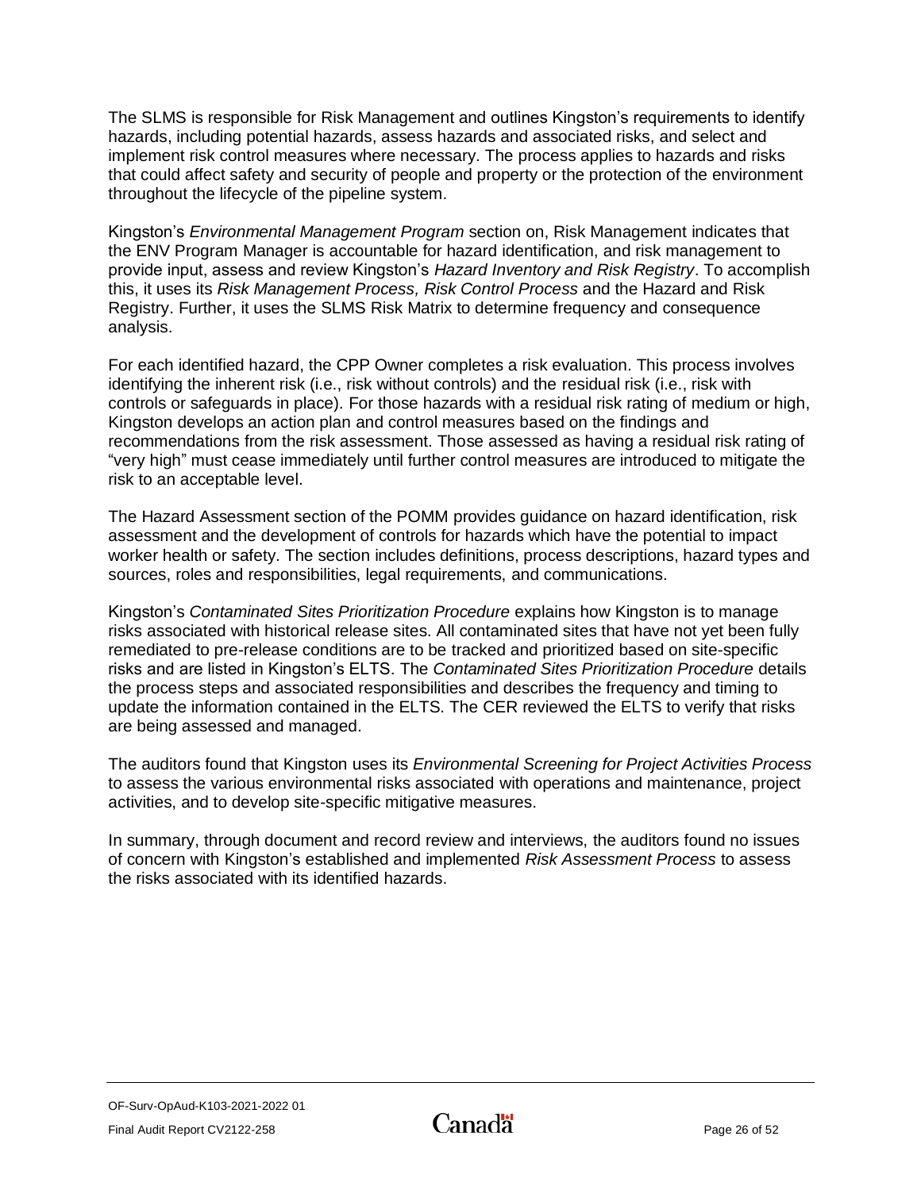The SLMS is responsible for Risk Management and outlines Kingston's requirements to identify hazards, including potential hazards, assess hazards and associated risks, and select and implement risk control measures where necessary. The process applies to hazards and risks that could affect safety and security of people and property or the protection of the environment throughout the lifecycle of the pipeline system.

Kingston's *Environmental Management Program* section on, Risk Management indicates that the ENV Program Manager is accountable for hazard identification, and risk management to provide input, assess and review Kingston's *Hazard Inventory and Risk Registry*. To accomplish this, it uses its *Risk Management Process, Risk Control Process* and the Hazard and Risk Registry. Further, it uses the SLMS Risk Matrix to determine frequency and consequence analysis.

For each identified hazard, the CPP Owner completes a risk evaluation. This process involves identifying the inherent risk (i.e., risk without controls) and the residual risk (i.e., risk with controls or safeguards in place). For those hazards with a residual risk rating of medium or high, Kingston develops an action plan and control measures based on the findings and recommendations from the risk assessment. Those assessed as having a residual risk rating of "very high" must cease immediately until further control measures are introduced to mitigate the risk to an acceptable level.

The Hazard Assessment section of the POMM provides guidance on hazard identification, risk assessment and the development of controls for hazards which have the potential to impact worker health or safety. The section includes definitions, process descriptions, hazard types and sources, roles and responsibilities, legal requirements, and communications.

Kingston's *Contaminated Sites Prioritization Procedure* explains how Kingston is to manage risks associated with historical release sites. All contaminated sites that have not yet been fully remediated to pre-release conditions are to be tracked and prioritized based on site-specific risks and are listed in Kingston's ELTS. The *Contaminated Sites Prioritization Procedure* details the process steps and associated responsibilities and describes the frequency and timing to update the information contained in the ELTS. The CER reviewed the ELTS to verify that risks are being assessed and managed.

The auditors found that Kingston uses its *Environmental Screening for Project Activities Process* to assess the various environmental risks associated with operations and maintenance, project activities, and to develop site-specific mitigative measures.

In summary, through document and record review and interviews, the auditors found no issues of concern with Kingston's established and implemented *Risk Assessment Process* to assess the risks associated with its identified hazards.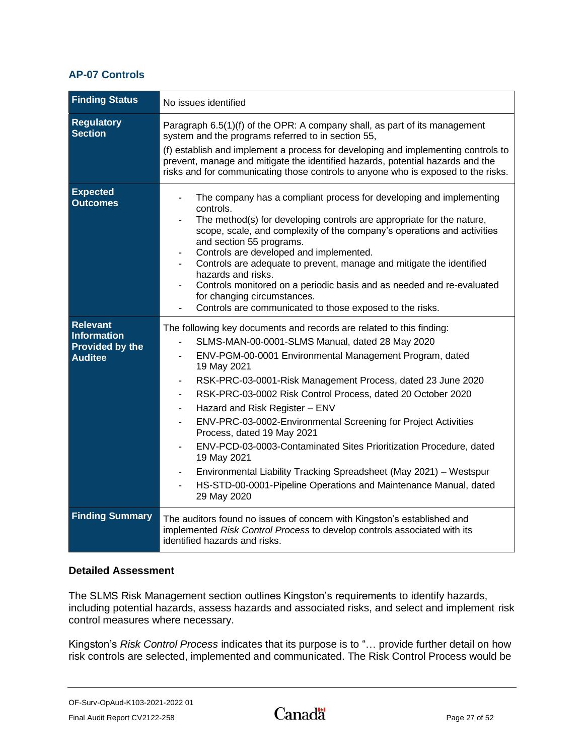### AP-07 Controls

| | |
|---|---|
| **Finding Status** | No issues identified |
| **Regulatory Section** | Paragraph 6.5(1)(f) of the OPR: A company shall, as part of its management system and the programs referred to in section 55,<br><br>(f) establish and implement a process for developing and implementing controls to prevent, manage and mitigate the identified hazards, potential hazards and the risks and for communicating those controls to anyone who is exposed to the risks. |
| **Expected Outcomes** | - The company has a compliant process for developing and implementing controls.<br>- The method(s) for developing controls are appropriate for the nature, scope, scale, and complexity of the company's operations and activities and section 55 programs.<br>- Controls are developed and implemented.<br>- Controls are adequate to prevent, manage and mitigate the identified hazards and risks.<br>- Controls monitored on a periodic basis and as needed and re-evaluated for changing circumstances.<br>- Controls are communicated to those exposed to the risks. |
| **Relevant Information Provided by the Auditee** | The following key documents and records are related to this finding:<br>- SLMS-MAN-00-0001-SLMS Manual, dated 28 May 2020<br>- ENV-PGM-00-0001 Environmental Management Program, dated 19 May 2021<br>- RSK-PRC-03-0001-Risk Management Process, dated 23 June 2020<br>- RSK-PRC-03-0002 Risk Control Process, dated 20 October 2020<br>- Hazard and Risk Register – ENV<br>- ENV-PRC-03-0002-Environmental Screening for Project Activities Process, dated 19 May 2021<br>- ENV-PCD-03-0003-Contaminated Sites Prioritization Procedure, dated 19 May 2021<br>- Environmental Liability Tracking Spreadsheet (May 2021) – Westspur<br>- HS-STD-00-0001-Pipeline Operations and Maintenance Manual, dated 29 May 2020 |
| **Finding Summary** | The auditors found no issues of concern with Kingston's established and implemented *Risk Control Process* to develop controls associated with its identified hazards and risks. |

**Detailed Assessment**

The SLMS Risk Management section outlines Kingston's requirements to identify hazards, including potential hazards, assess hazards and associated risks, and select and implement risk control measures where necessary.

Kingston's *Risk Control Process* indicates that its purpose is to "… provide further detail on how risk controls are selected, implemented and communicated. The Risk Control Process would be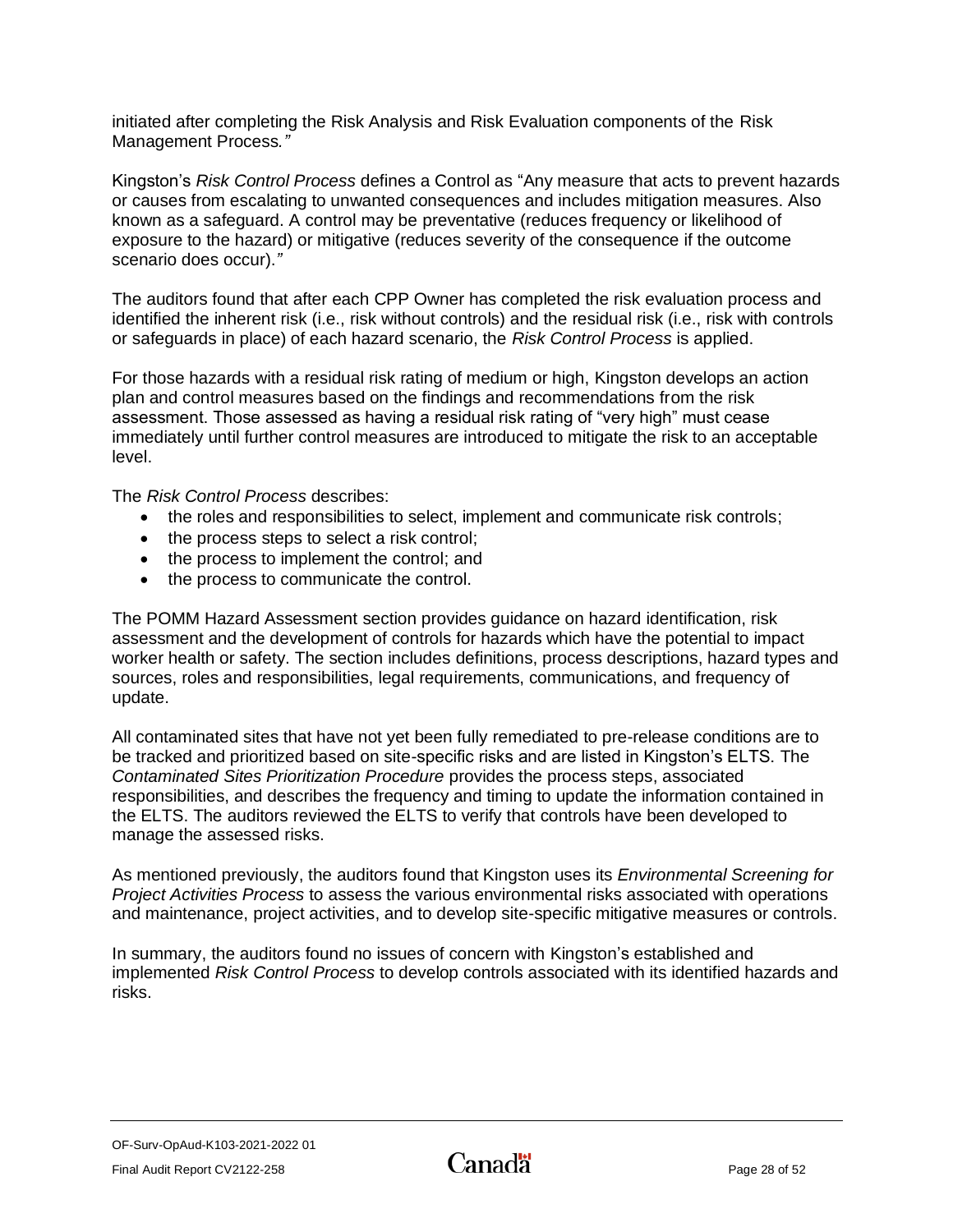initiated after completing the Risk Analysis and Risk Evaluation components of the Risk Management Process.*"*

Kingston's *Risk Control Process* defines a Control as "Any measure that acts to prevent hazards or causes from escalating to unwanted consequences and includes mitigation measures. Also known as a safeguard. A control may be preventative (reduces frequency or likelihood of exposure to the hazard) or mitigative (reduces severity of the consequence if the outcome scenario does occur).*"*

The auditors found that after each CPP Owner has completed the risk evaluation process and identified the inherent risk (i.e., risk without controls) and the residual risk (i.e., risk with controls or safeguards in place) of each hazard scenario, the *Risk Control Process* is applied.

For those hazards with a residual risk rating of medium or high, Kingston develops an action plan and control measures based on the findings and recommendations from the risk assessment. Those assessed as having a residual risk rating of "very high" must cease immediately until further control measures are introduced to mitigate the risk to an acceptable level.

The *Risk Control Process* describes:

- the roles and responsibilities to select, implement and communicate risk controls;
- the process steps to select a risk control;
- the process to implement the control; and
- the process to communicate the control.

The POMM Hazard Assessment section provides guidance on hazard identification, risk assessment and the development of controls for hazards which have the potential to impact worker health or safety. The section includes definitions, process descriptions, hazard types and sources, roles and responsibilities, legal requirements, communications, and frequency of update.

All contaminated sites that have not yet been fully remediated to pre-release conditions are to be tracked and prioritized based on site-specific risks and are listed in Kingston's ELTS. The *Contaminated Sites Prioritization Procedure* provides the process steps, associated responsibilities, and describes the frequency and timing to update the information contained in the ELTS. The auditors reviewed the ELTS to verify that controls have been developed to manage the assessed risks.

As mentioned previously, the auditors found that Kingston uses its *Environmental Screening for Project Activities Process* to assess the various environmental risks associated with operations and maintenance, project activities, and to develop site-specific mitigative measures or controls.

In summary, the auditors found no issues of concern with Kingston's established and implemented *Risk Control Process* to develop controls associated with its identified hazards and risks.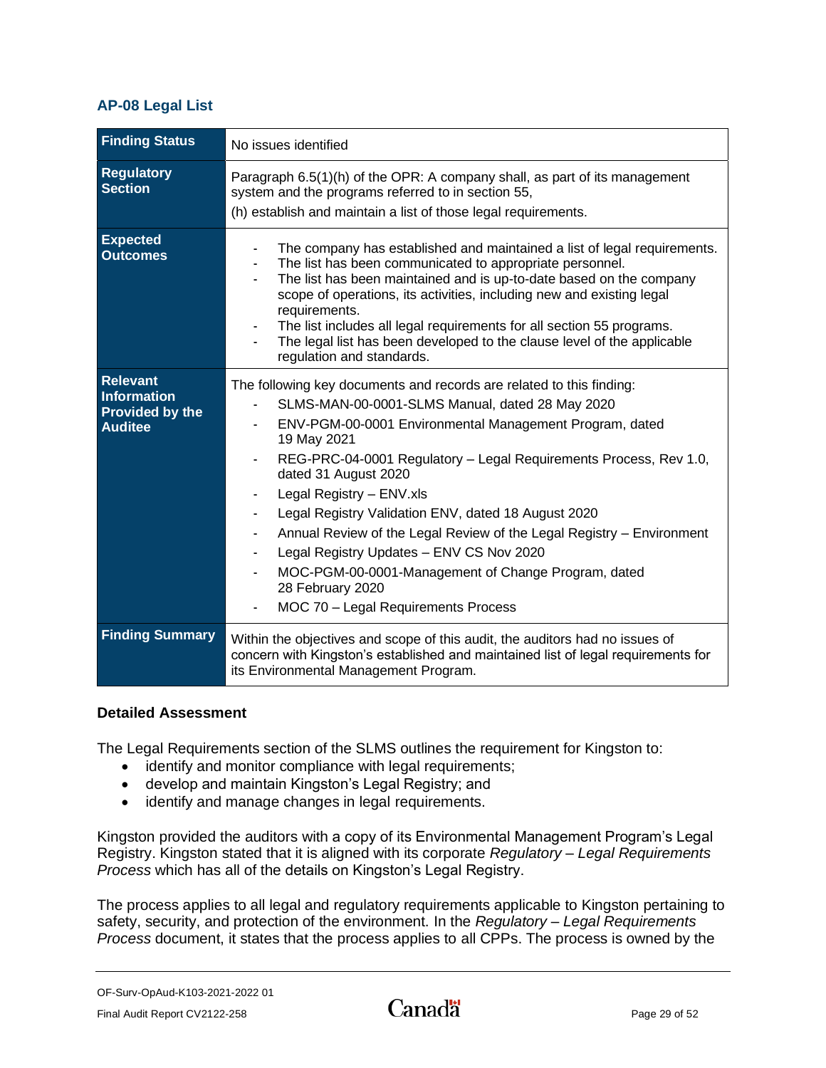### AP-08 Legal List

| Finding Status | No issues identified |
|---|---|
| **Regulatory Section** | Paragraph 6.5(1)(h) of the OPR: A company shall, as part of its management system and the programs referred to in section 55,<br>(h) establish and maintain a list of those legal requirements. |
| **Expected Outcomes** | - The company has established and maintained a list of legal requirements.<br>- The list has been communicated to appropriate personnel.<br>- The list has been maintained and is up-to-date based on the company scope of operations, its activities, including new and existing legal requirements.<br>- The list includes all legal requirements for all section 55 programs.<br>- The legal list has been developed to the clause level of the applicable regulation and standards. |
| **Relevant Information Provided by the Auditee** | The following key documents and records are related to this finding:<br>- SLMS-MAN-00-0001-SLMS Manual, dated 28 May 2020<br>- ENV-PGM-00-0001 Environmental Management Program, dated 19 May 2021<br>- REG-PRC-04-0001 Regulatory – Legal Requirements Process, Rev 1.0, dated 31 August 2020<br>- Legal Registry – ENV.xls<br>- Legal Registry Validation ENV, dated 18 August 2020<br>- Annual Review of the Legal Review of the Legal Registry – Environment<br>- Legal Registry Updates – ENV CS Nov 2020<br>- MOC-PGM-00-0001-Management of Change Program, dated 28 February 2020<br>- MOC 70 – Legal Requirements Process |
| **Finding Summary** | Within the objectives and scope of this audit, the auditors had no issues of concern with Kingston's established and maintained list of legal requirements for its Environmental Management Program. |

#### Detailed Assessment

The Legal Requirements section of the SLMS outlines the requirement for Kingston to:

- identify and monitor compliance with legal requirements;
- develop and maintain Kingston's Legal Registry; and
- identify and manage changes in legal requirements.

Kingston provided the auditors with a copy of its Environmental Management Program's Legal Registry. Kingston stated that it is aligned with its corporate *Regulatory – Legal Requirements Process* which has all of the details on Kingston's Legal Registry.

The process applies to all legal and regulatory requirements applicable to Kingston pertaining to safety, security, and protection of the environment. In the *Regulatory – Legal Requirements Process* document, it states that the process applies to all CPPs. The process is owned by the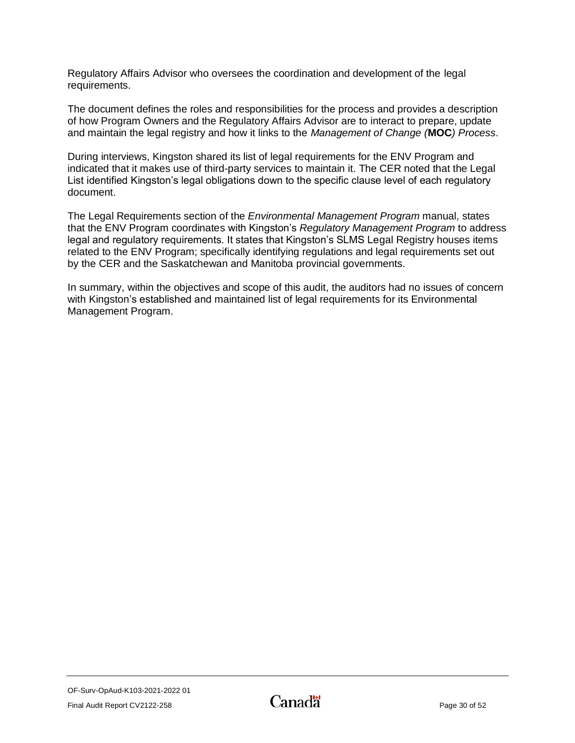Regulatory Affairs Advisor who oversees the coordination and development of the legal requirements.

The document defines the roles and responsibilities for the process and provides a description of how Program Owners and the Regulatory Affairs Advisor are to interact to prepare, update and maintain the legal registry and how it links to the *Management of Change (***MOC***) Process*.

During interviews, Kingston shared its list of legal requirements for the ENV Program and indicated that it makes use of third-party services to maintain it. The CER noted that the Legal List identified Kingston's legal obligations down to the specific clause level of each regulatory document.

The Legal Requirements section of the *Environmental Management Program* manual, states that the ENV Program coordinates with Kingston's *Regulatory Management Program* to address legal and regulatory requirements. It states that Kingston's SLMS Legal Registry houses items related to the ENV Program; specifically identifying regulations and legal requirements set out by the CER and the Saskatchewan and Manitoba provincial governments.

In summary, within the objectives and scope of this audit, the auditors had no issues of concern with Kingston's established and maintained list of legal requirements for its Environmental Management Program.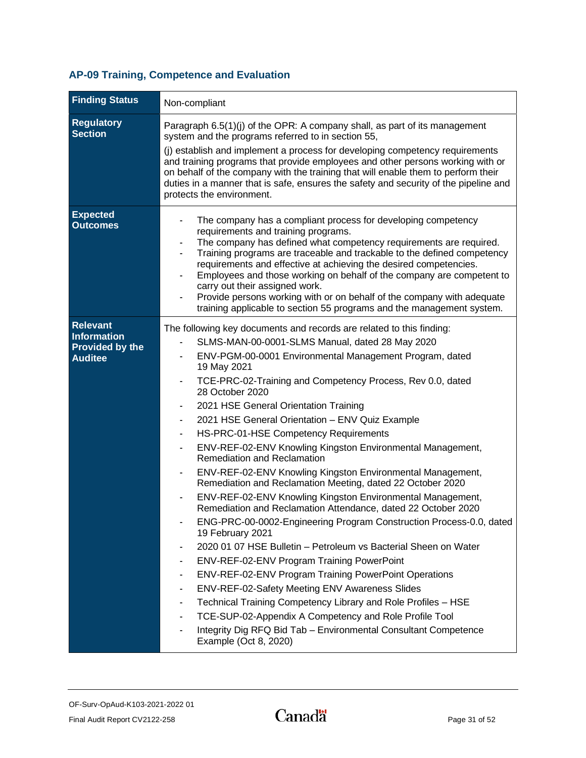## AP-09 Training, Competence and Evaluation

| **Finding Status** | Non-compliant |
|---|---|
| **Regulatory Section** | Paragraph 6.5(1)(j) of the OPR: A company shall, as part of its management system and the programs referred to in section 55,<br><br>(j) establish and implement a process for developing competency requirements and training programs that provide employees and other persons working with or on behalf of the company with the training that will enable them to perform their duties in a manner that is safe, ensures the safety and security of the pipeline and protects the environment. |
| **Expected Outcomes** | - The company has a compliant process for developing competency requirements and training programs.<br>- The company has defined what competency requirements are required.<br>- Training programs are traceable and trackable to the defined competency requirements and effective at achieving the desired competencies.<br>- Employees and those working on behalf of the company are competent to carry out their assigned work.<br>- Provide persons working with or on behalf of the company with adequate training applicable to section 55 programs and the management system. |
| **Relevant Information Provided by the Auditee** | The following key documents and records are related to this finding:<br>- SLMS-MAN-00-0001-SLMS Manual, dated 28 May 2020<br>- ENV-PGM-00-0001 Environmental Management Program, dated 19 May 2021<br>- TCE-PRC-02-Training and Competency Process, Rev 0.0, dated 28 October 2020<br>- 2021 HSE General Orientation Training<br>- 2021 HSE General Orientation – ENV Quiz Example<br>- HS-PRC-01-HSE Competency Requirements<br>- ENV-REF-02-ENV Knowling Kingston Environmental Management, Remediation and Reclamation<br>- ENV-REF-02-ENV Knowling Kingston Environmental Management, Remediation and Reclamation Meeting, dated 22 October 2020<br>- ENV-REF-02-ENV Knowling Kingston Environmental Management, Remediation and Reclamation Attendance, dated 22 October 2020<br>- ENG-PRC-00-0002-Engineering Program Construction Process-0.0, dated 19 February 2021<br>- 2020 01 07 HSE Bulletin – Petroleum vs Bacterial Sheen on Water<br>- ENV-REF-02-ENV Program Training PowerPoint<br>- ENV-REF-02-ENV Program Training PowerPoint Operations<br>- ENV-REF-02-Safety Meeting ENV Awareness Slides<br>- Technical Training Competency Library and Role Profiles – HSE<br>- TCE-SUP-02-Appendix A Competency and Role Profile Tool<br>- Integrity Dig RFQ Bid Tab – Environmental Consultant Competence Example (Oct 8, 2020) |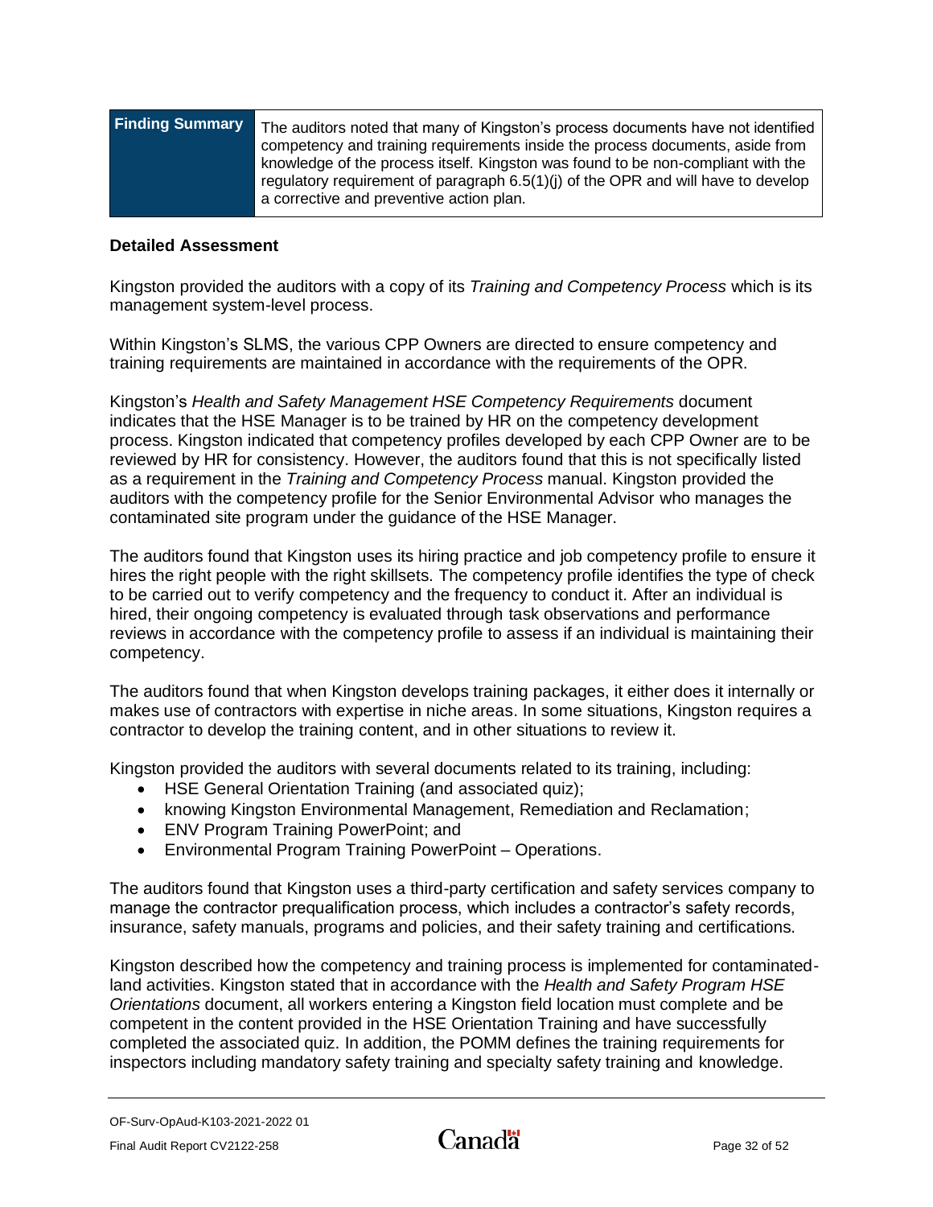| Finding Summary | The auditors noted that many of Kingston's process documents have not identified competency and training requirements inside the process documents, aside from knowledge of the process itself. Kingston was found to be non-compliant with the regulatory requirement of paragraph 6.5(1)(j) of the OPR and will have to develop a corrective and preventive action plan. |
|---|---|

**Detailed Assessment**

Kingston provided the auditors with a copy of its *Training and Competency Process* which is its management system-level process.

Within Kingston's SLMS, the various CPP Owners are directed to ensure competency and training requirements are maintained in accordance with the requirements of the OPR.

Kingston's *Health and Safety Management HSE Competency Requirements* document indicates that the HSE Manager is to be trained by HR on the competency development process. Kingston indicated that competency profiles developed by each CPP Owner are to be reviewed by HR for consistency. However, the auditors found that this is not specifically listed as a requirement in the *Training and Competency Process* manual. Kingston provided the auditors with the competency profile for the Senior Environmental Advisor who manages the contaminated site program under the guidance of the HSE Manager.

The auditors found that Kingston uses its hiring practice and job competency profile to ensure it hires the right people with the right skillsets. The competency profile identifies the type of check to be carried out to verify competency and the frequency to conduct it. After an individual is hired, their ongoing competency is evaluated through task observations and performance reviews in accordance with the competency profile to assess if an individual is maintaining their competency.

The auditors found that when Kingston develops training packages, it either does it internally or makes use of contractors with expertise in niche areas. In some situations, Kingston requires a contractor to develop the training content, and in other situations to review it.

Kingston provided the auditors with several documents related to its training, including:

- HSE General Orientation Training (and associated quiz);
- knowing Kingston Environmental Management, Remediation and Reclamation;
- ENV Program Training PowerPoint; and
- Environmental Program Training PowerPoint – Operations.

The auditors found that Kingston uses a third-party certification and safety services company to manage the contractor prequalification process, which includes a contractor's safety records, insurance, safety manuals, programs and policies, and their safety training and certifications.

Kingston described how the competency and training process is implemented for contaminated-land activities. Kingston stated that in accordance with the *Health and Safety Program HSE Orientations* document, all workers entering a Kingston field location must complete and be competent in the content provided in the HSE Orientation Training and have successfully completed the associated quiz. In addition, the POMM defines the training requirements for inspectors including mandatory safety training and specialty safety training and knowledge.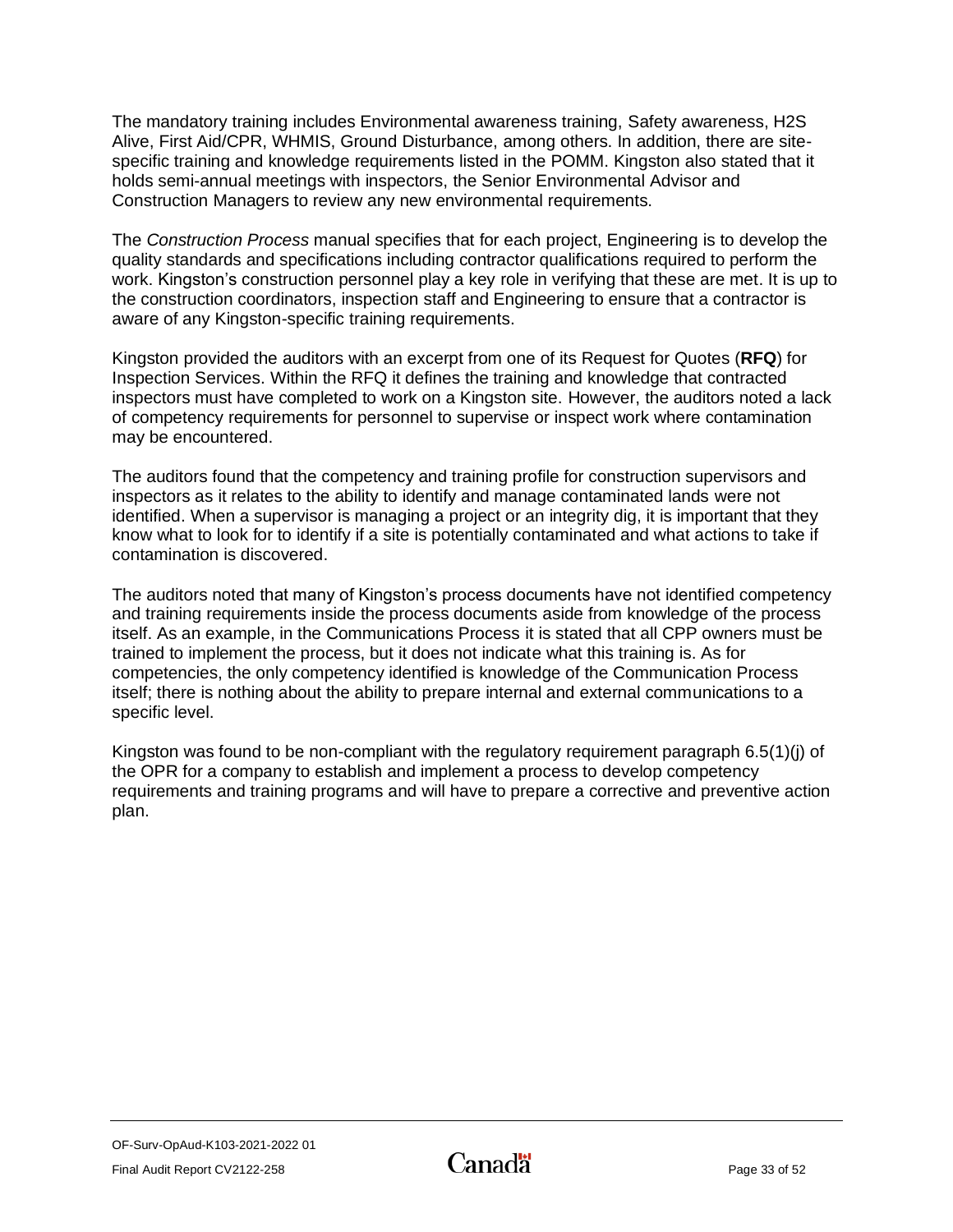The mandatory training includes Environmental awareness training, Safety awareness, H2S Alive, First Aid/CPR, WHMIS, Ground Disturbance, among others. In addition, there are site-specific training and knowledge requirements listed in the POMM. Kingston also stated that it holds semi-annual meetings with inspectors, the Senior Environmental Advisor and Construction Managers to review any new environmental requirements.

The *Construction Process* manual specifies that for each project, Engineering is to develop the quality standards and specifications including contractor qualifications required to perform the work. Kingston's construction personnel play a key role in verifying that these are met. It is up to the construction coordinators, inspection staff and Engineering to ensure that a contractor is aware of any Kingston-specific training requirements.

Kingston provided the auditors with an excerpt from one of its Request for Quotes (**RFQ**) for Inspection Services. Within the RFQ it defines the training and knowledge that contracted inspectors must have completed to work on a Kingston site. However, the auditors noted a lack of competency requirements for personnel to supervise or inspect work where contamination may be encountered.

The auditors found that the competency and training profile for construction supervisors and inspectors as it relates to the ability to identify and manage contaminated lands were not identified. When a supervisor is managing a project or an integrity dig, it is important that they know what to look for to identify if a site is potentially contaminated and what actions to take if contamination is discovered.

The auditors noted that many of Kingston's process documents have not identified competency and training requirements inside the process documents aside from knowledge of the process itself. As an example, in the Communications Process it is stated that all CPP owners must be trained to implement the process, but it does not indicate what this training is. As for competencies, the only competency identified is knowledge of the Communication Process itself; there is nothing about the ability to prepare internal and external communications to a specific level.

Kingston was found to be non-compliant with the regulatory requirement paragraph 6.5(1)(j) of the OPR for a company to establish and implement a process to develop competency requirements and training programs and will have to prepare a corrective and preventive action plan.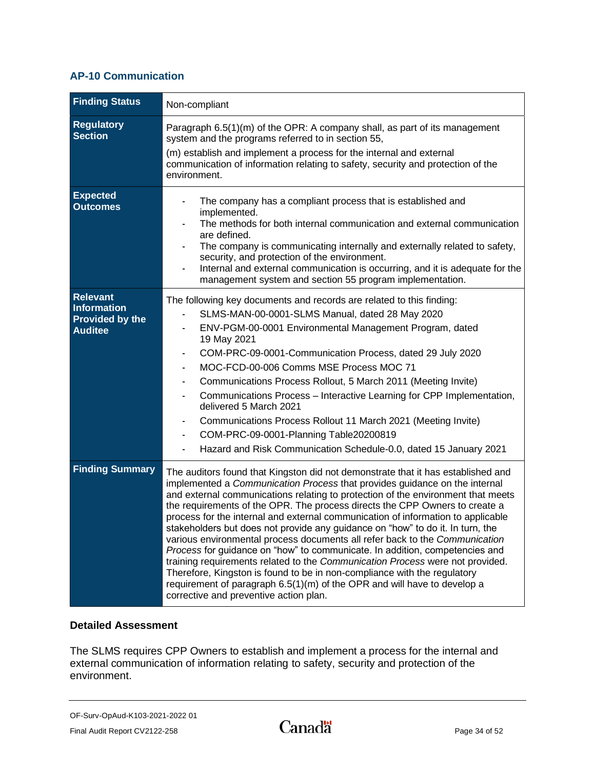### AP-10 Communication

| Finding Status | Non-compliant |
|---|---|
| **Regulatory Section** | Paragraph 6.5(1)(m) of the OPR: A company shall, as part of its management system and the programs referred to in section 55,<br><br>(m) establish and implement a process for the internal and external communication of information relating to safety, security and protection of the environment. |
| **Expected Outcomes** | - The company has a compliant process that is established and implemented.<br>- The methods for both internal communication and external communication are defined.<br>- The company is communicating internally and externally related to safety, security, and protection of the environment.<br>- Internal and external communication is occurring, and it is adequate for the management system and section 55 program implementation. |
| **Relevant Information Provided by the Auditee** | The following key documents and records are related to this finding:<br>- SLMS-MAN-00-0001-SLMS Manual, dated 28 May 2020<br>- ENV-PGM-00-0001 Environmental Management Program, dated 19 May 2021<br>- COM-PRC-09-0001-Communication Process, dated 29 July 2020<br>- MOC-FCD-00-006 Comms MSE Process MOC 71<br>- Communications Process Rollout, 5 March 2011 (Meeting Invite)<br>- Communications Process – Interactive Learning for CPP Implementation, delivered 5 March 2021<br>- Communications Process Rollout 11 March 2021 (Meeting Invite)<br>- COM-PRC-09-0001-Planning Table20200819<br>- Hazard and Risk Communication Schedule-0.0, dated 15 January 2021 |
| **Finding Summary** | The auditors found that Kingston did not demonstrate that it has established and implemented a *Communication Process* that provides guidance on the internal and external communications relating to protection of the environment that meets the requirements of the OPR. The process directs the CPP Owners to create a process for the internal and external communication of information to applicable stakeholders but does not provide any guidance on "how" to do it. In turn, the various environmental process documents all refer back to the *Communication Process* for guidance on "how" to communicate. In addition, competencies and training requirements related to the *Communication Process* were not provided. Therefore, Kingston is found to be in non-compliance with the regulatory requirement of paragraph 6.5(1)(m) of the OPR and will have to develop a corrective and preventive action plan. |

#### Detailed Assessment

The SLMS requires CPP Owners to establish and implement a process for the internal and external communication of information relating to safety, security and protection of the environment.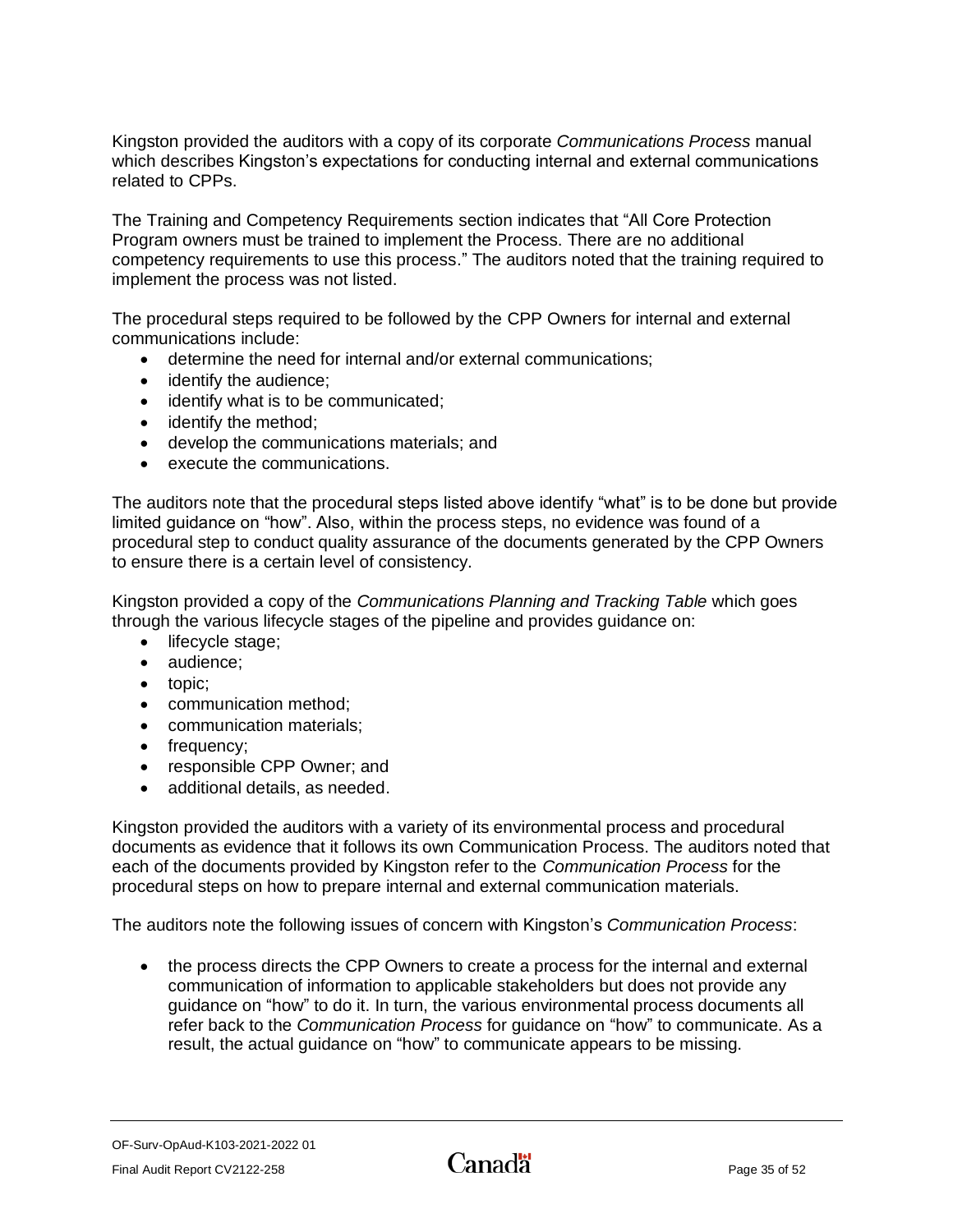Kingston provided the auditors with a copy of its corporate *Communications Process* manual which describes Kingston's expectations for conducting internal and external communications related to CPPs.

The Training and Competency Requirements section indicates that "All Core Protection Program owners must be trained to implement the Process. There are no additional competency requirements to use this process." The auditors noted that the training required to implement the process was not listed.

The procedural steps required to be followed by the CPP Owners for internal and external communications include:

- determine the need for internal and/or external communications;
- identify the audience;
- identify what is to be communicated;
- identify the method;
- develop the communications materials; and
- execute the communications.

The auditors note that the procedural steps listed above identify "what" is to be done but provide limited guidance on "how". Also, within the process steps, no evidence was found of a procedural step to conduct quality assurance of the documents generated by the CPP Owners to ensure there is a certain level of consistency.

Kingston provided a copy of the *Communications Planning and Tracking Table* which goes through the various lifecycle stages of the pipeline and provides guidance on:

- lifecycle stage;
- audience;
- topic;
- communication method;
- communication materials;
- frequency;
- responsible CPP Owner; and
- additional details, as needed.

Kingston provided the auditors with a variety of its environmental process and procedural documents as evidence that it follows its own Communication Process. The auditors noted that each of the documents provided by Kingston refer to the *Communication Process* for the procedural steps on how to prepare internal and external communication materials.

The auditors note the following issues of concern with Kingston's *Communication Process*:

- the process directs the CPP Owners to create a process for the internal and external communication of information to applicable stakeholders but does not provide any guidance on "how" to do it. In turn, the various environmental process documents all refer back to the *Communication Process* for guidance on "how" to communicate. As a result, the actual guidance on "how" to communicate appears to be missing.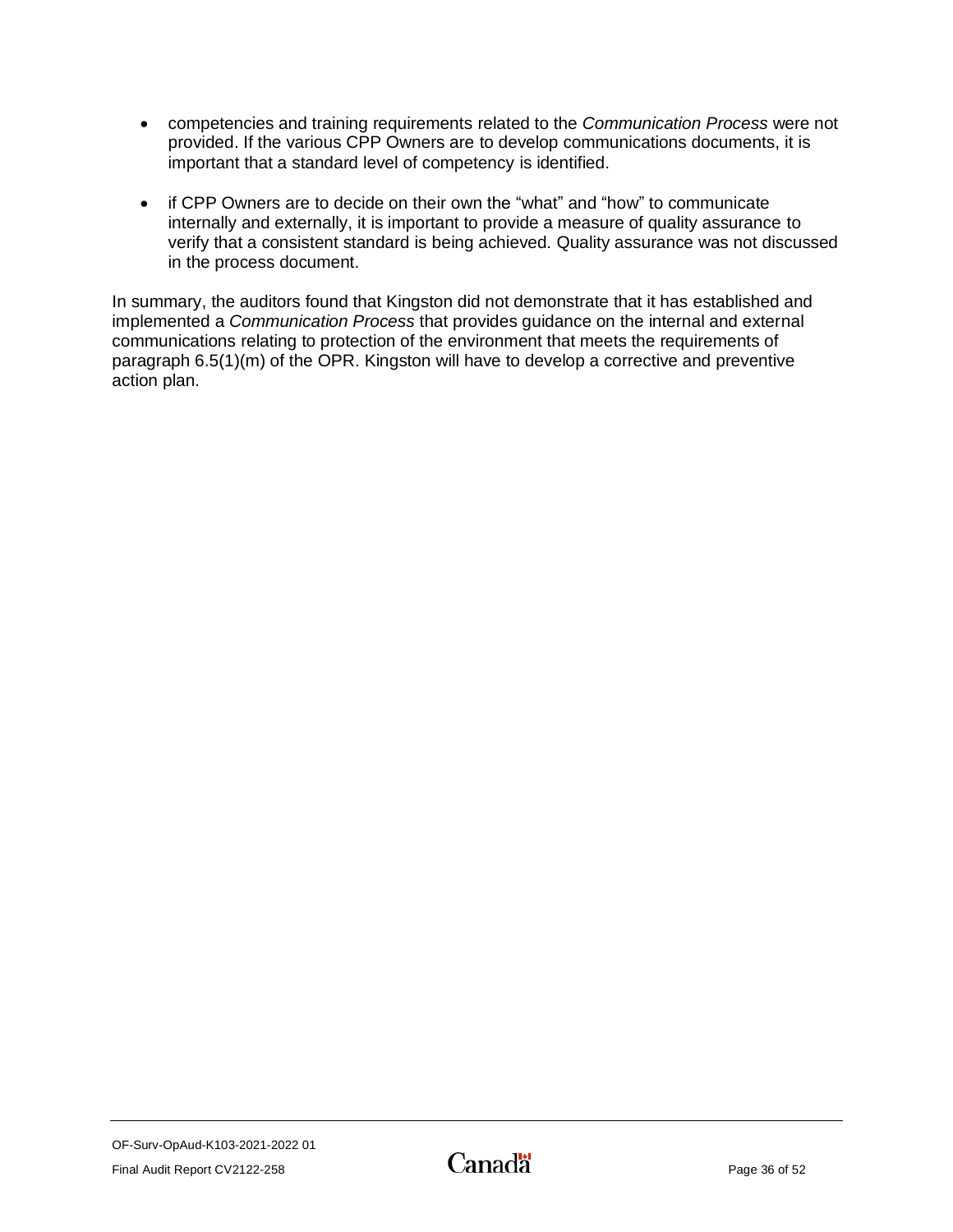- competencies and training requirements related to the *Communication Process* were not provided. If the various CPP Owners are to develop communications documents, it is important that a standard level of competency is identified.

- if CPP Owners are to decide on their own the "what" and "how" to communicate internally and externally, it is important to provide a measure of quality assurance to verify that a consistent standard is being achieved. Quality assurance was not discussed in the process document.

In summary, the auditors found that Kingston did not demonstrate that it has established and implemented a *Communication Process* that provides guidance on the internal and external communications relating to protection of the environment that meets the requirements of paragraph 6.5(1)(m) of the OPR. Kingston will have to develop a corrective and preventive action plan.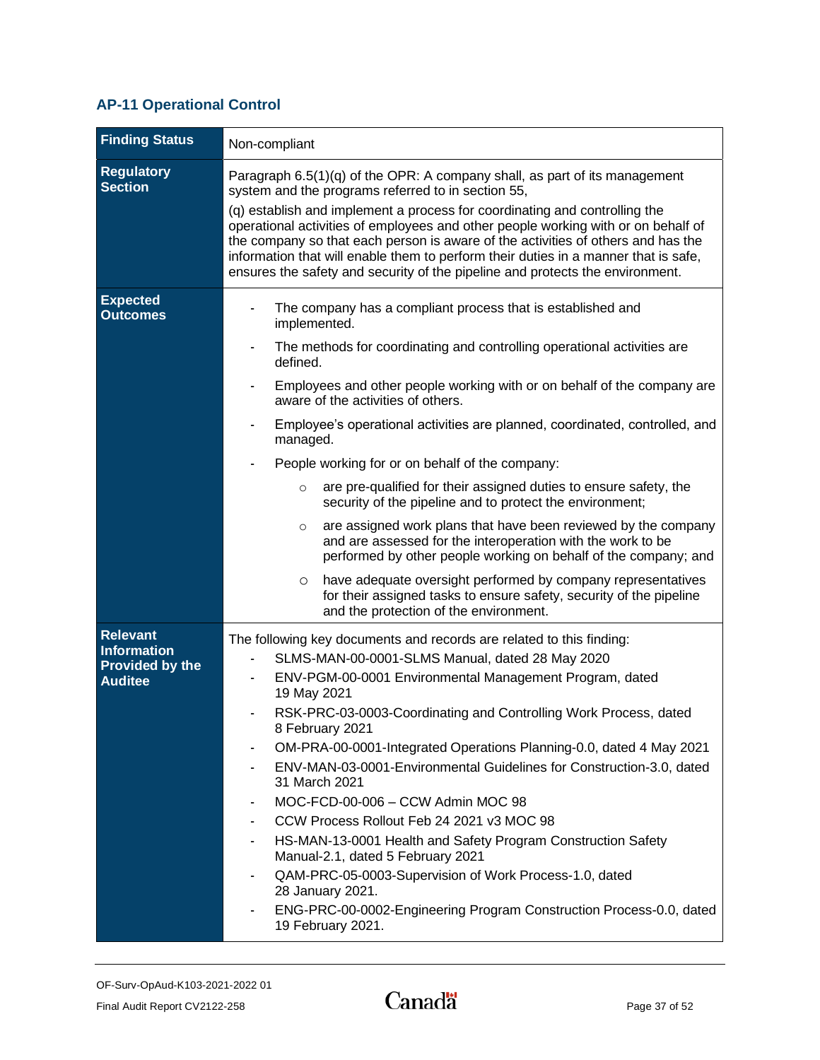## AP-11 Operational Control

| Finding Status | Non-compliant |
|---|---|
| **Regulatory Section** | Paragraph 6.5(1)(q) of the OPR: A company shall, as part of its management system and the programs referred to in section 55,<br><br>(q) establish and implement a process for coordinating and controlling the operational activities of employees and other people working with or on behalf of the company so that each person is aware of the activities of others and has the information that will enable them to perform their duties in a manner that is safe, ensures the safety and security of the pipeline and protects the environment. |
| **Expected Outcomes** | - The company has a compliant process that is established and implemented.<br>- The methods for coordinating and controlling operational activities are defined.<br>- Employees and other people working with or on behalf of the company are aware of the activities of others.<br>- Employee's operational activities are planned, coordinated, controlled, and managed.<br>- People working for or on behalf of the company:<br>&nbsp;&nbsp;&nbsp;&nbsp;○ are pre-qualified for their assigned duties to ensure safety, the security of the pipeline and to protect the environment;<br>&nbsp;&nbsp;&nbsp;&nbsp;○ are assigned work plans that have been reviewed by the company and are assessed for the interoperation with the work to be performed by other people working on behalf of the company; and<br>&nbsp;&nbsp;&nbsp;&nbsp;○ have adequate oversight performed by company representatives for their assigned tasks to ensure safety, security of the pipeline and the protection of the environment. |
| **Relevant Information Provided by the Auditee** | The following key documents and records are related to this finding:<br>- SLMS-MAN-00-0001-SLMS Manual, dated 28 May 2020<br>- ENV-PGM-00-0001 Environmental Management Program, dated 19 May 2021<br>- RSK-PRC-03-0003-Coordinating and Controlling Work Process, dated 8 February 2021<br>- OM-PRA-00-0001-Integrated Operations Planning-0.0, dated 4 May 2021<br>- ENV-MAN-03-0001-Environmental Guidelines for Construction-3.0, dated 31 March 2021<br>- MOC-FCD-00-006 – CCW Admin MOC 98<br>- CCW Process Rollout Feb 24 2021 v3 MOC 98<br>- HS-MAN-13-0001 Health and Safety Program Construction Safety Manual-2.1, dated 5 February 2021<br>- QAM-PRC-05-0003-Supervision of Work Process-1.0, dated 28 January 2021.<br>- ENG-PRC-00-0002-Engineering Program Construction Process-0.0, dated 19 February 2021. |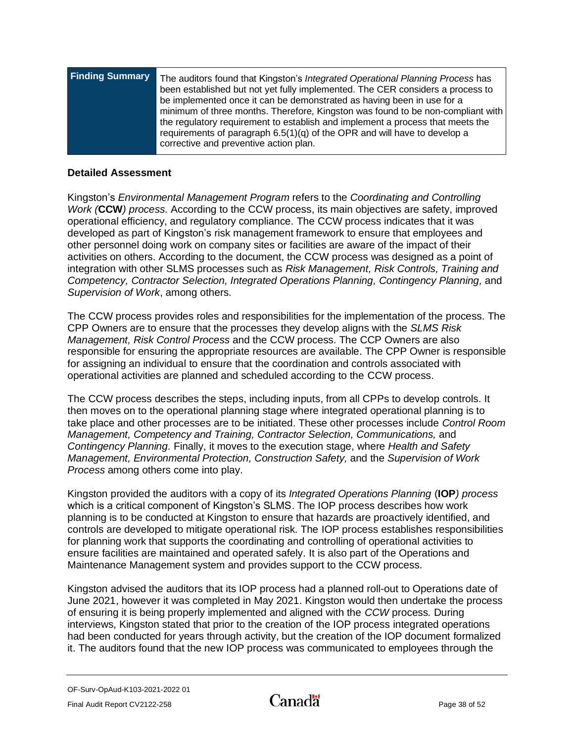| **Finding Summary** | The auditors found that Kingston's *Integrated Operational Planning Process* has been established but not yet fully implemented. The CER considers a process to be implemented once it can be demonstrated as having been in use for a minimum of three months. Therefore, Kingston was found to be non-compliant with the regulatory requirement to establish and implement a process that meets the requirements of paragraph 6.5(1)(q) of the OPR and will have to develop a corrective and preventive action plan. |
|---|---|

**Detailed Assessment**

Kingston's *Environmental Management Program* refers to the *Coordinating and Controlling Work (***CCW***) process.* According to the CCW process, its main objectives are safety, improved operational efficiency, and regulatory compliance. The CCW process indicates that it was developed as part of Kingston's risk management framework to ensure that employees and other personnel doing work on company sites or facilities are aware of the impact of their activities on others. According to the document, the CCW process was designed as a point of integration with other SLMS processes such as *Risk Management, Risk Controls, Training and Competency, Contractor Selection, Integrated Operations Planning, Contingency Planning,* and *Supervision of Work*, among others.

The CCW process provides roles and responsibilities for the implementation of the process. The CPP Owners are to ensure that the processes they develop aligns with the *SLMS Risk Management, Risk Control Process* and the CCW process. The CCP Owners are also responsible for ensuring the appropriate resources are available. The CPP Owner is responsible for assigning an individual to ensure that the coordination and controls associated with operational activities are planned and scheduled according to the CCW process.

The CCW process describes the steps, including inputs, from all CPPs to develop controls. It then moves on to the operational planning stage where integrated operational planning is to take place and other processes are to be initiated. These other processes include *Control Room Management, Competency and Training, Contractor Selection, Communications,* and *Contingency Planning.* Finally, it moves to the execution stage, where *Health and Safety Management, Environmental Protection, Construction Safety,* and the *Supervision of Work Process* among others come into play.

Kingston provided the auditors with a copy of its *Integrated Operations Planning* (**IOP***) process* which is a critical component of Kingston's SLMS. The IOP process describes how work planning is to be conducted at Kingston to ensure that hazards are proactively identified, and controls are developed to mitigate operational risk. The IOP process establishes responsibilities for planning work that supports the coordinating and controlling of operational activities to ensure facilities are maintained and operated safely. It is also part of the Operations and Maintenance Management system and provides support to the CCW process.

Kingston advised the auditors that its IOP process had a planned roll-out to Operations date of June 2021, however it was completed in May 2021. Kingston would then undertake the process of ensuring it is being properly implemented and aligned with the *CCW* process*.* During interviews, Kingston stated that prior to the creation of the IOP process integrated operations had been conducted for years through activity, but the creation of the IOP document formalized it. The auditors found that the new IOP process was communicated to employees through the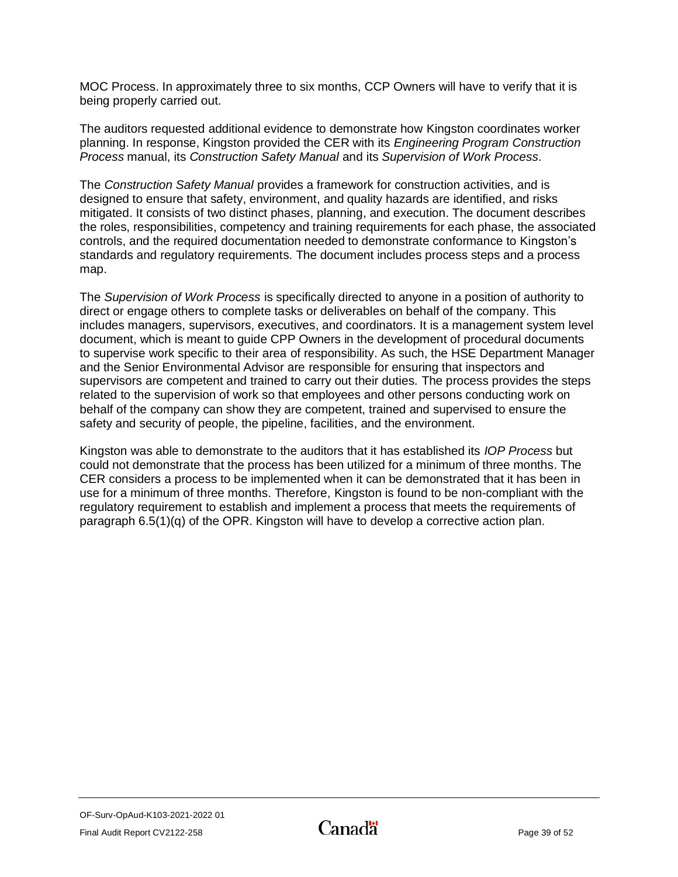MOC Process. In approximately three to six months, CCP Owners will have to verify that it is being properly carried out.

The auditors requested additional evidence to demonstrate how Kingston coordinates worker planning. In response, Kingston provided the CER with its *Engineering Program Construction Process* manual, its *Construction Safety Manual* and its *Supervision of Work Process*.

The *Construction Safety Manual* provides a framework for construction activities, and is designed to ensure that safety, environment, and quality hazards are identified, and risks mitigated. It consists of two distinct phases, planning, and execution. The document describes the roles, responsibilities, competency and training requirements for each phase, the associated controls, and the required documentation needed to demonstrate conformance to Kingston's standards and regulatory requirements. The document includes process steps and a process map.

The *Supervision of Work Process* is specifically directed to anyone in a position of authority to direct or engage others to complete tasks or deliverables on behalf of the company. This includes managers, supervisors, executives, and coordinators. It is a management system level document, which is meant to guide CPP Owners in the development of procedural documents to supervise work specific to their area of responsibility. As such, the HSE Department Manager and the Senior Environmental Advisor are responsible for ensuring that inspectors and supervisors are competent and trained to carry out their duties. The process provides the steps related to the supervision of work so that employees and other persons conducting work on behalf of the company can show they are competent, trained and supervised to ensure the safety and security of people, the pipeline, facilities, and the environment.

Kingston was able to demonstrate to the auditors that it has established its *IOP Process* but could not demonstrate that the process has been utilized for a minimum of three months. The CER considers a process to be implemented when it can be demonstrated that it has been in use for a minimum of three months. Therefore, Kingston is found to be non-compliant with the regulatory requirement to establish and implement a process that meets the requirements of paragraph 6.5(1)(q) of the OPR. Kingston will have to develop a corrective action plan.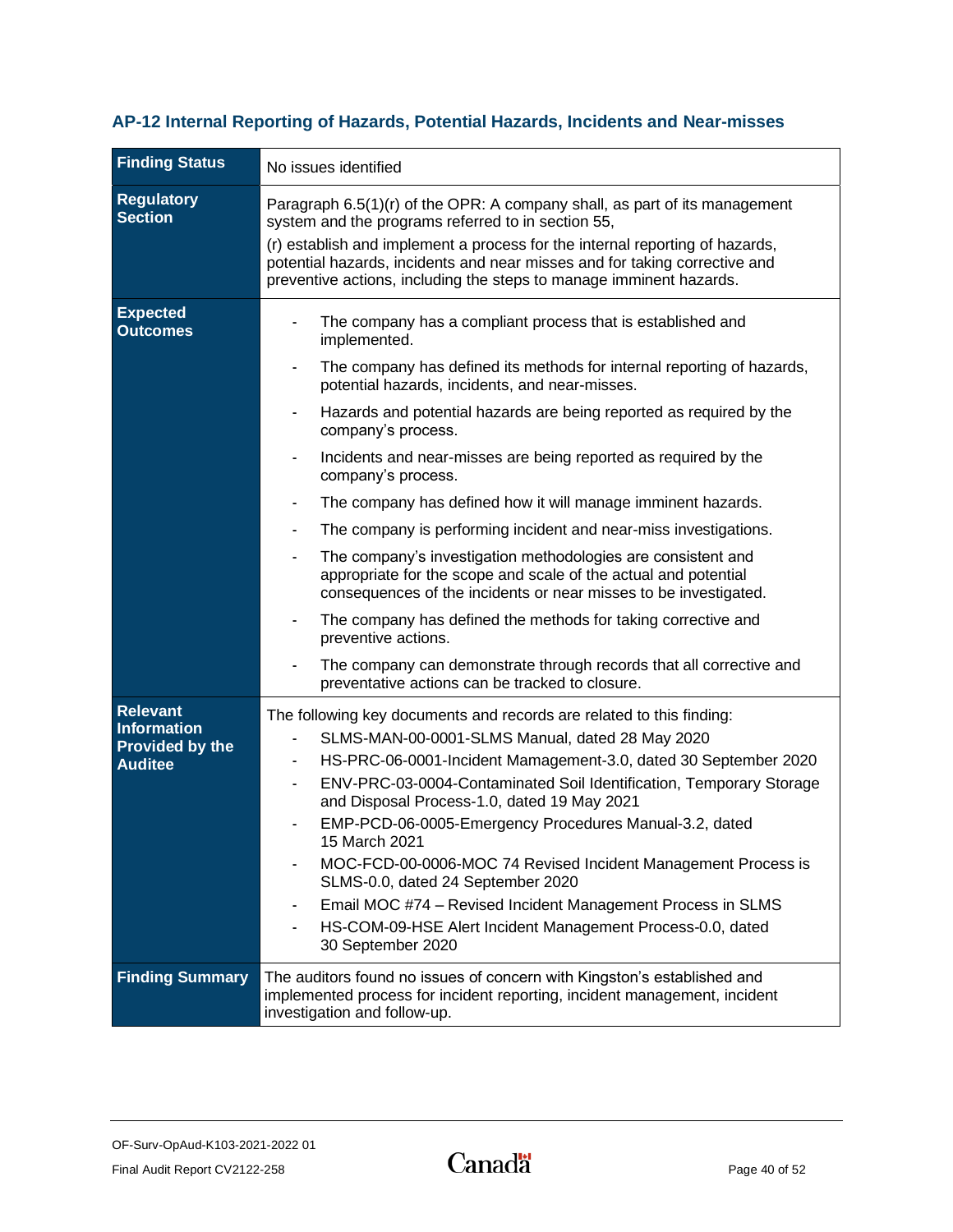## AP-12 Internal Reporting of Hazards, Potential Hazards, Incidents and Near-misses

| **Finding Status** | No issues identified |
|---|---|
| **Regulatory Section** | Paragraph 6.5(1)(r) of the OPR: A company shall, as part of its management system and the programs referred to in section 55,<br><br>(r) establish and implement a process for the internal reporting of hazards, potential hazards, incidents and near misses and for taking corrective and preventive actions, including the steps to manage imminent hazards. |
| **Expected Outcomes** | - The company has a compliant process that is established and implemented.<br>- The company has defined its methods for internal reporting of hazards, potential hazards, incidents, and near-misses.<br>- Hazards and potential hazards are being reported as required by the company's process.<br>- Incidents and near-misses are being reported as required by the company's process.<br>- The company has defined how it will manage imminent hazards.<br>- The company is performing incident and near-miss investigations.<br>- The company's investigation methodologies are consistent and appropriate for the scope and scale of the actual and potential consequences of the incidents or near misses to be investigated.<br>- The company has defined the methods for taking corrective and preventive actions.<br>- The company can demonstrate through records that all corrective and preventative actions can be tracked to closure. |
| **Relevant Information Provided by the Auditee** | The following key documents and records are related to this finding:<br>- SLMS-MAN-00-0001-SLMS Manual, dated 28 May 2020<br>- HS-PRC-06-0001-Incident Mamagement-3.0, dated 30 September 2020<br>- ENV-PRC-03-0004-Contaminated Soil Identification, Temporary Storage and Disposal Process-1.0, dated 19 May 2021<br>- EMP-PCD-06-0005-Emergency Procedures Manual-3.2, dated 15 March 2021<br>- MOC-FCD-00-0006-MOC 74 Revised Incident Management Process is SLMS-0.0, dated 24 September 2020<br>- Email MOC #74 – Revised Incident Management Process in SLMS<br>- HS-COM-09-HSE Alert Incident Management Process-0.0, dated 30 September 2020 |
| **Finding Summary** | The auditors found no issues of concern with Kingston's established and implemented process for incident reporting, incident management, incident investigation and follow-up. |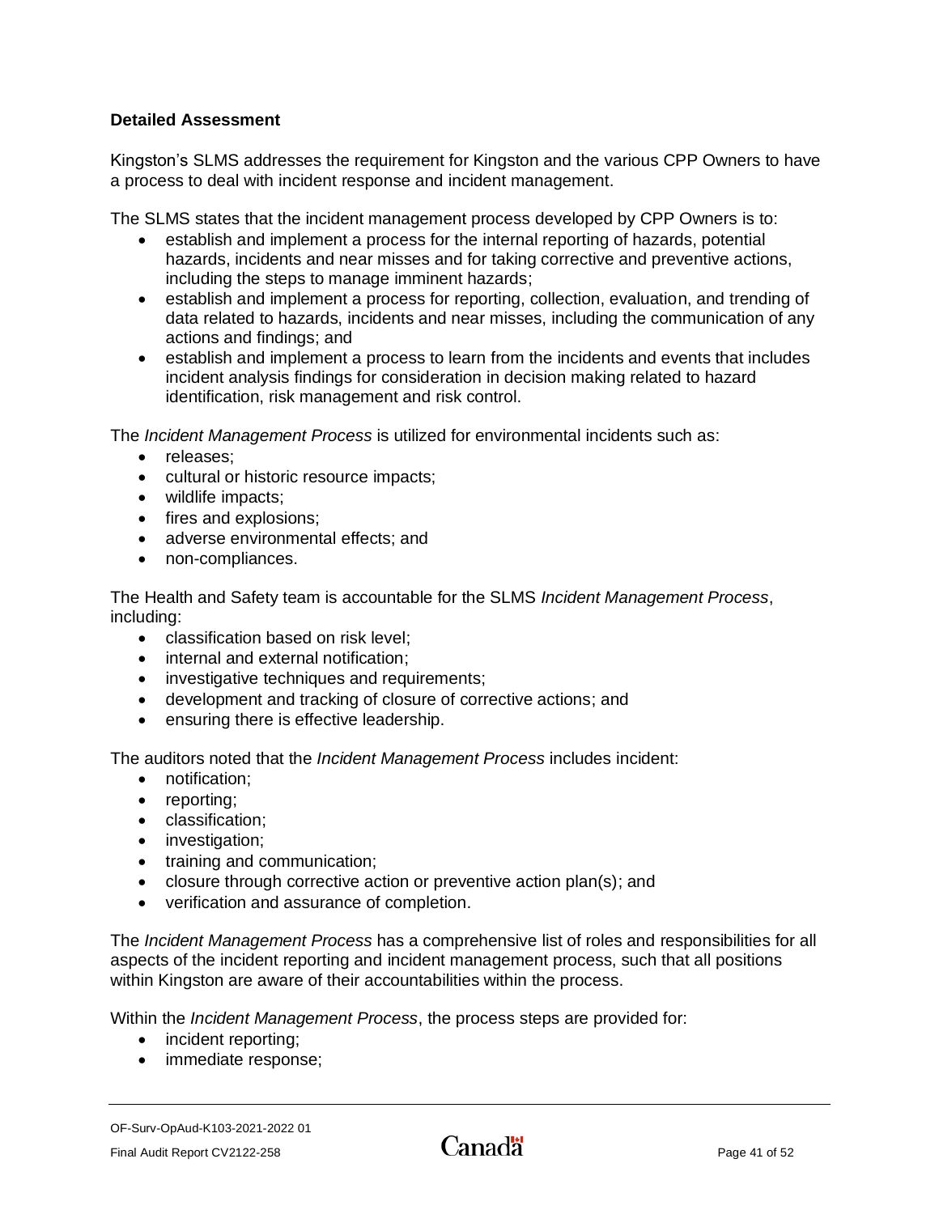**Detailed Assessment**

Kingston’s SLMS addresses the requirement for Kingston and the various CPP Owners to have a process to deal with incident response and incident management.

The SLMS states that the incident management process developed by CPP Owners is to:

- establish and implement a process for the internal reporting of hazards, potential hazards, incidents and near misses and for taking corrective and preventive actions, including the steps to manage imminent hazards;
- establish and implement a process for reporting, collection, evaluation, and trending of data related to hazards, incidents and near misses, including the communication of any actions and findings; and
- establish and implement a process to learn from the incidents and events that includes incident analysis findings for consideration in decision making related to hazard identification, risk management and risk control.

The *Incident Management Process* is utilized for environmental incidents such as:

- releases;
- cultural or historic resource impacts;
- wildlife impacts;
- fires and explosions;
- adverse environmental effects; and
- non-compliances.

The Health and Safety team is accountable for the SLMS *Incident Management Process*, including:

- classification based on risk level;
- internal and external notification;
- investigative techniques and requirements;
- development and tracking of closure of corrective actions; and
- ensuring there is effective leadership.

The auditors noted that the *Incident Management Process* includes incident:

- notification;
- reporting;
- classification;
- investigation;
- training and communication;
- closure through corrective action or preventive action plan(s); and
- verification and assurance of completion.

The *Incident Management Process* has a comprehensive list of roles and responsibilities for all aspects of the incident reporting and incident management process, such that all positions within Kingston are aware of their accountabilities within the process.

Within the *Incident Management Process*, the process steps are provided for:

- incident reporting;
- immediate response;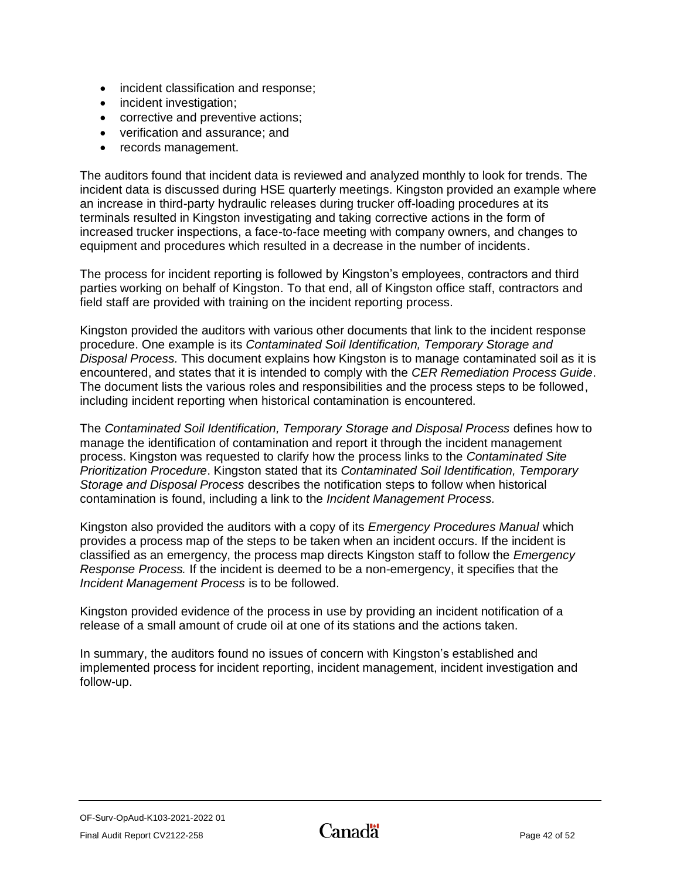- incident classification and response;
- incident investigation;
- corrective and preventive actions;
- verification and assurance; and
- records management.

The auditors found that incident data is reviewed and analyzed monthly to look for trends. The incident data is discussed during HSE quarterly meetings. Kingston provided an example where an increase in third-party hydraulic releases during trucker off-loading procedures at its terminals resulted in Kingston investigating and taking corrective actions in the form of increased trucker inspections, a face-to-face meeting with company owners, and changes to equipment and procedures which resulted in a decrease in the number of incidents.

The process for incident reporting is followed by Kingston's employees, contractors and third parties working on behalf of Kingston. To that end, all of Kingston office staff, contractors and field staff are provided with training on the incident reporting process.

Kingston provided the auditors with various other documents that link to the incident response procedure. One example is its *Contaminated Soil Identification, Temporary Storage and Disposal Process.* This document explains how Kingston is to manage contaminated soil as it is encountered, and states that it is intended to comply with the *CER Remediation Process Guide*. The document lists the various roles and responsibilities and the process steps to be followed, including incident reporting when historical contamination is encountered.

The *Contaminated Soil Identification, Temporary Storage and Disposal Process* defines how to manage the identification of contamination and report it through the incident management process. Kingston was requested to clarify how the process links to the *Contaminated Site Prioritization Procedure*. Kingston stated that its *Contaminated Soil Identification, Temporary Storage and Disposal Process* describes the notification steps to follow when historical contamination is found, including a link to the *Incident Management Process.*

Kingston also provided the auditors with a copy of its *Emergency Procedures Manual* which provides a process map of the steps to be taken when an incident occurs. If the incident is classified as an emergency, the process map directs Kingston staff to follow the *Emergency Response Process.* If the incident is deemed to be a non-emergency, it specifies that the *Incident Management Process* is to be followed.

Kingston provided evidence of the process in use by providing an incident notification of a release of a small amount of crude oil at one of its stations and the actions taken.

In summary, the auditors found no issues of concern with Kingston's established and implemented process for incident reporting, incident management, incident investigation and follow-up.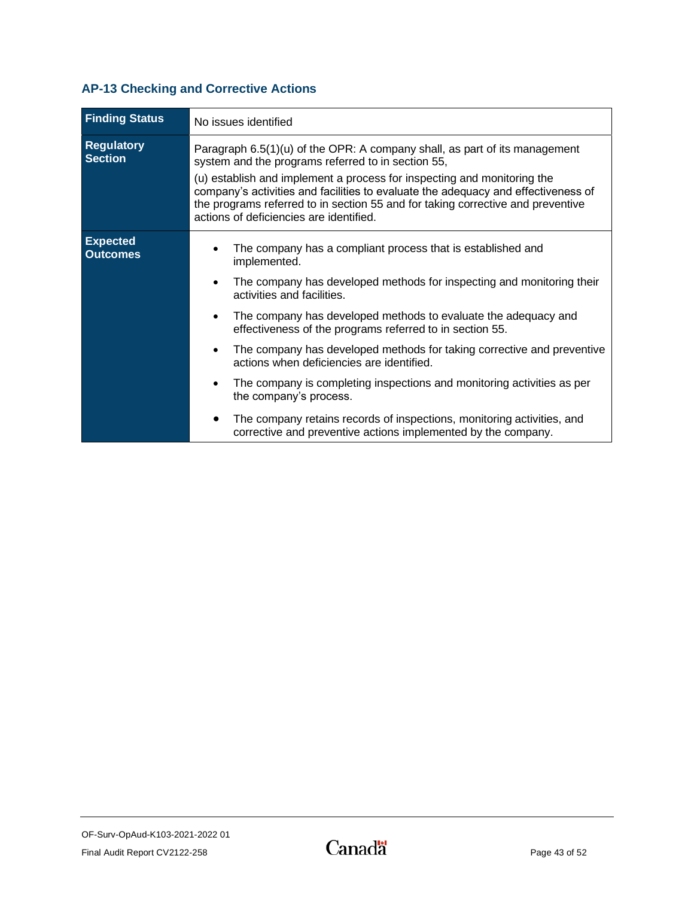### AP-13 Checking and Corrective Actions

| **Finding Status** | No issues identified |
|---|---|
| **Regulatory Section** | Paragraph 6.5(1)(u) of the OPR: A company shall, as part of its management system and the programs referred to in section 55,<br><br>(u) establish and implement a process for inspecting and monitoring the company's activities and facilities to evaluate the adequacy and effectiveness of the programs referred to in section 55 and for taking corrective and preventive actions of deficiencies are identified. |
| **Expected Outcomes** | • The company has a compliant process that is established and implemented.<br><br>• The company has developed methods for inspecting and monitoring their activities and facilities.<br><br>• The company has developed methods to evaluate the adequacy and effectiveness of the programs referred to in section 55.<br><br>• The company has developed methods for taking corrective and preventive actions when deficiencies are identified.<br><br>• The company is completing inspections and monitoring activities as per the company's process.<br><br>• The company retains records of inspections, monitoring activities, and corrective and preventive actions implemented by the company. |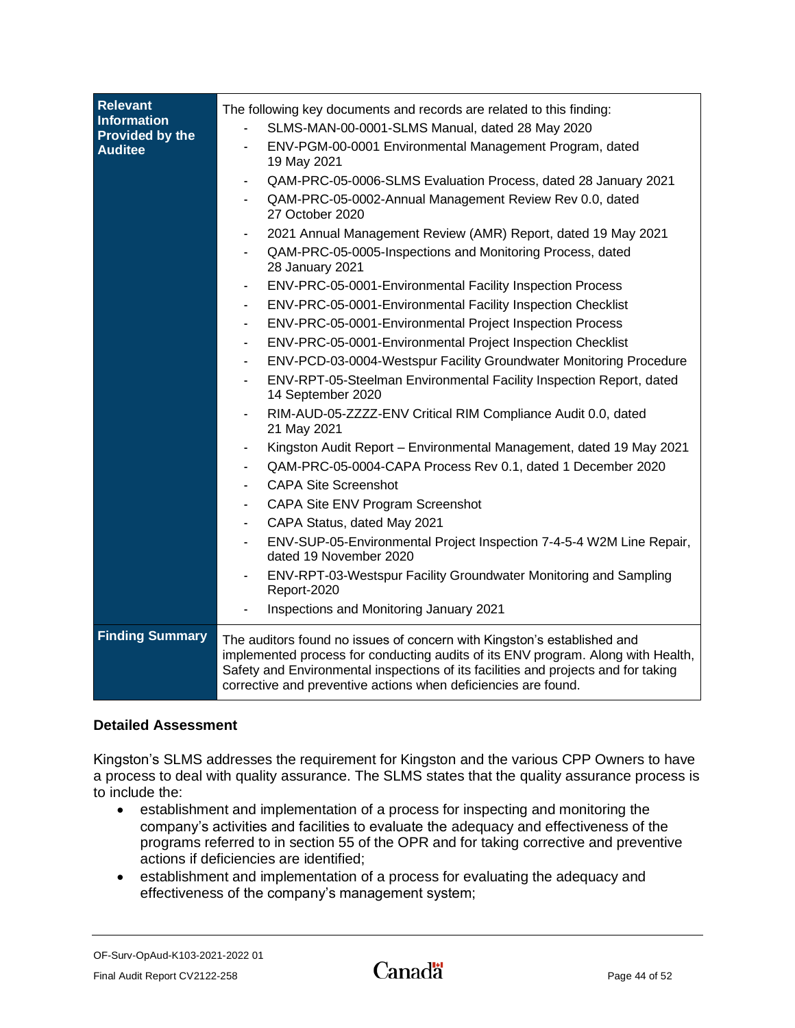| Relevant Information Provided by the Auditee | The following key documents and records are related to this finding:<br>- SLMS-MAN-00-0001-SLMS Manual, dated 28 May 2020<br>- ENV-PGM-00-0001 Environmental Management Program, dated 19 May 2021<br>- QAM-PRC-05-0006-SLMS Evaluation Process, dated 28 January 2021<br>- QAM-PRC-05-0002-Annual Management Review Rev 0.0, dated 27 October 2020<br>- 2021 Annual Management Review (AMR) Report, dated 19 May 2021<br>- QAM-PRC-05-0005-Inspections and Monitoring Process, dated 28 January 2021<br>- ENV-PRC-05-0001-Environmental Facility Inspection Process<br>- ENV-PRC-05-0001-Environmental Facility Inspection Checklist<br>- ENV-PRC-05-0001-Environmental Project Inspection Process<br>- ENV-PRC-05-0001-Environmental Project Inspection Checklist<br>- ENV-PCD-03-0004-Westspur Facility Groundwater Monitoring Procedure<br>- ENV-RPT-05-Steelman Environmental Facility Inspection Report, dated 14 September 2020<br>- RIM-AUD-05-ZZZZ-ENV Critical RIM Compliance Audit 0.0, dated 21 May 2021<br>- Kingston Audit Report – Environmental Management, dated 19 May 2021<br>- QAM-PRC-05-0004-CAPA Process Rev 0.1, dated 1 December 2020<br>- CAPA Site Screenshot<br>- CAPA Site ENV Program Screenshot<br>- CAPA Status, dated May 2021<br>- ENV-SUP-05-Environmental Project Inspection 7-4-5-4 W2M Line Repair, dated 19 November 2020<br>- ENV-RPT-03-Westspur Facility Groundwater Monitoring and Sampling Report-2020<br>- Inspections and Monitoring January 2021 |
|---|---|
| Finding Summary | The auditors found no issues of concern with Kingston's established and implemented process for conducting audits of its ENV program. Along with Health, Safety and Environmental inspections of its facilities and projects and for taking corrective and preventive actions when deficiencies are found. |

### Detailed Assessment

Kingston's SLMS addresses the requirement for Kingston and the various CPP Owners to have a process to deal with quality assurance. The SLMS states that the quality assurance process is to include the:

- establishment and implementation of a process for inspecting and monitoring the company's activities and facilities to evaluate the adequacy and effectiveness of the programs referred to in section 55 of the OPR and for taking corrective and preventive actions if deficiencies are identified;
- establishment and implementation of a process for evaluating the adequacy and effectiveness of the company's management system;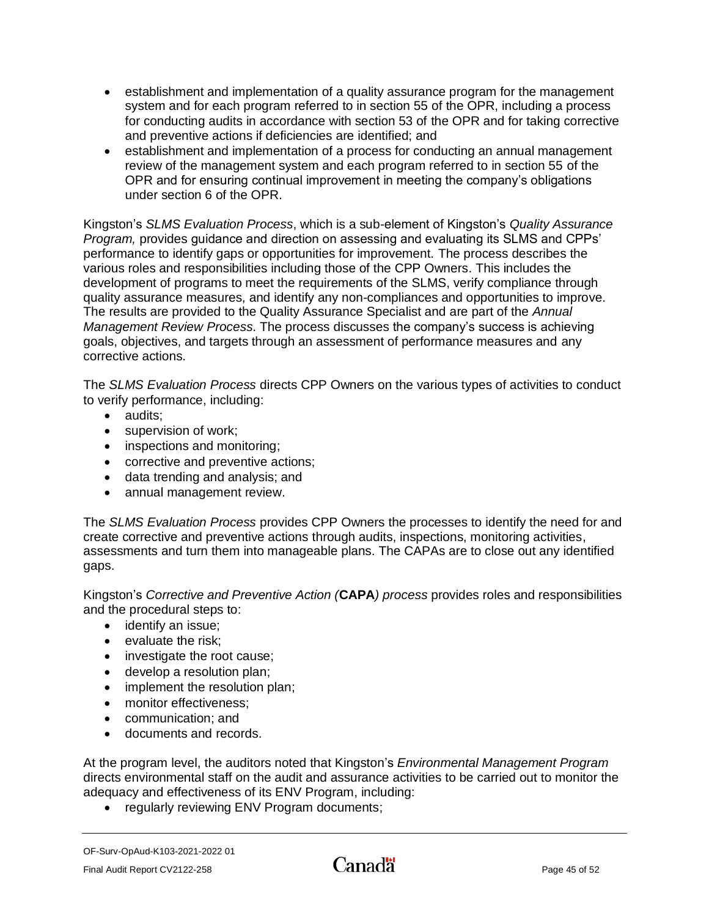- establishment and implementation of a quality assurance program for the management system and for each program referred to in section 55 of the OPR, including a process for conducting audits in accordance with section 53 of the OPR and for taking corrective and preventive actions if deficiencies are identified; and
- establishment and implementation of a process for conducting an annual management review of the management system and each program referred to in section 55 of the OPR and for ensuring continual improvement in meeting the company's obligations under section 6 of the OPR.

Kingston's *SLMS Evaluation Process*, which is a sub-element of Kingston's *Quality Assurance Program,* provides guidance and direction on assessing and evaluating its SLMS and CPPs' performance to identify gaps or opportunities for improvement. The process describes the various roles and responsibilities including those of the CPP Owners. This includes the development of programs to meet the requirements of the SLMS, verify compliance through quality assurance measures, and identify any non-compliances and opportunities to improve. The results are provided to the Quality Assurance Specialist and are part of the *Annual Management Review Process*. The process discusses the company's success is achieving goals, objectives, and targets through an assessment of performance measures and any corrective actions.

The *SLMS Evaluation Process* directs CPP Owners on the various types of activities to conduct to verify performance, including:

- audits;
- supervision of work;
- inspections and monitoring;
- corrective and preventive actions;
- data trending and analysis; and
- annual management review.

The *SLMS Evaluation Process* provides CPP Owners the processes to identify the need for and create corrective and preventive actions through audits, inspections, monitoring activities, assessments and turn them into manageable plans. The CAPAs are to close out any identified gaps.

Kingston's *Corrective and Preventive Action (***CAPA***) process* provides roles and responsibilities and the procedural steps to:

- identify an issue;
- evaluate the risk;
- investigate the root cause;
- develop a resolution plan;
- implement the resolution plan;
- monitor effectiveness;
- communication; and
- documents and records.

At the program level, the auditors noted that Kingston's *Environmental Management Program* directs environmental staff on the audit and assurance activities to be carried out to monitor the adequacy and effectiveness of its ENV Program, including:

- regularly reviewing ENV Program documents;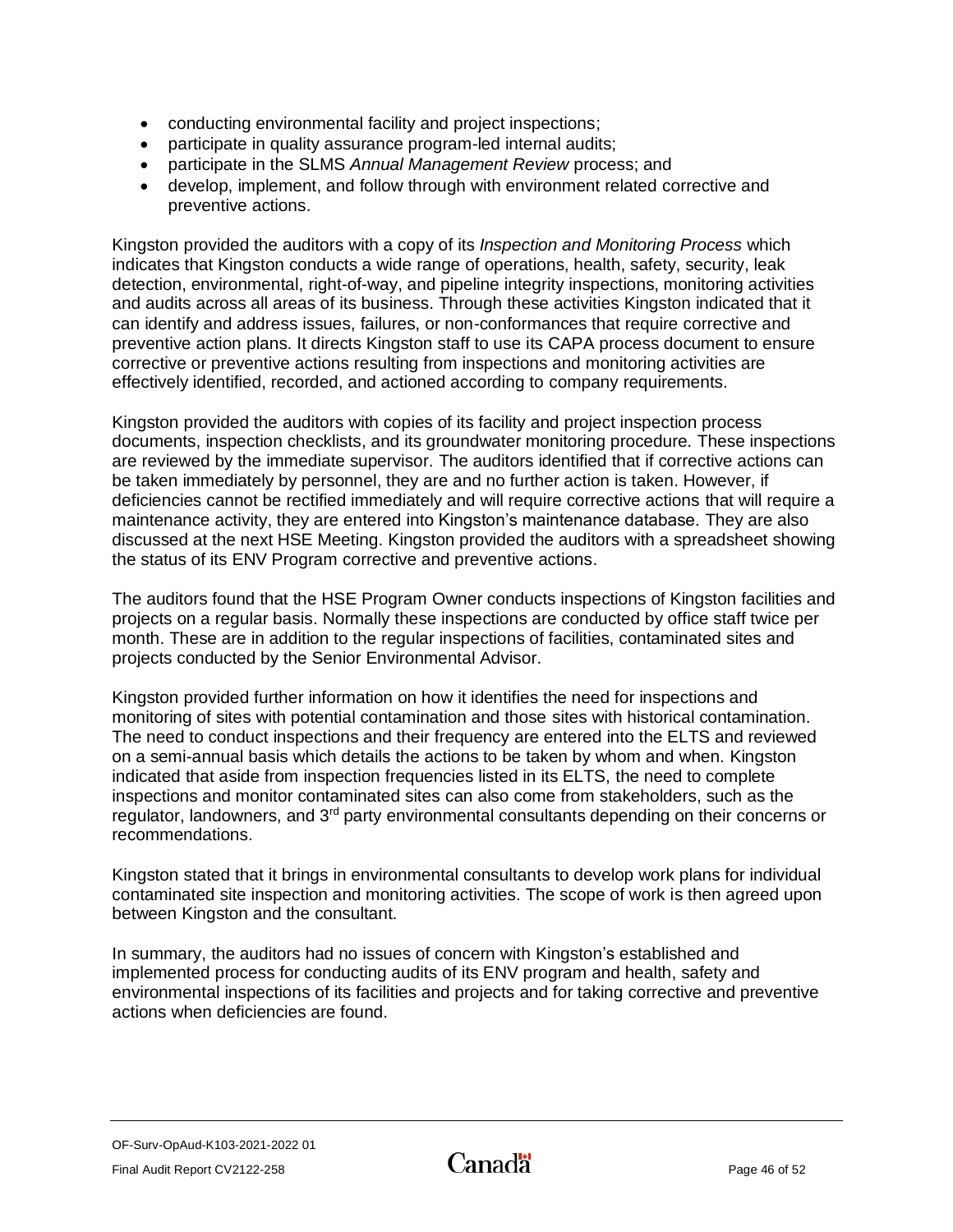- conducting environmental facility and project inspections;
- participate in quality assurance program-led internal audits;
- participate in the SLMS *Annual Management Review* process; and
- develop, implement, and follow through with environment related corrective and preventive actions.

Kingston provided the auditors with a copy of its *Inspection and Monitoring Process* which indicates that Kingston conducts a wide range of operations, health, safety, security, leak detection, environmental, right-of-way, and pipeline integrity inspections, monitoring activities and audits across all areas of its business. Through these activities Kingston indicated that it can identify and address issues, failures, or non-conformances that require corrective and preventive action plans. It directs Kingston staff to use its CAPA process document to ensure corrective or preventive actions resulting from inspections and monitoring activities are effectively identified, recorded, and actioned according to company requirements.

Kingston provided the auditors with copies of its facility and project inspection process documents, inspection checklists, and its groundwater monitoring procedure. These inspections are reviewed by the immediate supervisor. The auditors identified that if corrective actions can be taken immediately by personnel, they are and no further action is taken. However, if deficiencies cannot be rectified immediately and will require corrective actions that will require a maintenance activity, they are entered into Kingston's maintenance database. They are also discussed at the next HSE Meeting. Kingston provided the auditors with a spreadsheet showing the status of its ENV Program corrective and preventive actions.

The auditors found that the HSE Program Owner conducts inspections of Kingston facilities and projects on a regular basis. Normally these inspections are conducted by office staff twice per month. These are in addition to the regular inspections of facilities, contaminated sites and projects conducted by the Senior Environmental Advisor.

Kingston provided further information on how it identifies the need for inspections and monitoring of sites with potential contamination and those sites with historical contamination. The need to conduct inspections and their frequency are entered into the ELTS and reviewed on a semi-annual basis which details the actions to be taken by whom and when. Kingston indicated that aside from inspection frequencies listed in its ELTS, the need to complete inspections and monitor contaminated sites can also come from stakeholders, such as the regulator, landowners, and 3rd party environmental consultants depending on their concerns or recommendations.

Kingston stated that it brings in environmental consultants to develop work plans for individual contaminated site inspection and monitoring activities. The scope of work is then agreed upon between Kingston and the consultant.

In summary, the auditors had no issues of concern with Kingston's established and implemented process for conducting audits of its ENV program and health, safety and environmental inspections of its facilities and projects and for taking corrective and preventive actions when deficiencies are found.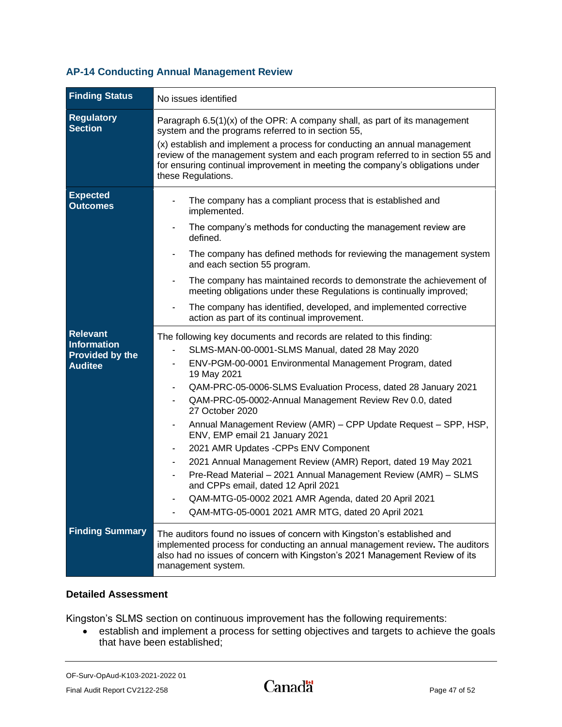### AP-14 Conducting Annual Management Review

| Finding Status | No issues identified |
|---|---|
| **Regulatory Section** | Paragraph 6.5(1)(x) of the OPR: A company shall, as part of its management system and the programs referred to in section 55,<br><br>(x) establish and implement a process for conducting an annual management review of the management system and each program referred to in section 55 and for ensuring continual improvement in meeting the company's obligations under these Regulations. |
| **Expected Outcomes** | - The company has a compliant process that is established and implemented.<br>- The company's methods for conducting the management review are defined.<br>- The company has defined methods for reviewing the management system and each section 55 program.<br>- The company has maintained records to demonstrate the achievement of meeting obligations under these Regulations is continually improved;<br>- The company has identified, developed, and implemented corrective action as part of its continual improvement. |
| **Relevant Information Provided by the Auditee** | The following key documents and records are related to this finding:<br>- SLMS-MAN-00-0001-SLMS Manual, dated 28 May 2020<br>- ENV-PGM-00-0001 Environmental Management Program, dated 19 May 2021<br>- QAM-PRC-05-0006-SLMS Evaluation Process, dated 28 January 2021<br>- QAM-PRC-05-0002-Annual Management Review Rev 0.0, dated 27 October 2020<br>- Annual Management Review (AMR) – CPP Update Request – SPP, HSP, ENV, EMP email 21 January 2021<br>- 2021 AMR Updates -CPPs ENV Component<br>- 2021 Annual Management Review (AMR) Report, dated 19 May 2021<br>- Pre-Read Material – 2021 Annual Management Review (AMR) – SLMS and CPPs email, dated 12 April 2021<br>- QAM-MTG-05-0002 2021 AMR Agenda, dated 20 April 2021<br>- QAM-MTG-05-0001 2021 AMR MTG, dated 20 April 2021 |
| **Finding Summary** | The auditors found no issues of concern with Kingston's established and implemented process for conducting an annual management review**.** The auditors also had no issues of concern with Kingston's 2021 Management Review of its management system. |

**Detailed Assessment**

Kingston's SLMS section on continuous improvement has the following requirements:

- establish and implement a process for setting objectives and targets to achieve the goals that have been established;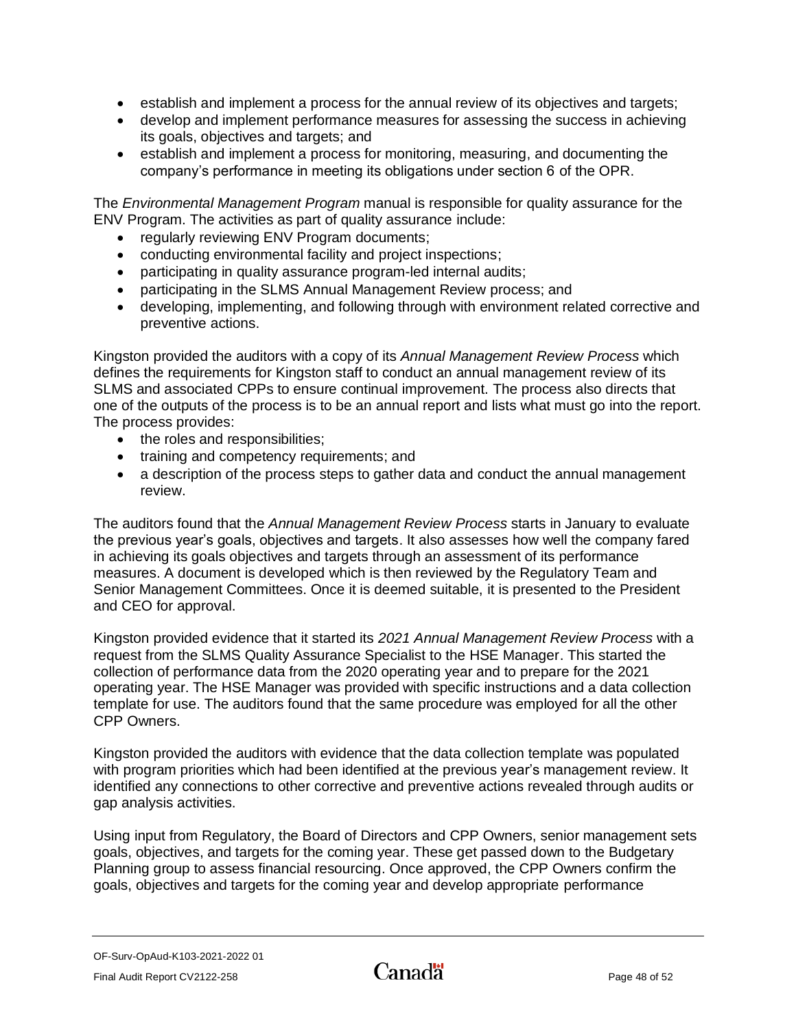- establish and implement a process for the annual review of its objectives and targets;
- develop and implement performance measures for assessing the success in achieving its goals, objectives and targets; and
- establish and implement a process for monitoring, measuring, and documenting the company's performance in meeting its obligations under section 6 of the OPR.

The *Environmental Management Program* manual is responsible for quality assurance for the ENV Program. The activities as part of quality assurance include:

- regularly reviewing ENV Program documents;
- conducting environmental facility and project inspections;
- participating in quality assurance program-led internal audits;
- participating in the SLMS Annual Management Review process; and
- developing, implementing, and following through with environment related corrective and preventive actions.

Kingston provided the auditors with a copy of its *Annual Management Review Process* which defines the requirements for Kingston staff to conduct an annual management review of its SLMS and associated CPPs to ensure continual improvement. The process also directs that one of the outputs of the process is to be an annual report and lists what must go into the report. The process provides:

- the roles and responsibilities;
- training and competency requirements; and
- a description of the process steps to gather data and conduct the annual management review.

The auditors found that the *Annual Management Review Process* starts in January to evaluate the previous year's goals, objectives and targets. It also assesses how well the company fared in achieving its goals objectives and targets through an assessment of its performance measures. A document is developed which is then reviewed by the Regulatory Team and Senior Management Committees. Once it is deemed suitable, it is presented to the President and CEO for approval.

Kingston provided evidence that it started its *2021 Annual Management Review Process* with a request from the SLMS Quality Assurance Specialist to the HSE Manager. This started the collection of performance data from the 2020 operating year and to prepare for the 2021 operating year. The HSE Manager was provided with specific instructions and a data collection template for use. The auditors found that the same procedure was employed for all the other CPP Owners.

Kingston provided the auditors with evidence that the data collection template was populated with program priorities which had been identified at the previous year's management review. It identified any connections to other corrective and preventive actions revealed through audits or gap analysis activities.

Using input from Regulatory, the Board of Directors and CPP Owners, senior management sets goals, objectives, and targets for the coming year. These get passed down to the Budgetary Planning group to assess financial resourcing. Once approved, the CPP Owners confirm the goals, objectives and targets for the coming year and develop appropriate performance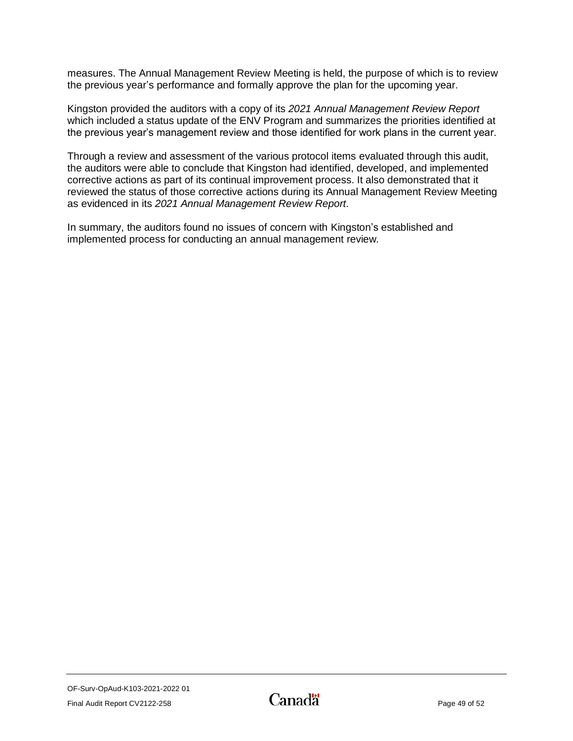measures. The Annual Management Review Meeting is held, the purpose of which is to review the previous year's performance and formally approve the plan for the upcoming year.

Kingston provided the auditors with a copy of its *2021 Annual Management Review Report* which included a status update of the ENV Program and summarizes the priorities identified at the previous year's management review and those identified for work plans in the current year.

Through a review and assessment of the various protocol items evaluated through this audit, the auditors were able to conclude that Kingston had identified, developed, and implemented corrective actions as part of its continual improvement process. It also demonstrated that it reviewed the status of those corrective actions during its Annual Management Review Meeting as evidenced in its *2021 Annual Management Review Report.*

In summary, the auditors found no issues of concern with Kingston's established and implemented process for conducting an annual management review.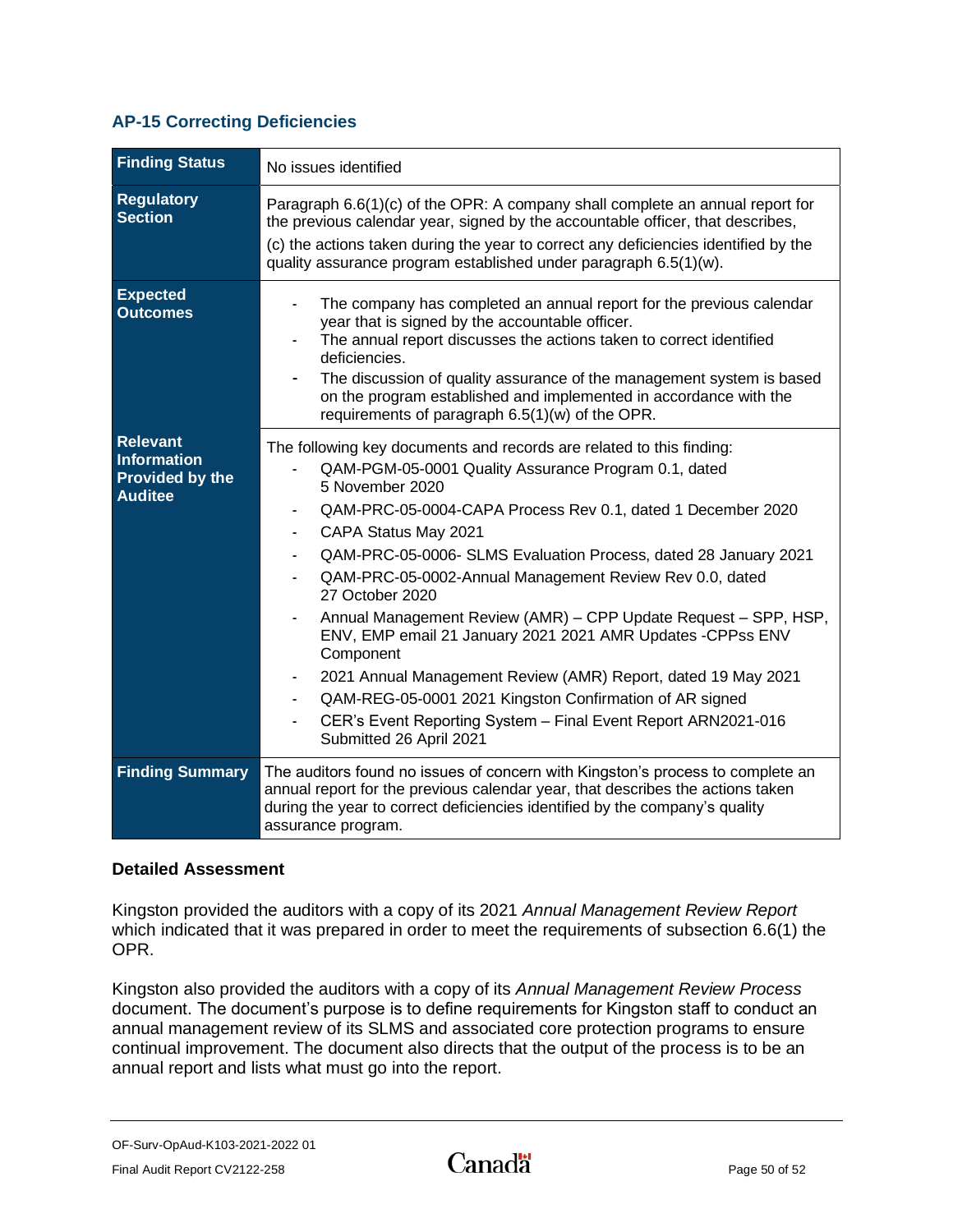### AP-15 Correcting Deficiencies

| | |
|---|---|
| **Finding Status** | No issues identified |
| **Regulatory Section** | Paragraph 6.6(1)(c) of the OPR: A company shall complete an annual report for the previous calendar year, signed by the accountable officer, that describes,<br>(c) the actions taken during the year to correct any deficiencies identified by the quality assurance program established under paragraph 6.5(1)(w). |
| **Expected Outcomes** | - The company has completed an annual report for the previous calendar year that is signed by the accountable officer.<br>- The annual report discusses the actions taken to correct identified deficiencies.<br>- The discussion of quality assurance of the management system is based on the program established and implemented in accordance with the requirements of paragraph 6.5(1)(w) of the OPR. |
| **Relevant Information Provided by the Auditee** | The following key documents and records are related to this finding:<br>- QAM-PGM-05-0001 Quality Assurance Program 0.1, dated 5 November 2020<br>- QAM-PRC-05-0004-CAPA Process Rev 0.1, dated 1 December 2020<br>- CAPA Status May 2021<br>- QAM-PRC-05-0006- SLMS Evaluation Process, dated 28 January 2021<br>- QAM-PRC-05-0002-Annual Management Review Rev 0.0, dated 27 October 2020<br>- Annual Management Review (AMR) – CPP Update Request – SPP, HSP, ENV, EMP email 21 January 2021 2021 AMR Updates -CPPss ENV Component<br>- 2021 Annual Management Review (AMR) Report, dated 19 May 2021<br>- QAM-REG-05-0001 2021 Kingston Confirmation of AR signed<br>- CER's Event Reporting System – Final Event Report ARN2021-016 Submitted 26 April 2021 |
| **Finding Summary** | The auditors found no issues of concern with Kingston's process to complete an annual report for the previous calendar year, that describes the actions taken during the year to correct deficiencies identified by the company's quality assurance program. |

#### Detailed Assessment

Kingston provided the auditors with a copy of its 2021 *Annual Management Review Report* which indicated that it was prepared in order to meet the requirements of subsection 6.6(1) the OPR.

Kingston also provided the auditors with a copy of its *Annual Management Review Process* document. The document's purpose is to define requirements for Kingston staff to conduct an annual management review of its SLMS and associated core protection programs to ensure continual improvement. The document also directs that the output of the process is to be an annual report and lists what must go into the report.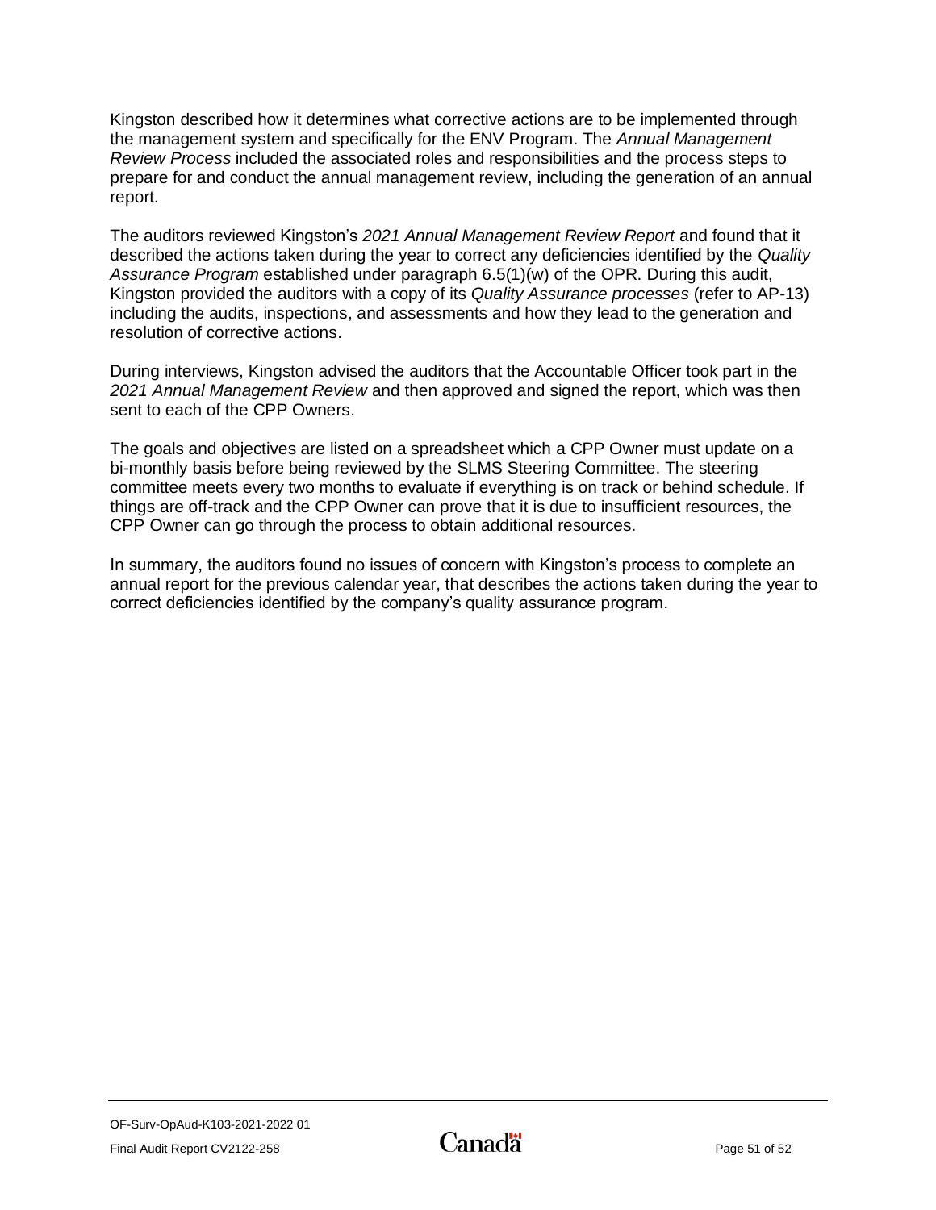Kingston described how it determines what corrective actions are to be implemented through the management system and specifically for the ENV Program. The *Annual Management Review Process* included the associated roles and responsibilities and the process steps to prepare for and conduct the annual management review, including the generation of an annual report.

The auditors reviewed Kingston's *2021 Annual Management Review Report* and found that it described the actions taken during the year to correct any deficiencies identified by the *Quality Assurance Program* established under paragraph 6.5(1)(w) of the OPR. During this audit, Kingston provided the auditors with a copy of its *Quality Assurance processes* (refer to AP-13) including the audits, inspections, and assessments and how they lead to the generation and resolution of corrective actions.

During interviews, Kingston advised the auditors that the Accountable Officer took part in the *2021 Annual Management Review* and then approved and signed the report, which was then sent to each of the CPP Owners.

The goals and objectives are listed on a spreadsheet which a CPP Owner must update on a bi-monthly basis before being reviewed by the SLMS Steering Committee. The steering committee meets every two months to evaluate if everything is on track or behind schedule. If things are off-track and the CPP Owner can prove that it is due to insufficient resources, the CPP Owner can go through the process to obtain additional resources.

In summary, the auditors found no issues of concern with Kingston's process to complete an annual report for the previous calendar year, that describes the actions taken during the year to correct deficiencies identified by the company's quality assurance program.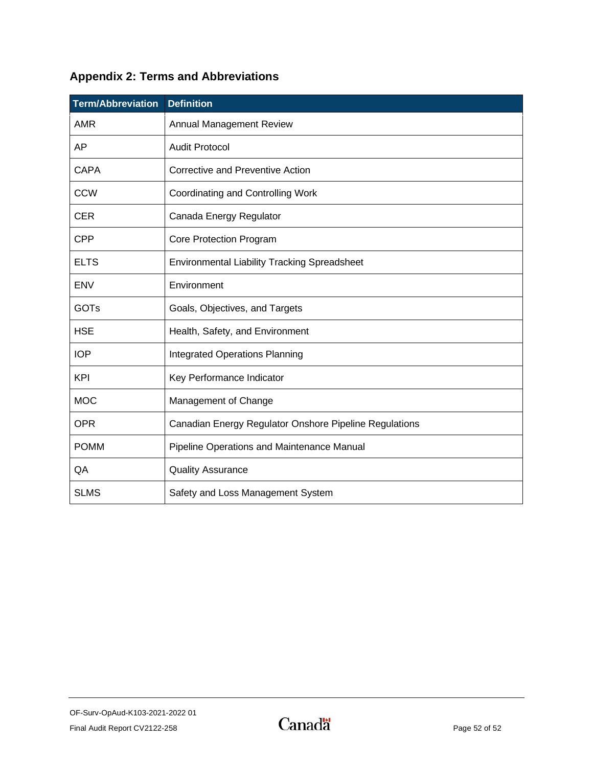## Appendix 2: Terms and Abbreviations

| Term/Abbreviation | Definition |
|---|---|
| AMR | Annual Management Review |
| AP | Audit Protocol |
| CAPA | Corrective and Preventive Action |
| CCW | Coordinating and Controlling Work |
| CER | Canada Energy Regulator |
| CPP | Core Protection Program |
| ELTS | Environmental Liability Tracking Spreadsheet |
| ENV | Environment |
| GOTs | Goals, Objectives, and Targets |
| HSE | Health, Safety, and Environment |
| IOP | Integrated Operations Planning |
| KPI | Key Performance Indicator |
| MOC | Management of Change |
| OPR | Canadian Energy Regulator Onshore Pipeline Regulations |
| POMM | Pipeline Operations and Maintenance Manual |
| QA | Quality Assurance |
| SLMS | Safety and Loss Management System |